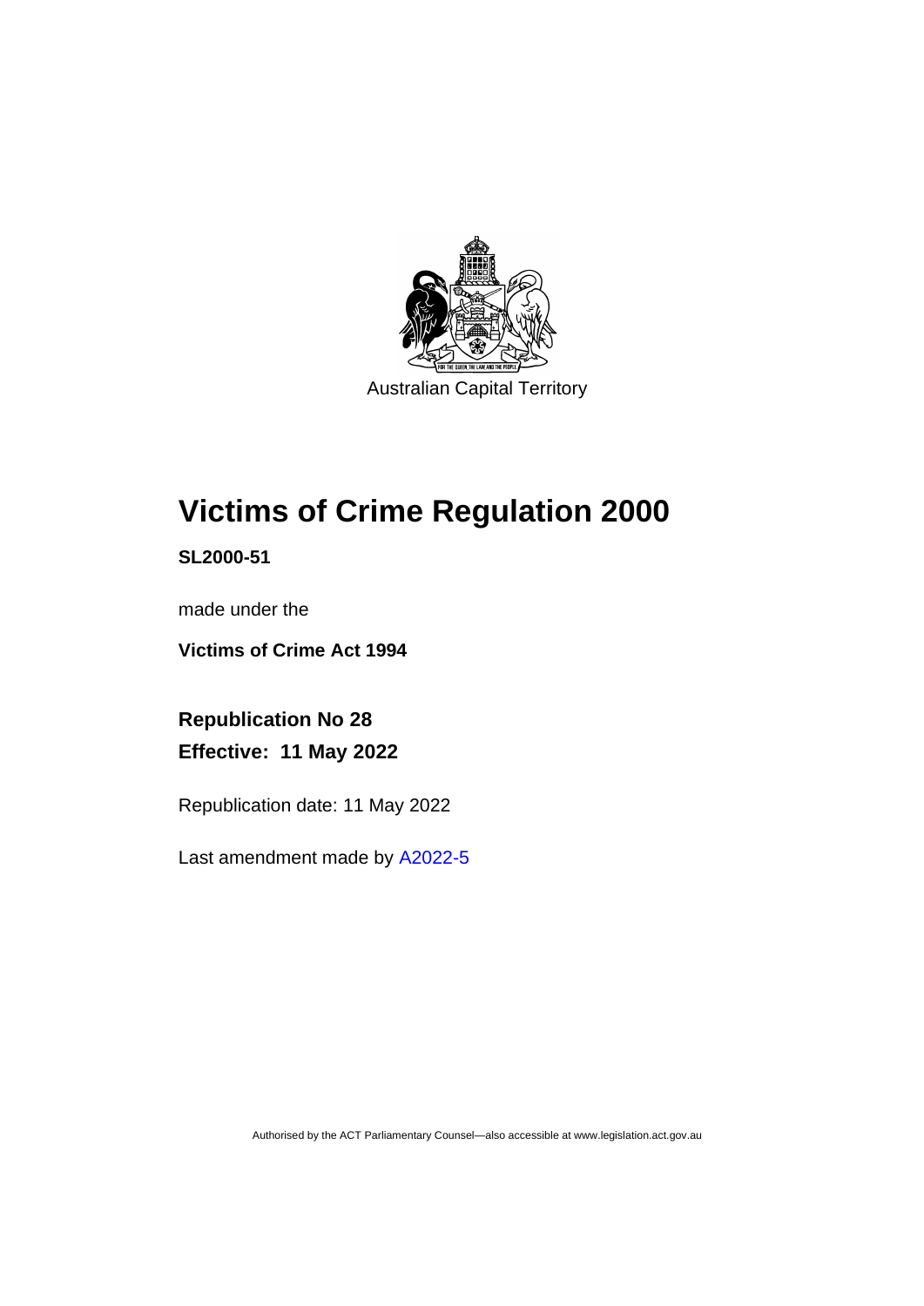Australian Capital Territory

# Victims of Crime Regulation 2000

**SL2000-51**

made under the

**Victims of Crime Act 1994**

**Republication No 28**

**Effective: 11 May 2022**

Republication date: 11 May 2022

Last amendment made by A2022-5

Authorised by the ACT Parliamentary Counsel—also accessible at www.legislation.act.gov.au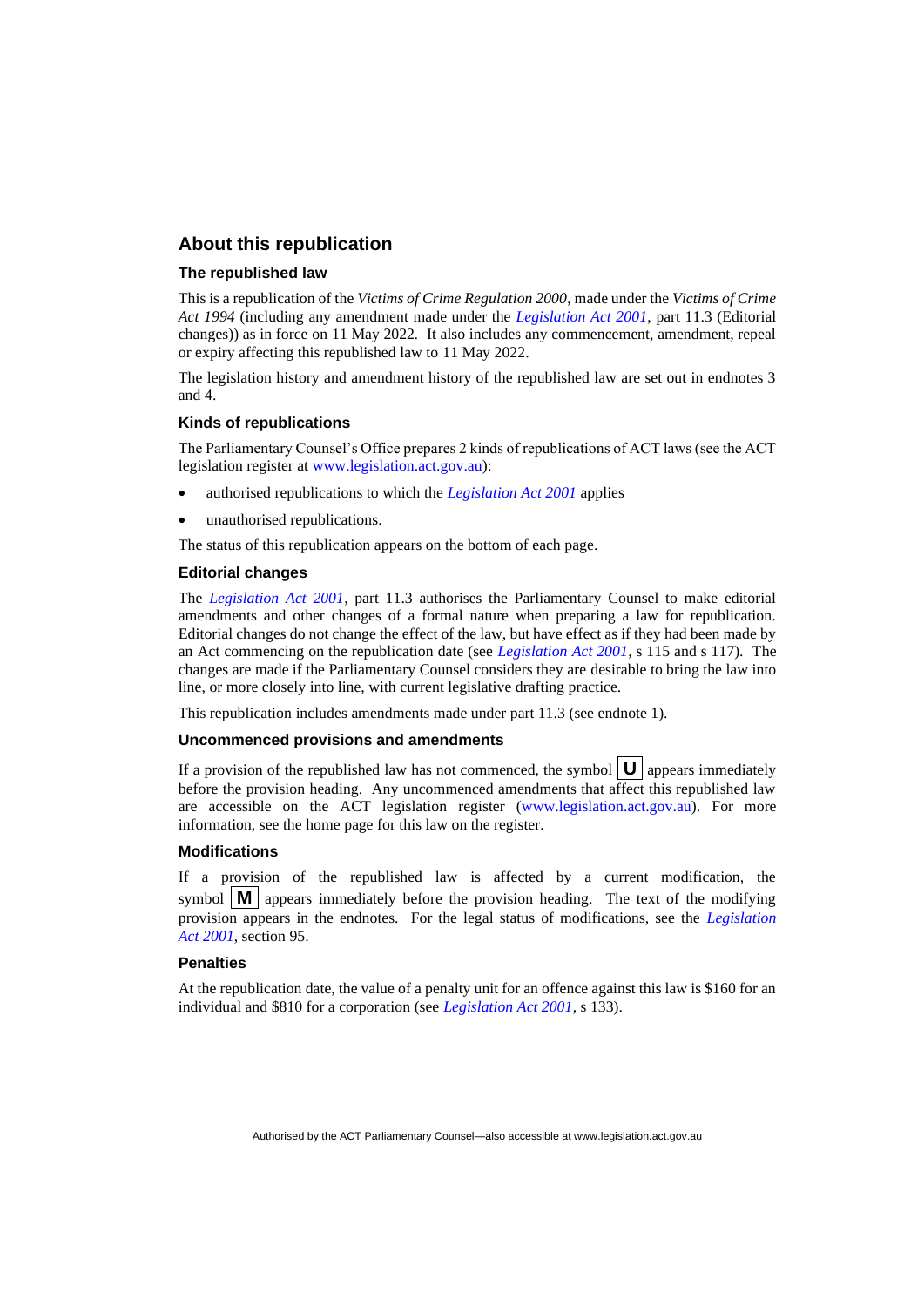## About this republication

### The republished law

This is a republication of the *Victims of Crime Regulation 2000*, made under the *Victims of Crime Act 1994* (including any amendment made under the *Legislation Act 2001*, part 11.3 (Editorial changes)) as in force on 11 May 2022. It also includes any commencement, amendment, repeal or expiry affecting this republished law to 11 May 2022.

The legislation history and amendment history of the republished law are set out in endnotes 3 and 4.

### Kinds of republications

The Parliamentary Counsel's Office prepares 2 kinds of republications of ACT laws (see the ACT legislation register at www.legislation.act.gov.au):

- authorised republications to which the *Legislation Act 2001* applies
- unauthorised republications.

The status of this republication appears on the bottom of each page.

### Editorial changes

The *Legislation Act 2001*, part 11.3 authorises the Parliamentary Counsel to make editorial amendments and other changes of a formal nature when preparing a law for republication. Editorial changes do not change the effect of the law, but have effect as if they had been made by an Act commencing on the republication date (see *Legislation Act 2001*, s 115 and s 117). The changes are made if the Parliamentary Counsel considers they are desirable to bring the law into line, or more closely into line, with current legislative drafting practice.

This republication includes amendments made under part 11.3 (see endnote 1).

### Uncommenced provisions and amendments

If a provision of the republished law has not commenced, the symbol **U** appears immediately before the provision heading. Any uncommenced amendments that affect this republished law are accessible on the ACT legislation register (www.legislation.act.gov.au). For more information, see the home page for this law on the register.

### Modifications

If a provision of the republished law is affected by a current modification, the symbol **M** appears immediately before the provision heading. The text of the modifying provision appears in the endnotes. For the legal status of modifications, see the *Legislation Act 2001*, section 95.

### Penalties

At the republication date, the value of a penalty unit for an offence against this law is $160 for an individual and $810 for a corporation (see *Legislation Act 2001*, s 133).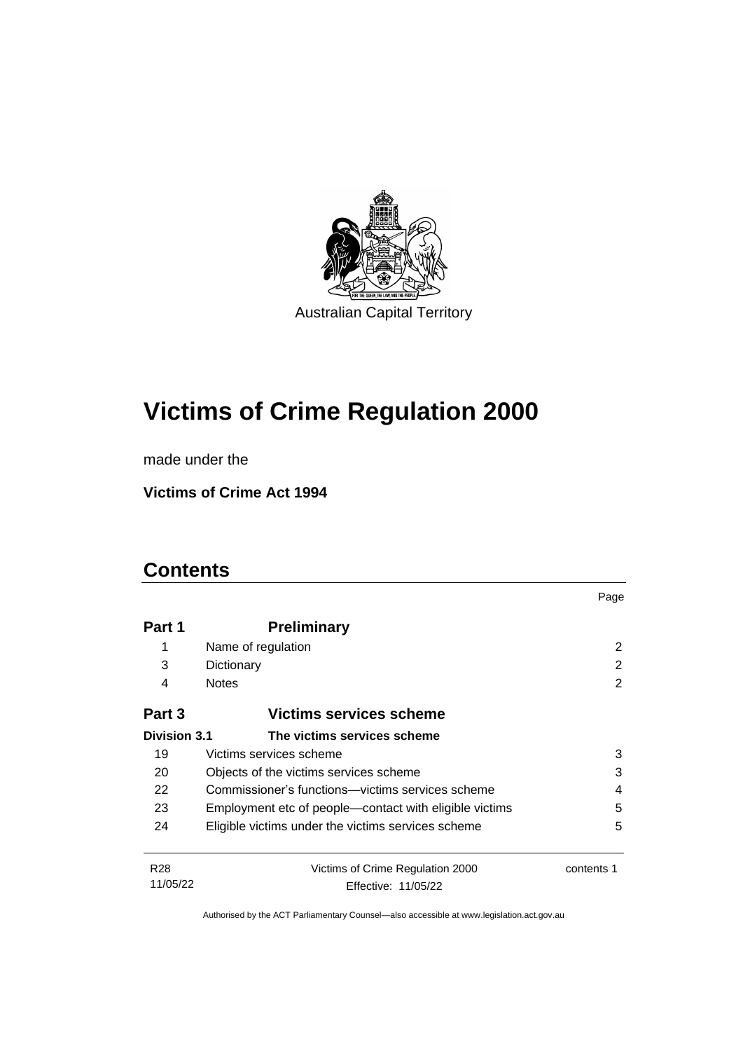Australian Capital Territory

# Victims of Crime Regulation 2000

made under the

**Victims of Crime Act 1994**

## Contents

| | | Page |
|---|---|---|
| **Part 1** | **Preliminary** | |
| 1 | Name of regulation | 2 |
| 3 | Dictionary | 2 |
| 4 | Notes | 2 |
| **Part 3** | **Victims services scheme** | |
| **Division 3.1** | **The victims services scheme** | |
| 19 | Victims services scheme | 3 |
| 20 | Objects of the victims services scheme | 3 |
| 22 | Commissioner's functions—victims services scheme | 4 |
| 23 | Employment etc of people—contact with eligible victims | 5 |
| 24 | Eligible victims under the victims services scheme | 5 |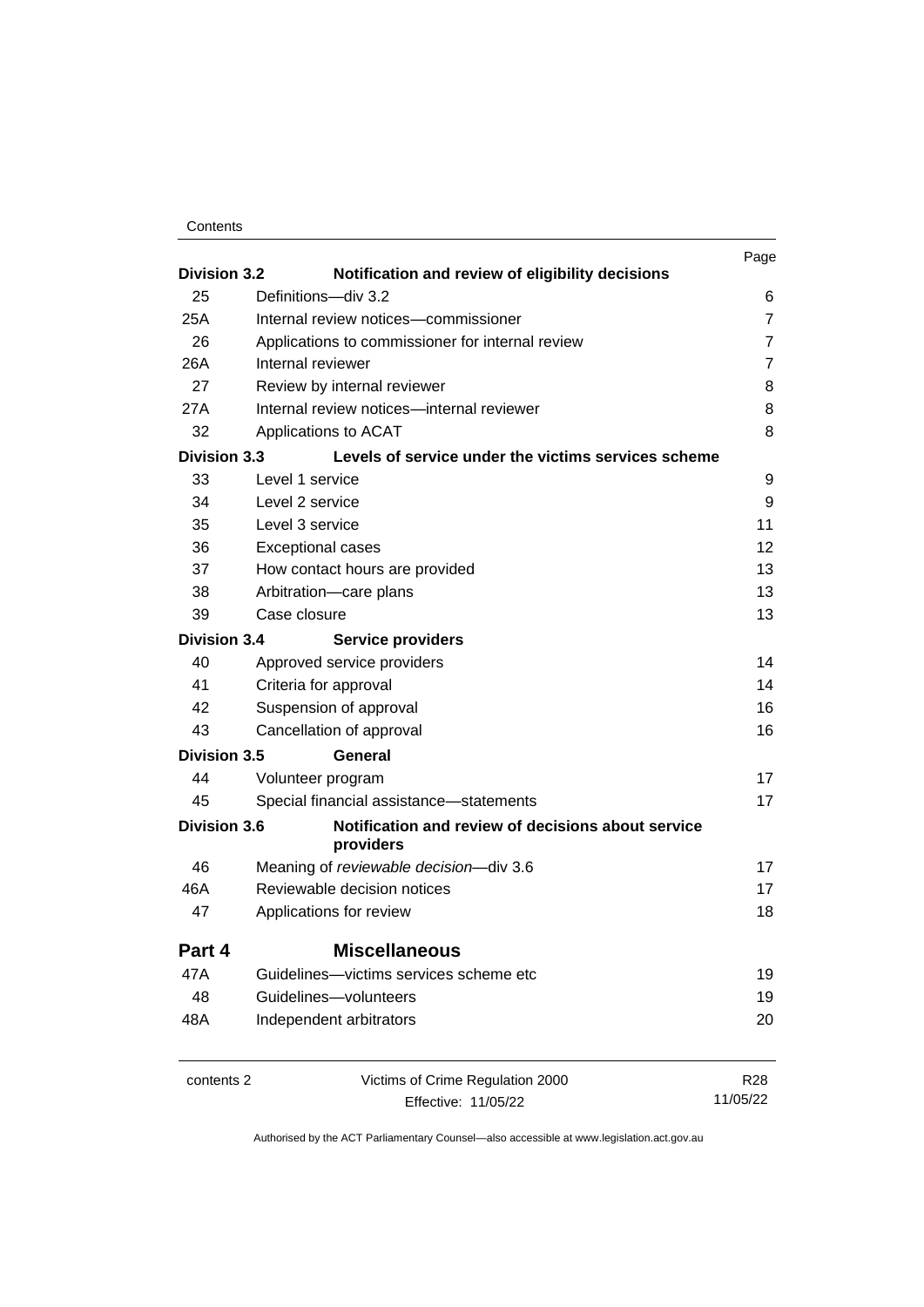| | | Page |
|---|---|---|
| **Division 3.2** | **Notification and review of eligibility decisions** | |
| 25 | Definitions—div 3.2 | 6 |
| 25A | Internal review notices—commissioner | 7 |
| 26 | Applications to commissioner for internal review | 7 |
| 26A | Internal reviewer | 7 |
| 27 | Review by internal reviewer | 8 |
| 27A | Internal review notices—internal reviewer | 8 |
| 32 | Applications to ACAT | 8 |
| **Division 3.3** | **Levels of service under the victims services scheme** | |
| 33 | Level 1 service | 9 |
| 34 | Level 2 service | 9 |
| 35 | Level 3 service | 11 |
| 36 | Exceptional cases | 12 |
| 37 | How contact hours are provided | 13 |
| 38 | Arbitration—care plans | 13 |
| 39 | Case closure | 13 |
| **Division 3.4** | **Service providers** | |
| 40 | Approved service providers | 14 |
| 41 | Criteria for approval | 14 |
| 42 | Suspension of approval | 16 |
| 43 | Cancellation of approval | 16 |
| **Division 3.5** | **General** | |
| 44 | Volunteer program | 17 |
| 45 | Special financial assistance—statements | 17 |
| **Division 3.6** | **Notification and review of decisions about service providers** | |
| 46 | Meaning of *reviewable decision*—div 3.6 | 17 |
| 46A | Reviewable decision notices | 17 |
| 47 | Applications for review | 18 |
| **Part 4** | **Miscellaneous** | |
| 47A | Guidelines—victims services scheme etc | 19 |
| 48 | Guidelines—volunteers | 19 |
| 48A | Independent arbitrators | 20 |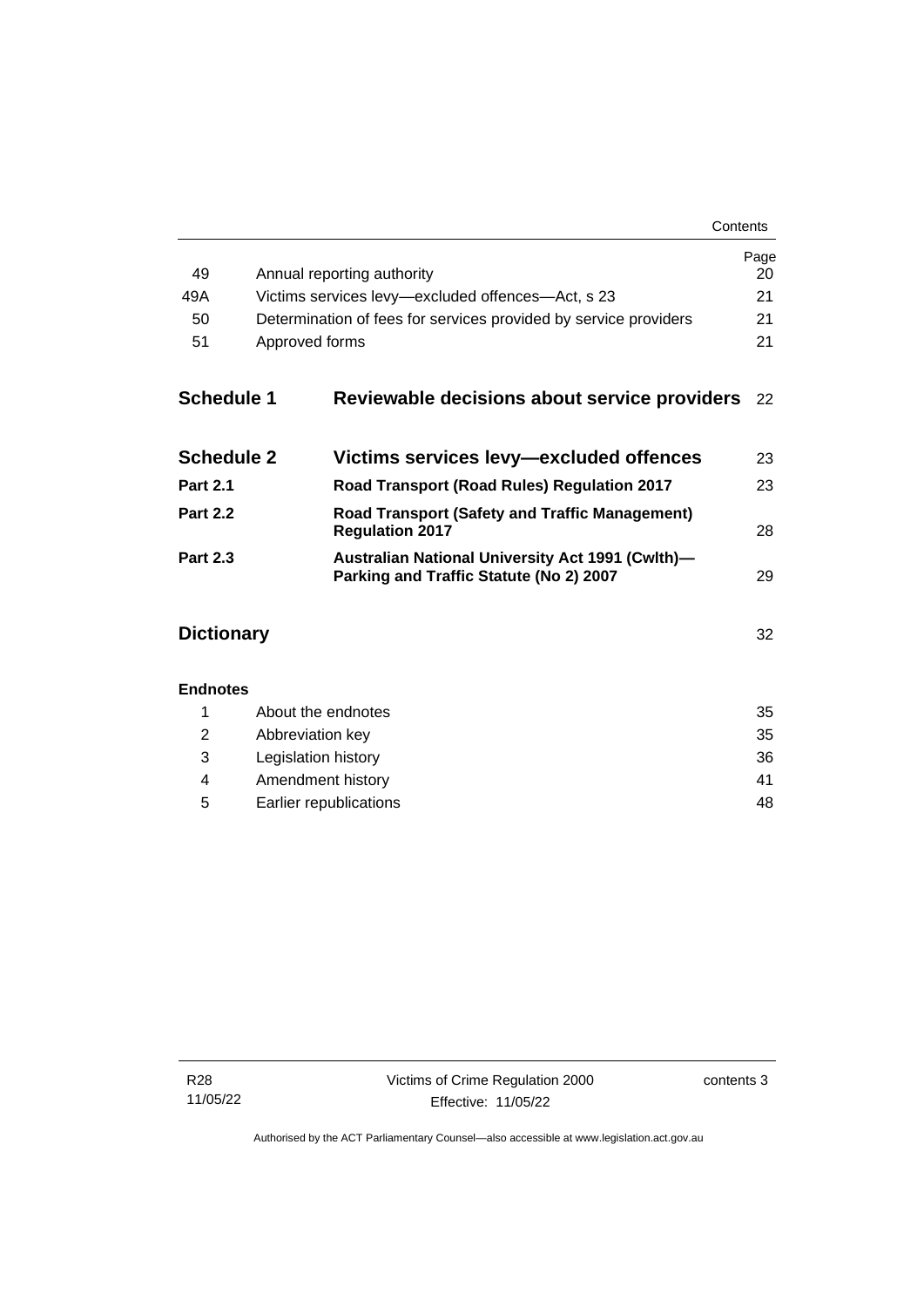| | | Page |
|---|---|---|
| 49 | Annual reporting authority | 20 |
| 49A | Victims services levy—excluded offences—Act, s 23 | 21 |
| 50 | Determination of fees for services provided by service providers | 21 |
| 51 | Approved forms | 21 |

| | | |
|---|---|---|
| **Schedule 1** | **Reviewable decisions about service providers** | 22 |
| **Schedule 2** | **Victims services levy—excluded offences** | 23 |
| **Part 2.1** | **Road Transport (Road Rules) Regulation 2017** | 23 |
| **Part 2.2** | **Road Transport (Safety and Traffic Management) Regulation 2017** | 28 |
| **Part 2.3** | **Australian National University Act 1991 (Cwlth)—Parking and Traffic Statute (No 2) 2007** | 29 |

| | |
|---|---|
| **Dictionary** | 32 |

**Endnotes**

| | | |
|---|---|---|
| 1 | About the endnotes | 35 |
| 2 | Abbreviation key | 35 |
| 3 | Legislation history | 36 |
| 4 | Amendment history | 41 |
| 5 | Earlier republications | 48 |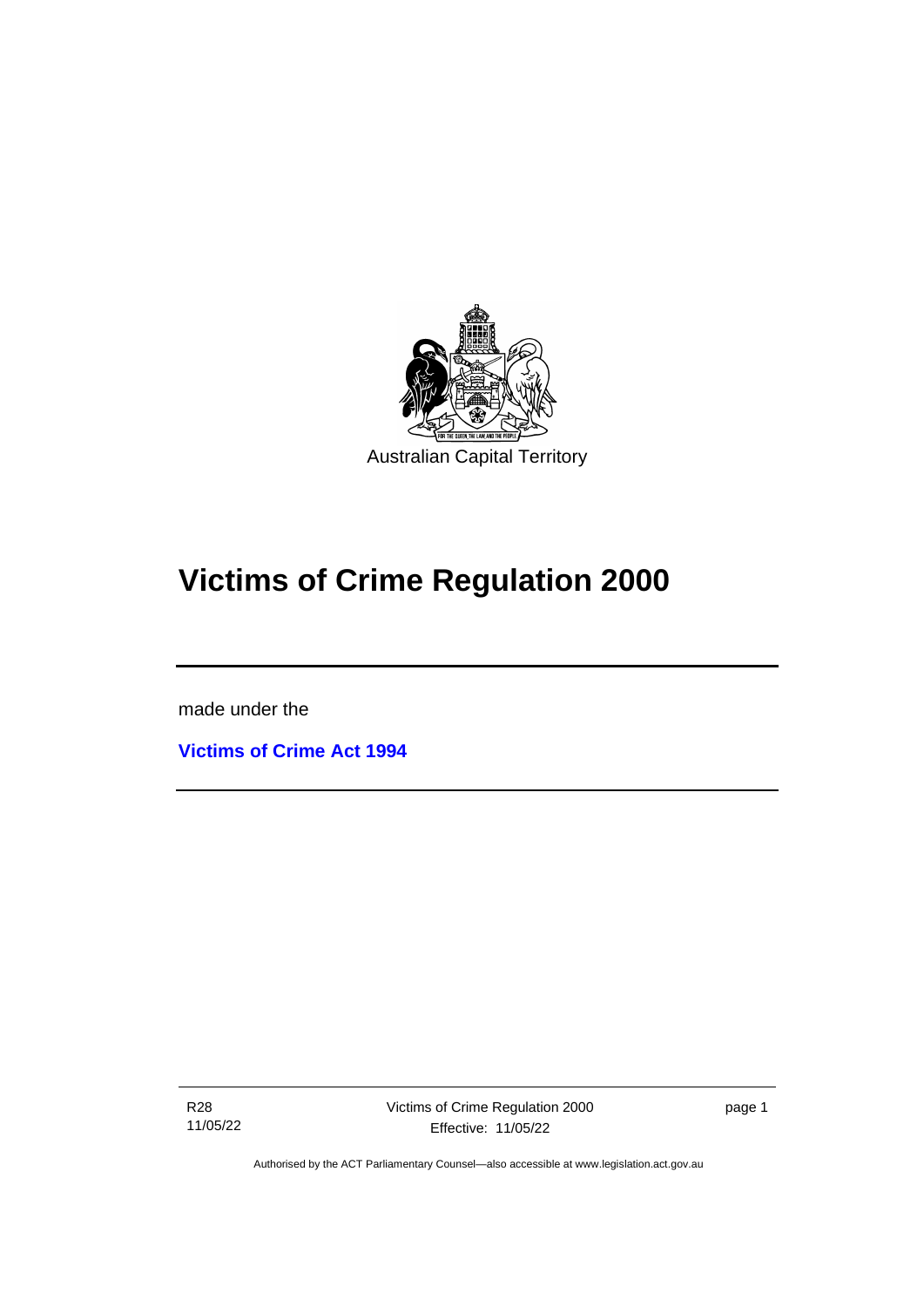Australian Capital Territory

# Victims of Crime Regulation 2000

made under the

**Victims of Crime Act 1994**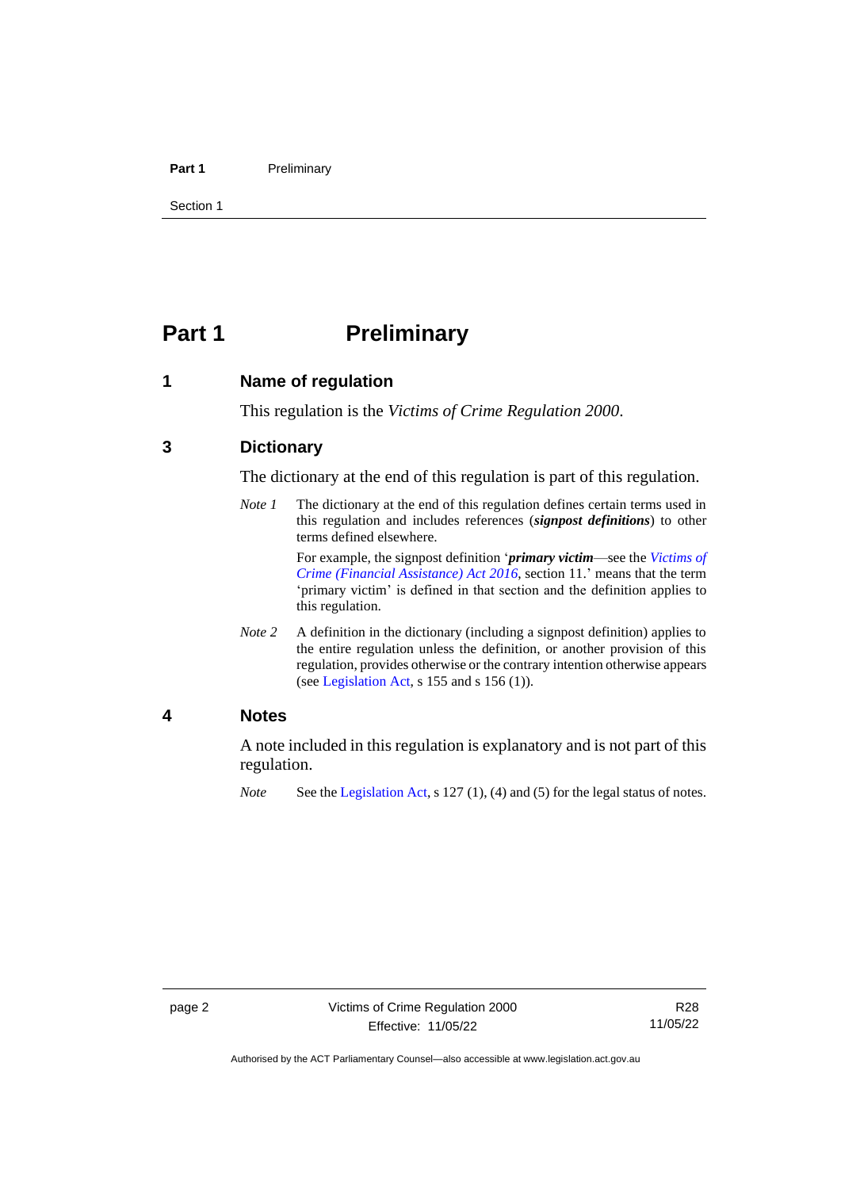# Part 1 Preliminary

## 1 Name of regulation

This regulation is the *Victims of Crime Regulation 2000*.

## 3 Dictionary

The dictionary at the end of this regulation is part of this regulation.

*Note 1* The dictionary at the end of this regulation defines certain terms used in this regulation and includes references (***signpost definitions***) to other terms defined elsewhere.

For example, the signpost definition '***primary victim***—see the *Victims of Crime (Financial Assistance) Act 2016*, section 11.' means that the term 'primary victim' is defined in that section and the definition applies to this regulation.

*Note 2* A definition in the dictionary (including a signpost definition) applies to the entire regulation unless the definition, or another provision of this regulation, provides otherwise or the contrary intention otherwise appears (see Legislation Act, s 155 and s 156 (1)).

## 4 Notes

A note included in this regulation is explanatory and is not part of this regulation.

*Note* See the Legislation Act, s 127 (1), (4) and (5) for the legal status of notes.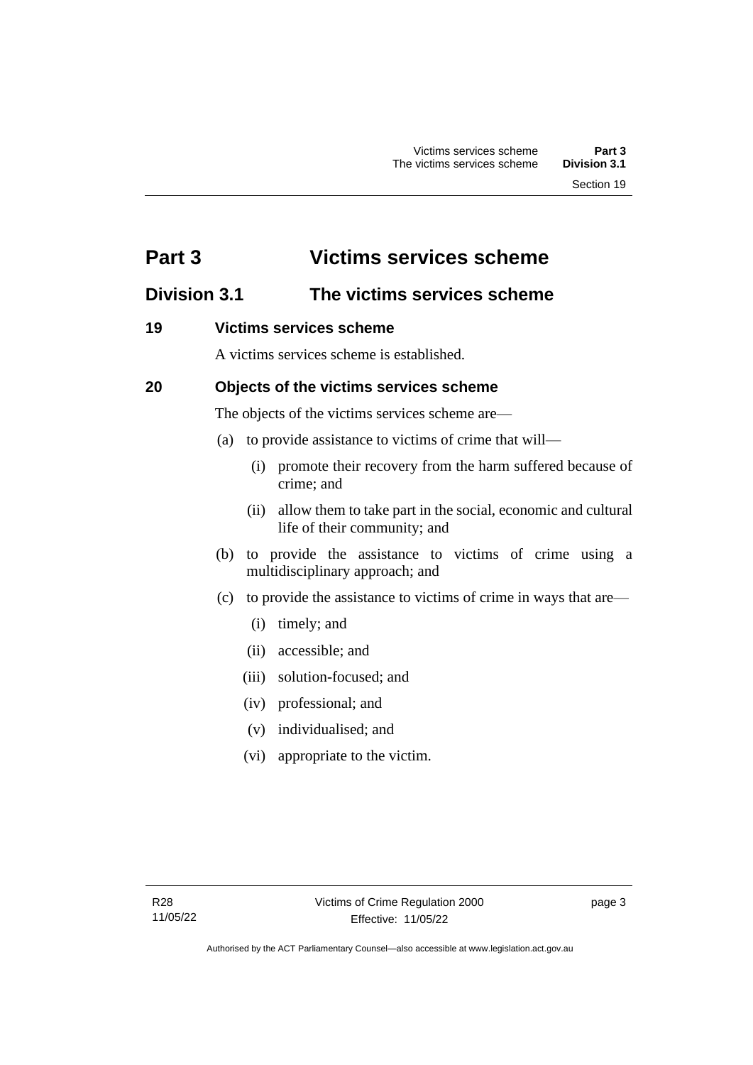# Part 3 Victims services scheme

## Division 3.1 The victims services scheme

### 19 Victims services scheme

A victims services scheme is established.

### 20 Objects of the victims services scheme

The objects of the victims services scheme are—

(a) to provide assistance to victims of crime that will—

  (i) promote their recovery from the harm suffered because of crime; and

  (ii) allow them to take part in the social, economic and cultural life of their community; and

(b) to provide the assistance to victims of crime using a multidisciplinary approach; and

(c) to provide the assistance to victims of crime in ways that are—

  (i) timely; and

  (ii) accessible; and

  (iii) solution-focused; and

  (iv) professional; and

  (v) individualised; and

  (vi) appropriate to the victim.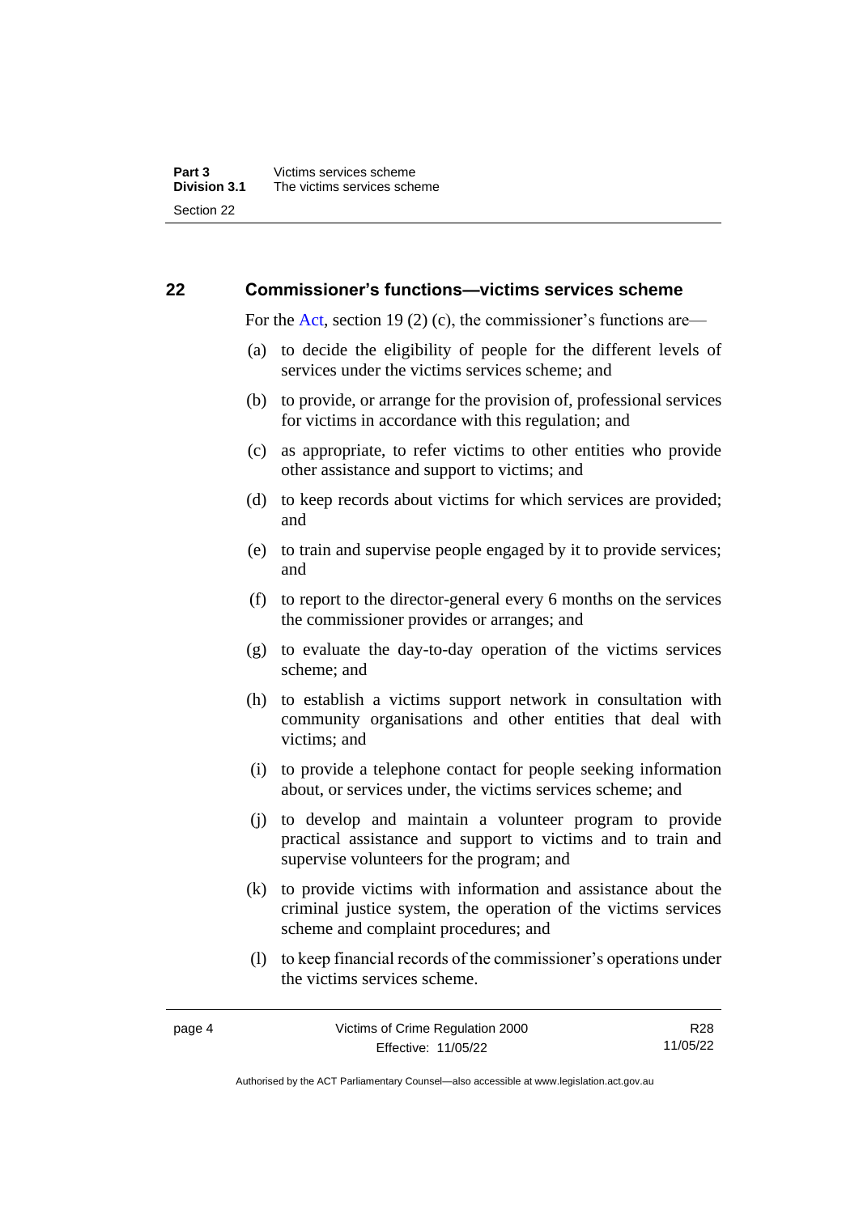## 22 Commissioner's functions—victims services scheme

For the Act, section 19 (2) (c), the commissioner's functions are—

(a) to decide the eligibility of people for the different levels of services under the victims services scheme; and

(b) to provide, or arrange for the provision of, professional services for victims in accordance with this regulation; and

(c) as appropriate, to refer victims to other entities who provide other assistance and support to victims; and

(d) to keep records about victims for which services are provided; and

(e) to train and supervise people engaged by it to provide services; and

(f) to report to the director-general every 6 months on the services the commissioner provides or arranges; and

(g) to evaluate the day-to-day operation of the victims services scheme; and

(h) to establish a victims support network in consultation with community organisations and other entities that deal with victims; and

(i) to provide a telephone contact for people seeking information about, or services under, the victims services scheme; and

(j) to develop and maintain a volunteer program to provide practical assistance and support to victims and to train and supervise volunteers for the program; and

(k) to provide victims with information and assistance about the criminal justice system, the operation of the victims services scheme and complaint procedures; and

(l) to keep financial records of the commissioner's operations under the victims services scheme.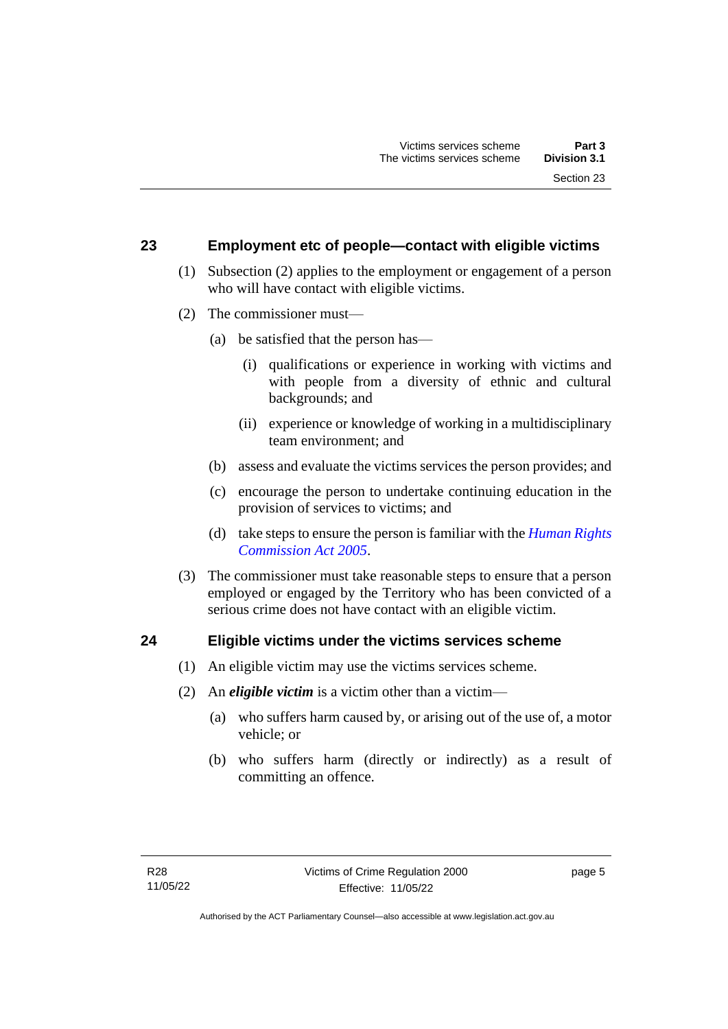## 23 Employment etc of people—contact with eligible victims

(1) Subsection (2) applies to the employment or engagement of a person who will have contact with eligible victims.

(2) The commissioner must—

(a) be satisfied that the person has—

(i) qualifications or experience in working with victims and with people from a diversity of ethnic and cultural backgrounds; and

(ii) experience or knowledge of working in a multidisciplinary team environment; and

(b) assess and evaluate the victims services the person provides; and

(c) encourage the person to undertake continuing education in the provision of services to victims; and

(d) take steps to ensure the person is familiar with the *Human Rights Commission Act 2005*.

(3) The commissioner must take reasonable steps to ensure that a person employed or engaged by the Territory who has been convicted of a serious crime does not have contact with an eligible victim.

## 24 Eligible victims under the victims services scheme

(1) An eligible victim may use the victims services scheme.

(2) An ***eligible victim*** is a victim other than a victim—

(a) who suffers harm caused by, or arising out of the use of, a motor vehicle; or

(b) who suffers harm (directly or indirectly) as a result of committing an offence.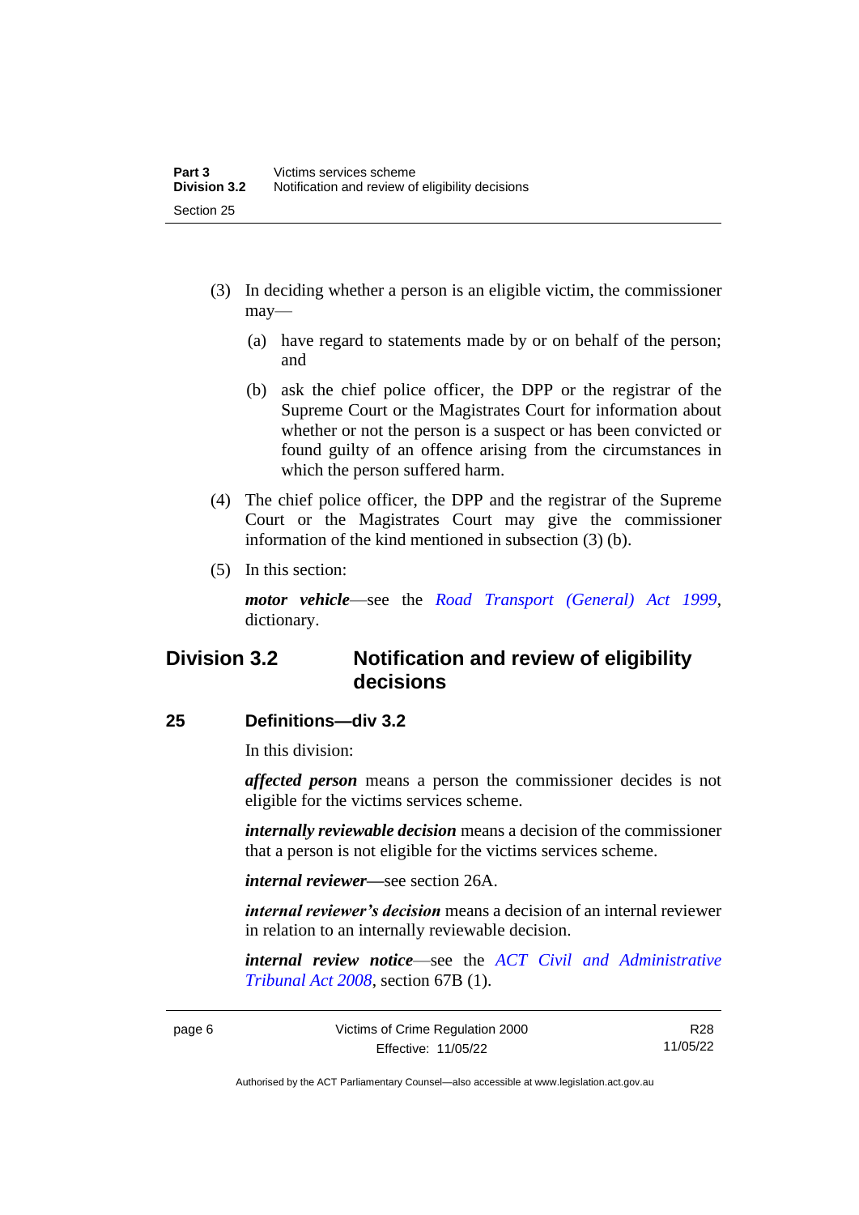(3) In deciding whether a person is an eligible victim, the commissioner may—

(a) have regard to statements made by or on behalf of the person; and

(b) ask the chief police officer, the DPP or the registrar of the Supreme Court or the Magistrates Court for information about whether or not the person is a suspect or has been convicted or found guilty of an offence arising from the circumstances in which the person suffered harm.

(4) The chief police officer, the DPP and the registrar of the Supreme Court or the Magistrates Court may give the commissioner information of the kind mentioned in subsection (3) (b).

(5) In this section:

***motor vehicle***—see the *Road Transport (General) Act 1999*, dictionary.

## Division 3.2 Notification and review of eligibility decisions

### 25 Definitions—div 3.2

In this division:

***affected person*** means a person the commissioner decides is not eligible for the victims services scheme.

***internally reviewable decision*** means a decision of the commissioner that a person is not eligible for the victims services scheme.

***internal reviewer***—see section 26A.

***internal reviewer's decision*** means a decision of an internal reviewer in relation to an internally reviewable decision.

***internal review notice***—see the *ACT Civil and Administrative Tribunal Act 2008*, section 67B (1).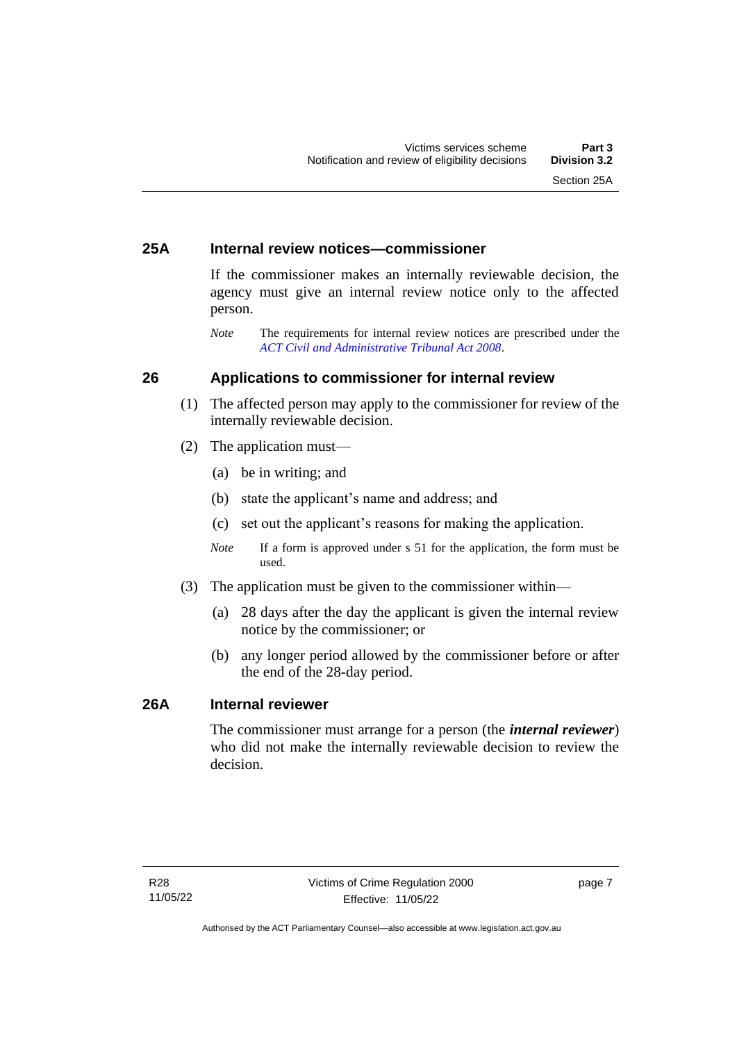## 25A Internal review notices—commissioner

If the commissioner makes an internally reviewable decision, the agency must give an internal review notice only to the affected person.

*Note* The requirements for internal review notices are prescribed under the *ACT Civil and Administrative Tribunal Act 2008*.

## 26 Applications to commissioner for internal review

(1) The affected person may apply to the commissioner for review of the internally reviewable decision.

(2) The application must—

(a) be in writing; and

(b) state the applicant's name and address; and

(c) set out the applicant's reasons for making the application.

*Note* If a form is approved under s 51 for the application, the form must be used.

(3) The application must be given to the commissioner within—

(a) 28 days after the day the applicant is given the internal review notice by the commissioner; or

(b) any longer period allowed by the commissioner before or after the end of the 28-day period.

## 26A Internal reviewer

The commissioner must arrange for a person (the ***internal reviewer***) who did not make the internally reviewable decision to review the decision.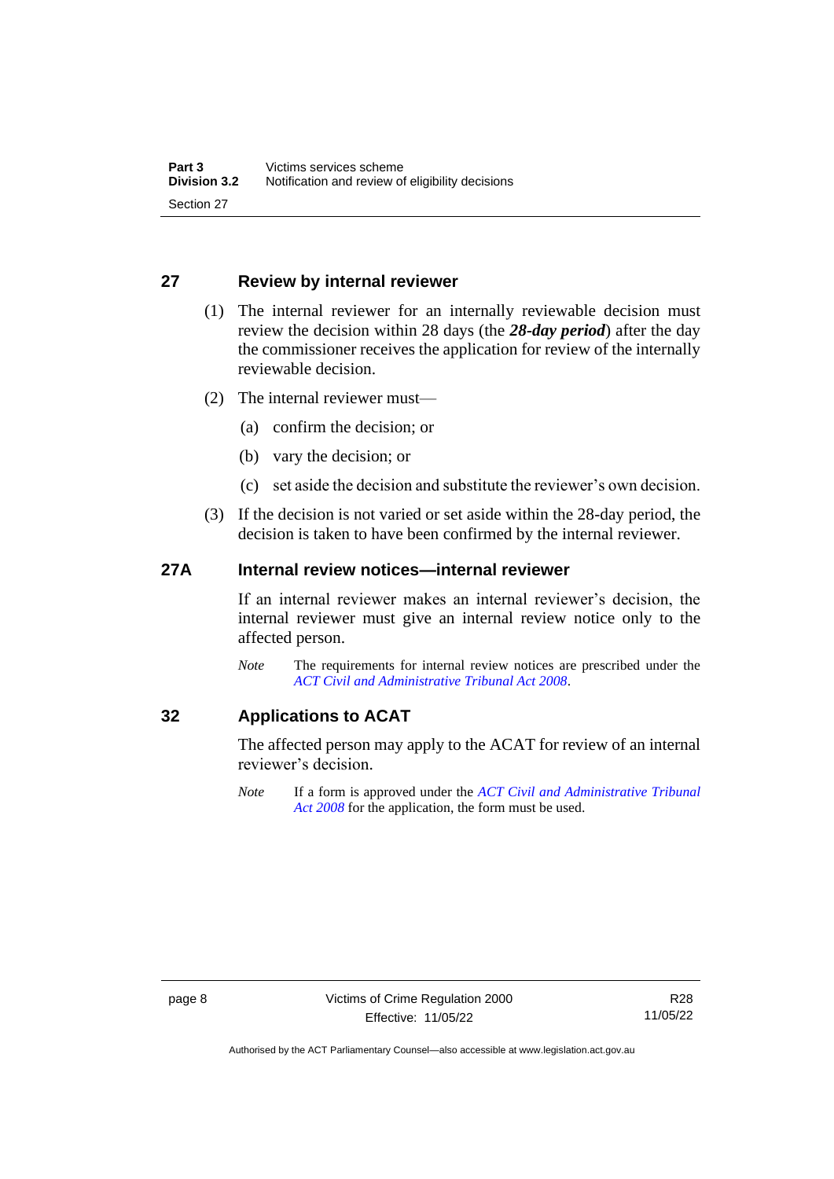## 27 Review by internal reviewer

(1) The internal reviewer for an internally reviewable decision must review the decision within 28 days (the ***28-day period***) after the day the commissioner receives the application for review of the internally reviewable decision.

(2) The internal reviewer must—

(a) confirm the decision; or

(b) vary the decision; or

(c) set aside the decision and substitute the reviewer's own decision.

(3) If the decision is not varied or set aside within the 28-day period, the decision is taken to have been confirmed by the internal reviewer.

## 27A Internal review notices—internal reviewer

If an internal reviewer makes an internal reviewer's decision, the internal reviewer must give an internal review notice only to the affected person.

*Note* The requirements for internal review notices are prescribed under the *ACT Civil and Administrative Tribunal Act 2008*.

## 32 Applications to ACAT

The affected person may apply to the ACAT for review of an internal reviewer's decision.

*Note* If a form is approved under the *ACT Civil and Administrative Tribunal Act 2008* for the application, the form must be used.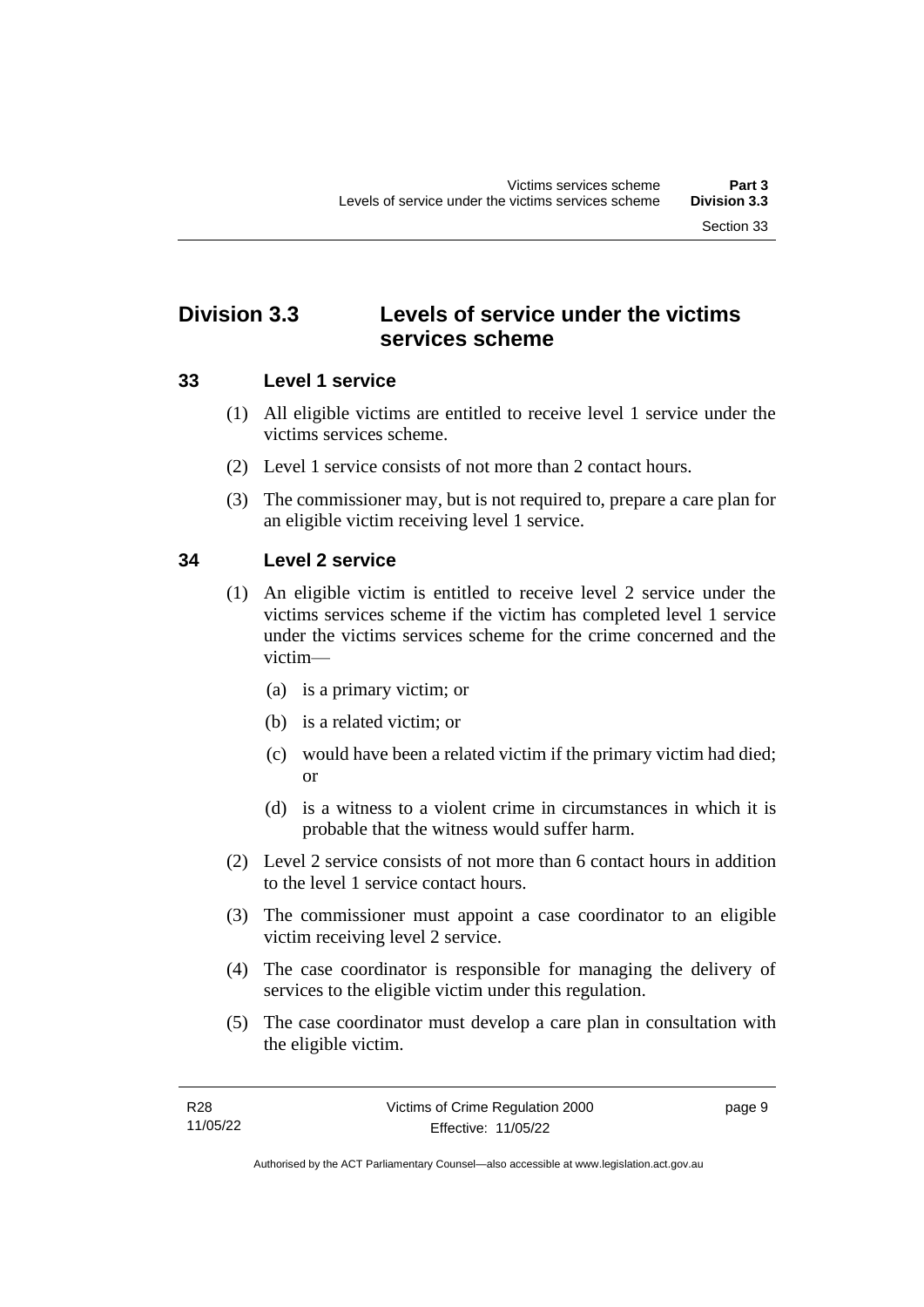## Division 3.3 Levels of service under the victims services scheme

### 33 Level 1 service

(1) All eligible victims are entitled to receive level 1 service under the victims services scheme.

(2) Level 1 service consists of not more than 2 contact hours.

(3) The commissioner may, but is not required to, prepare a care plan for an eligible victim receiving level 1 service.

### 34 Level 2 service

(1) An eligible victim is entitled to receive level 2 service under the victims services scheme if the victim has completed level 1 service under the victims services scheme for the crime concerned and the victim—

- (a) is a primary victim; or
- (b) is a related victim; or
- (c) would have been a related victim if the primary victim had died; or
- (d) is a witness to a violent crime in circumstances in which it is probable that the witness would suffer harm.

(2) Level 2 service consists of not more than 6 contact hours in addition to the level 1 service contact hours.

(3) The commissioner must appoint a case coordinator to an eligible victim receiving level 2 service.

(4) The case coordinator is responsible for managing the delivery of services to the eligible victim under this regulation.

(5) The case coordinator must develop a care plan in consultation with the eligible victim.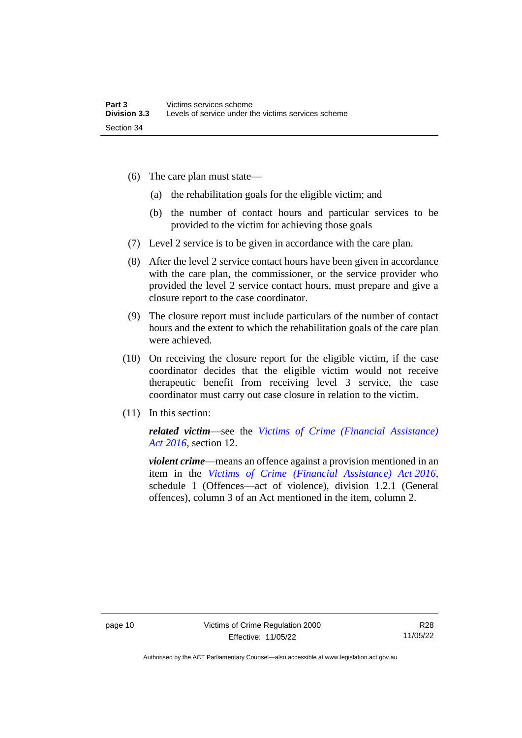(6) The care plan must state—

(a) the rehabilitation goals for the eligible victim; and

(b) the number of contact hours and particular services to be provided to the victim for achieving those goals

(7) Level 2 service is to be given in accordance with the care plan.

(8) After the level 2 service contact hours have been given in accordance with the care plan, the commissioner, or the service provider who provided the level 2 service contact hours, must prepare and give a closure report to the case coordinator.

(9) The closure report must include particulars of the number of contact hours and the extent to which the rehabilitation goals of the care plan were achieved.

(10) On receiving the closure report for the eligible victim, if the case coordinator decides that the eligible victim would not receive therapeutic benefit from receiving level 3 service, the case coordinator must carry out case closure in relation to the victim.

(11) In this section:

***related victim***—see the *Victims of Crime (Financial Assistance) Act 2016*, section 12.

***violent crime***—means an offence against a provision mentioned in an item in the *Victims of Crime (Financial Assistance) Act 2016*, schedule 1 (Offences—act of violence), division 1.2.1 (General offences), column 3 of an Act mentioned in the item, column 2.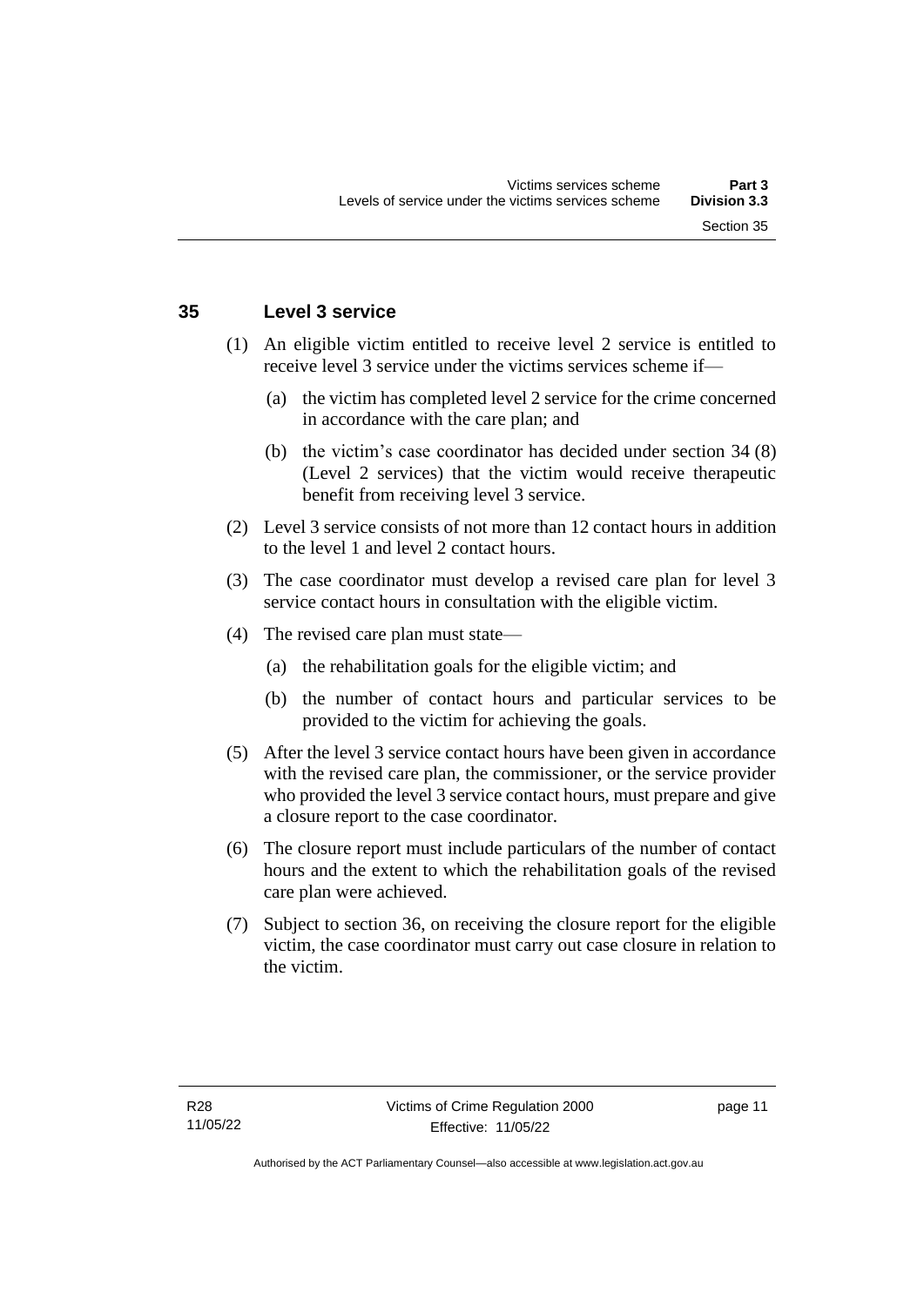## 35 Level 3 service

(1) An eligible victim entitled to receive level 2 service is entitled to receive level 3 service under the victims services scheme if—

(a) the victim has completed level 2 service for the crime concerned in accordance with the care plan; and

(b) the victim's case coordinator has decided under section 34 (8) (Level 2 services) that the victim would receive therapeutic benefit from receiving level 3 service.

(2) Level 3 service consists of not more than 12 contact hours in addition to the level 1 and level 2 contact hours.

(3) The case coordinator must develop a revised care plan for level 3 service contact hours in consultation with the eligible victim.

(4) The revised care plan must state—

(a) the rehabilitation goals for the eligible victim; and

(b) the number of contact hours and particular services to be provided to the victim for achieving the goals.

(5) After the level 3 service contact hours have been given in accordance with the revised care plan, the commissioner, or the service provider who provided the level 3 service contact hours, must prepare and give a closure report to the case coordinator.

(6) The closure report must include particulars of the number of contact hours and the extent to which the rehabilitation goals of the revised care plan were achieved.

(7) Subject to section 36, on receiving the closure report for the eligible victim, the case coordinator must carry out case closure in relation to the victim.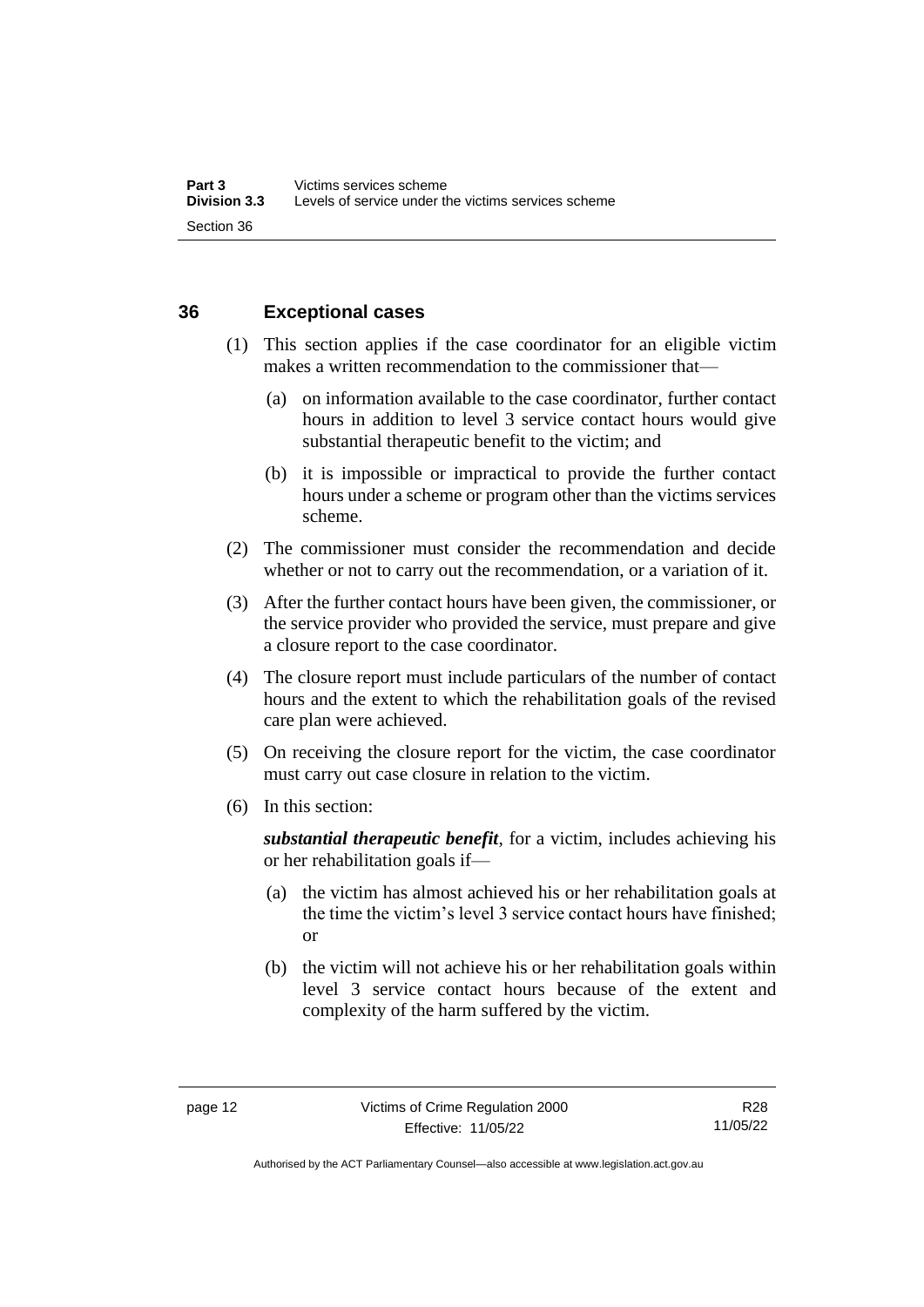### 36 Exceptional cases

(1) This section applies if the case coordinator for an eligible victim makes a written recommendation to the commissioner that—

(a) on information available to the case coordinator, further contact hours in addition to level 3 service contact hours would give substantial therapeutic benefit to the victim; and

(b) it is impossible or impractical to provide the further contact hours under a scheme or program other than the victims services scheme.

(2) The commissioner must consider the recommendation and decide whether or not to carry out the recommendation, or a variation of it.

(3) After the further contact hours have been given, the commissioner, or the service provider who provided the service, must prepare and give a closure report to the case coordinator.

(4) The closure report must include particulars of the number of contact hours and the extent to which the rehabilitation goals of the revised care plan were achieved.

(5) On receiving the closure report for the victim, the case coordinator must carry out case closure in relation to the victim.

(6) In this section:

***substantial therapeutic benefit***, for a victim, includes achieving his or her rehabilitation goals if—

(a) the victim has almost achieved his or her rehabilitation goals at the time the victim's level 3 service contact hours have finished; or

(b) the victim will not achieve his or her rehabilitation goals within level 3 service contact hours because of the extent and complexity of the harm suffered by the victim.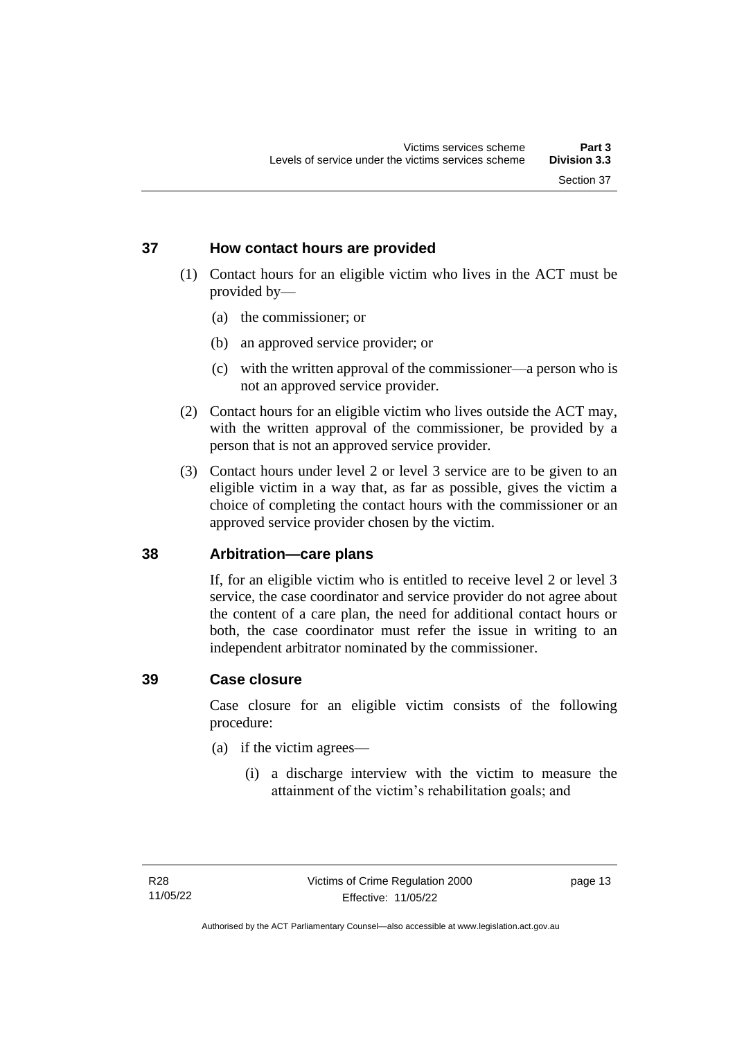## 37 How contact hours are provided

(1) Contact hours for an eligible victim who lives in the ACT must be provided by—

(a) the commissioner; or

(b) an approved service provider; or

(c) with the written approval of the commissioner—a person who is not an approved service provider.

(2) Contact hours for an eligible victim who lives outside the ACT may, with the written approval of the commissioner, be provided by a person that is not an approved service provider.

(3) Contact hours under level 2 or level 3 service are to be given to an eligible victim in a way that, as far as possible, gives the victim a choice of completing the contact hours with the commissioner or an approved service provider chosen by the victim.

## 38 Arbitration—care plans

If, for an eligible victim who is entitled to receive level 2 or level 3 service, the case coordinator and service provider do not agree about the content of a care plan, the need for additional contact hours or both, the case coordinator must refer the issue in writing to an independent arbitrator nominated by the commissioner.

## 39 Case closure

Case closure for an eligible victim consists of the following procedure:

(a) if the victim agrees—

(i) a discharge interview with the victim to measure the attainment of the victim's rehabilitation goals; and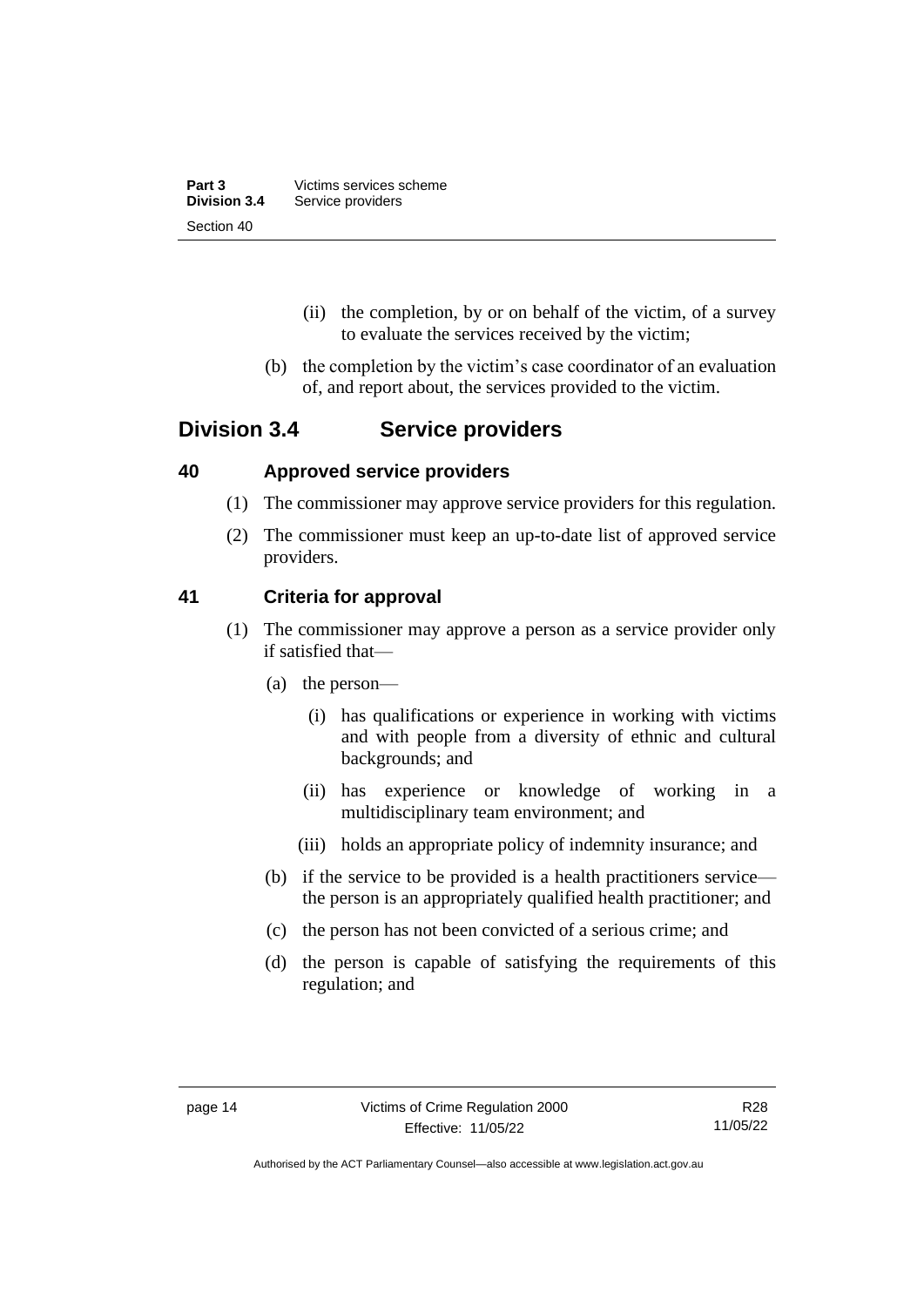(ii) the completion, by or on behalf of the victim, of a survey to evaluate the services received by the victim;

(b) the completion by the victim's case coordinator of an evaluation of, and report about, the services provided to the victim.

## Division 3.4 Service providers

### 40 Approved service providers

(1) The commissioner may approve service providers for this regulation.

(2) The commissioner must keep an up-to-date list of approved service providers.

### 41 Criteria for approval

(1) The commissioner may approve a person as a service provider only if satisfied that—

(a) the person—

(i) has qualifications or experience in working with victims and with people from a diversity of ethnic and cultural backgrounds; and

(ii) has experience or knowledge of working in a multidisciplinary team environment; and

(iii) holds an appropriate policy of indemnity insurance; and

(b) if the service to be provided is a health practitioners service—the person is an appropriately qualified health practitioner; and

(c) the person has not been convicted of a serious crime; and

(d) the person is capable of satisfying the requirements of this regulation; and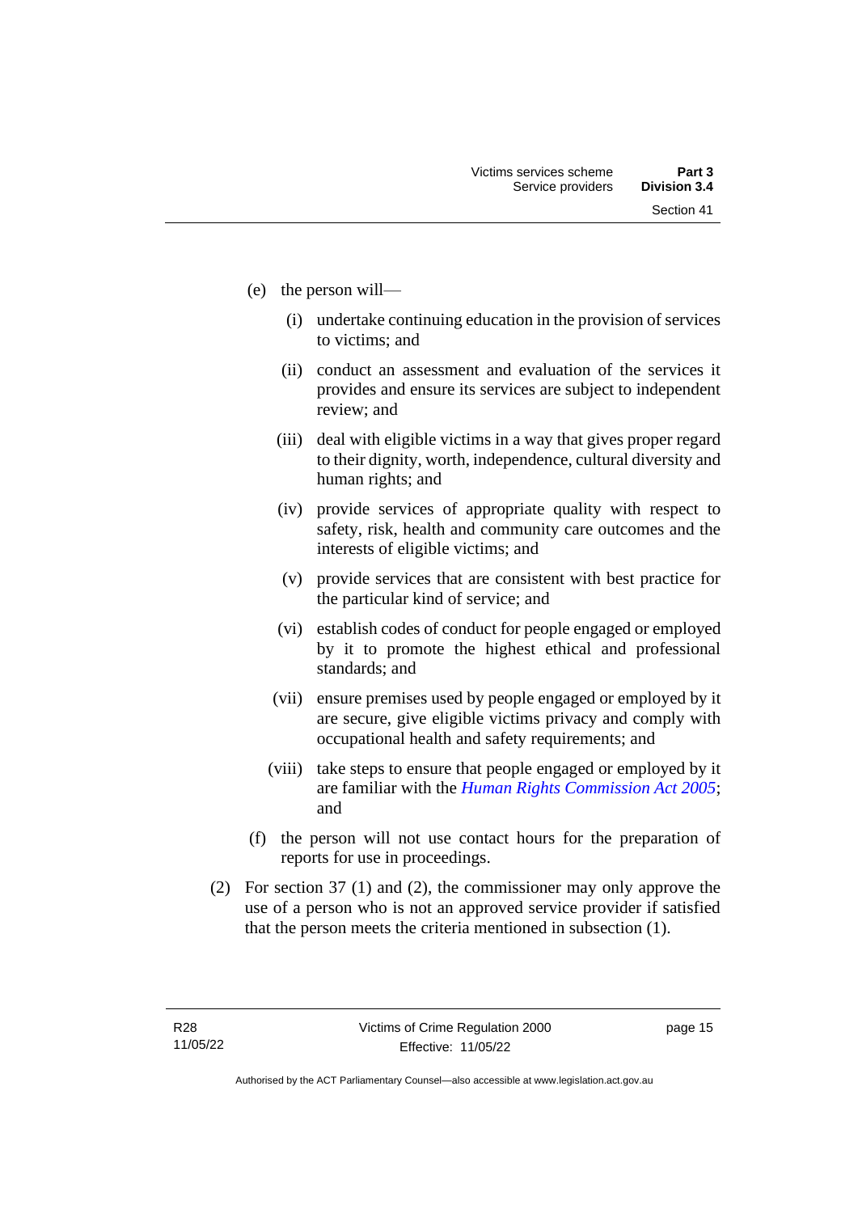(e) the person will—

(i) undertake continuing education in the provision of services to victims; and

(ii) conduct an assessment and evaluation of the services it provides and ensure its services are subject to independent review; and

(iii) deal with eligible victims in a way that gives proper regard to their dignity, worth, independence, cultural diversity and human rights; and

(iv) provide services of appropriate quality with respect to safety, risk, health and community care outcomes and the interests of eligible victims; and

(v) provide services that are consistent with best practice for the particular kind of service; and

(vi) establish codes of conduct for people engaged or employed by it to promote the highest ethical and professional standards; and

(vii) ensure premises used by people engaged or employed by it are secure, give eligible victims privacy and comply with occupational health and safety requirements; and

(viii) take steps to ensure that people engaged or employed by it are familiar with the *Human Rights Commission Act 2005*; and

(f) the person will not use contact hours for the preparation of reports for use in proceedings.

(2) For section 37 (1) and (2), the commissioner may only approve the use of a person who is not an approved service provider if satisfied that the person meets the criteria mentioned in subsection (1).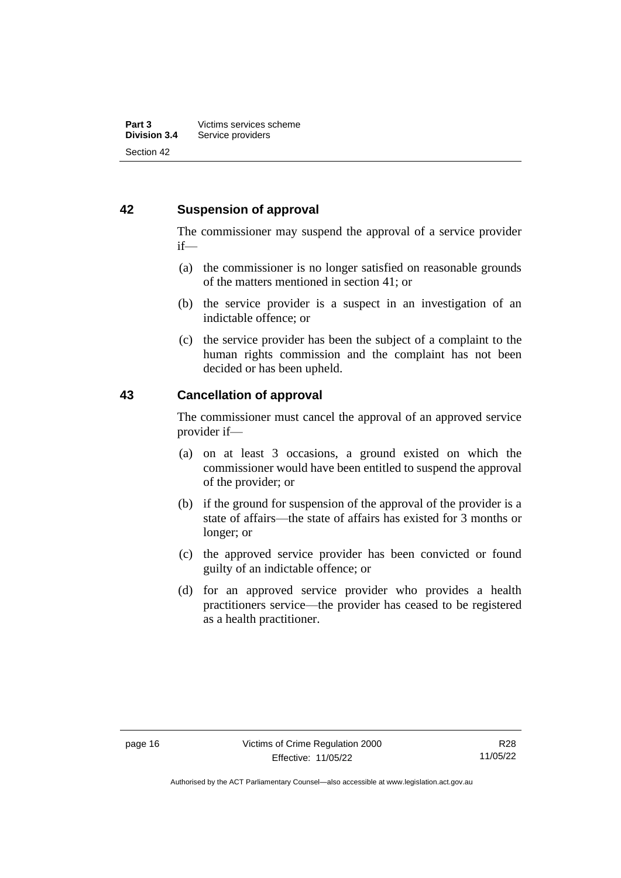## 42 Suspension of approval

The commissioner may suspend the approval of a service provider if—

(a) the commissioner is no longer satisfied on reasonable grounds of the matters mentioned in section 41; or

(b) the service provider is a suspect in an investigation of an indictable offence; or

(c) the service provider has been the subject of a complaint to the human rights commission and the complaint has not been decided or has been upheld.

## 43 Cancellation of approval

The commissioner must cancel the approval of an approved service provider if—

(a) on at least 3 occasions, a ground existed on which the commissioner would have been entitled to suspend the approval of the provider; or

(b) if the ground for suspension of the approval of the provider is a state of affairs—the state of affairs has existed for 3 months or longer; or

(c) the approved service provider has been convicted or found guilty of an indictable offence; or

(d) for an approved service provider who provides a health practitioners service—the provider has ceased to be registered as a health practitioner.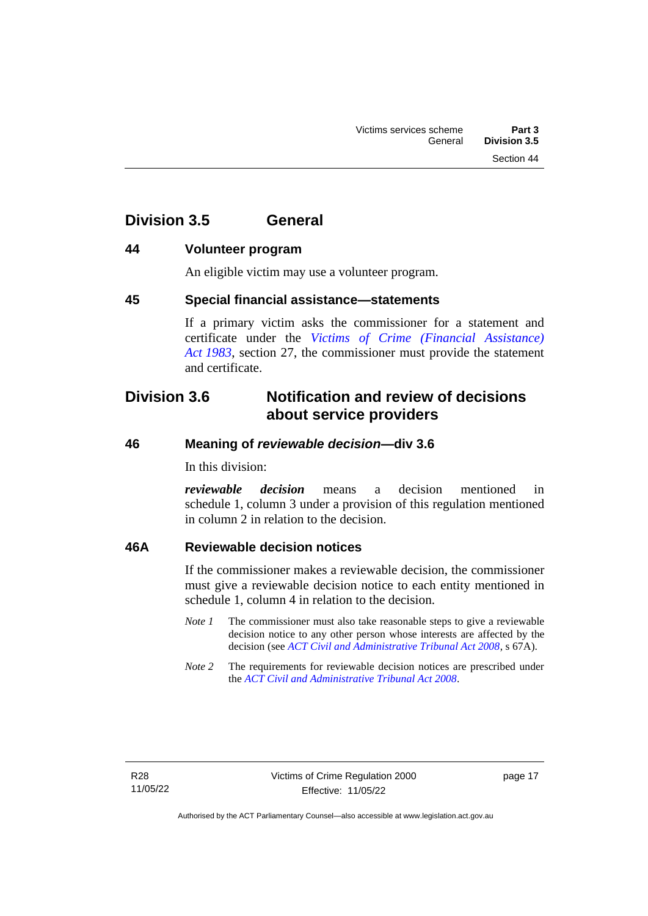## Division 3.5 General

### 44 Volunteer program

An eligible victim may use a volunteer program.

### 45 Special financial assistance—statements

If a primary victim asks the commissioner for a statement and certificate under the *Victims of Crime (Financial Assistance) Act 1983*, section 27, the commissioner must provide the statement and certificate.

## Division 3.6 Notification and review of decisions about service providers

### 46 Meaning of *reviewable decision*—div 3.6

In this division:

***reviewable decision*** means a decision mentioned in schedule 1, column 3 under a provision of this regulation mentioned in column 2 in relation to the decision.

### 46A Reviewable decision notices

If the commissioner makes a reviewable decision, the commissioner must give a reviewable decision notice to each entity mentioned in schedule 1, column 4 in relation to the decision.

*Note 1* The commissioner must also take reasonable steps to give a reviewable decision notice to any other person whose interests are affected by the decision (see *ACT Civil and Administrative Tribunal Act 2008*, s 67A).

*Note 2* The requirements for reviewable decision notices are prescribed under the *ACT Civil and Administrative Tribunal Act 2008*.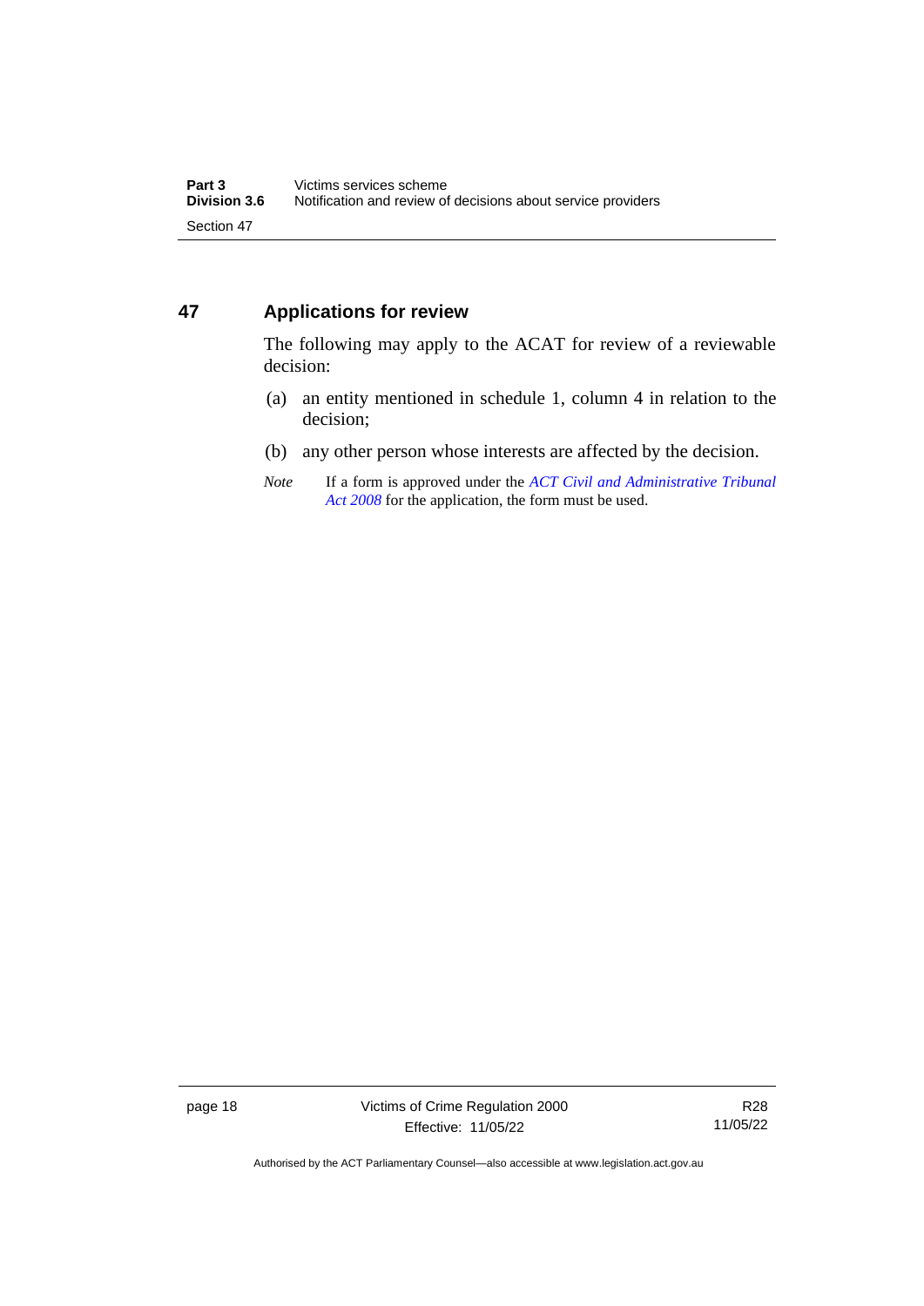## 47 Applications for review

The following may apply to the ACAT for review of a reviewable decision:

(a) an entity mentioned in schedule 1, column 4 in relation to the decision;

(b) any other person whose interests are affected by the decision.

*Note* If a form is approved under the *ACT Civil and Administrative Tribunal Act 2008* for the application, the form must be used.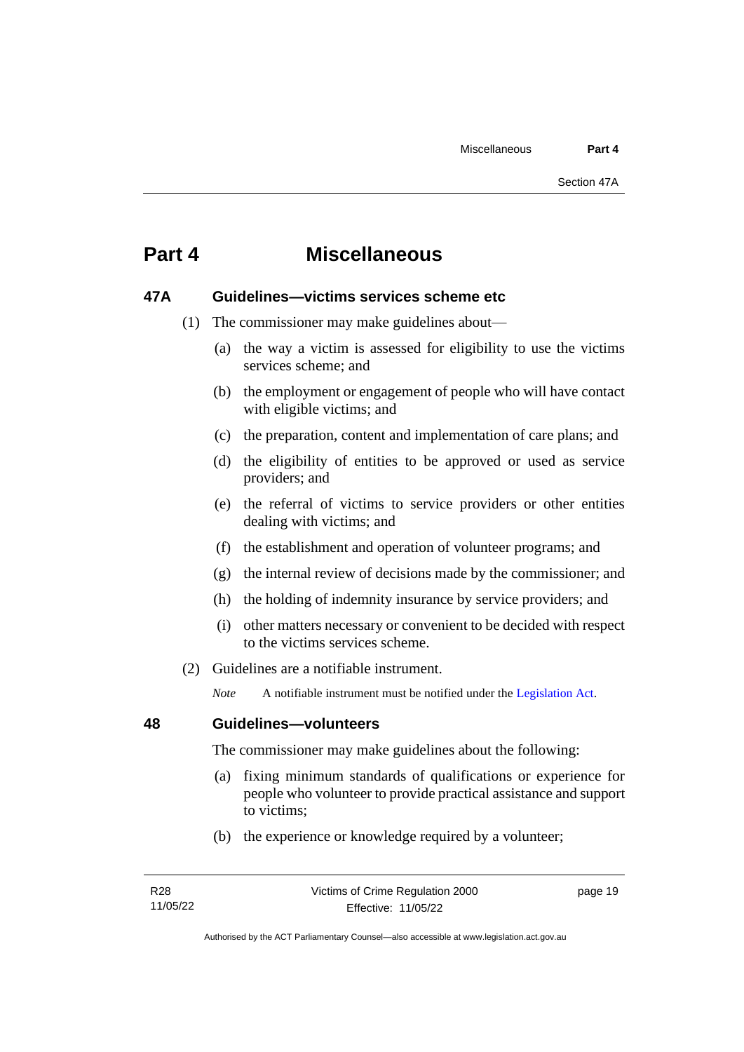# Part 4 Miscellaneous

### 47A Guidelines—victims services scheme etc

(1) The commissioner may make guidelines about—

- (a) the way a victim is assessed for eligibility to use the victims services scheme; and
- (b) the employment or engagement of people who will have contact with eligible victims; and
- (c) the preparation, content and implementation of care plans; and
- (d) the eligibility of entities to be approved or used as service providers; and
- (e) the referral of victims to service providers or other entities dealing with victims; and
- (f) the establishment and operation of volunteer programs; and
- (g) the internal review of decisions made by the commissioner; and
- (h) the holding of indemnity insurance by service providers; and
- (i) other matters necessary or convenient to be decided with respect to the victims services scheme.

(2) Guidelines are a notifiable instrument.

*Note* A notifiable instrument must be notified under the Legislation Act.

### 48 Guidelines—volunteers

The commissioner may make guidelines about the following:

- (a) fixing minimum standards of qualifications or experience for people who volunteer to provide practical assistance and support to victims;
- (b) the experience or knowledge required by a volunteer;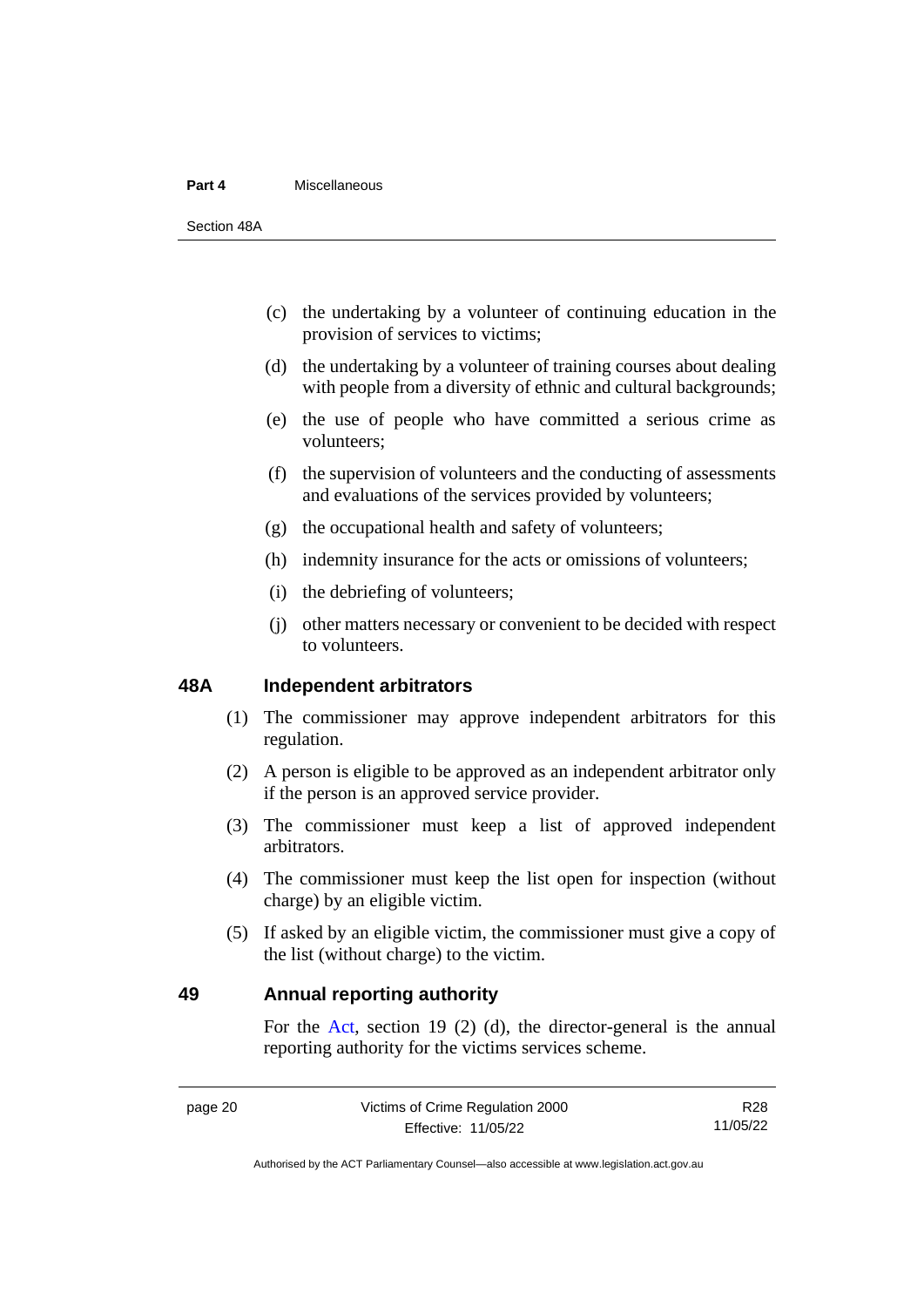(c) the undertaking by a volunteer of continuing education in the provision of services to victims;

(d) the undertaking by a volunteer of training courses about dealing with people from a diversity of ethnic and cultural backgrounds;

(e) the use of people who have committed a serious crime as volunteers;

(f) the supervision of volunteers and the conducting of assessments and evaluations of the services provided by volunteers;

(g) the occupational health and safety of volunteers;

(h) indemnity insurance for the acts or omissions of volunteers;

(i) the debriefing of volunteers;

(j) other matters necessary or convenient to be decided with respect to volunteers.

## 48A Independent arbitrators

(1) The commissioner may approve independent arbitrators for this regulation.

(2) A person is eligible to be approved as an independent arbitrator only if the person is an approved service provider.

(3) The commissioner must keep a list of approved independent arbitrators.

(4) The commissioner must keep the list open for inspection (without charge) by an eligible victim.

(5) If asked by an eligible victim, the commissioner must give a copy of the list (without charge) to the victim.

## 49 Annual reporting authority

For the Act, section 19 (2) (d), the director-general is the annual reporting authority for the victims services scheme.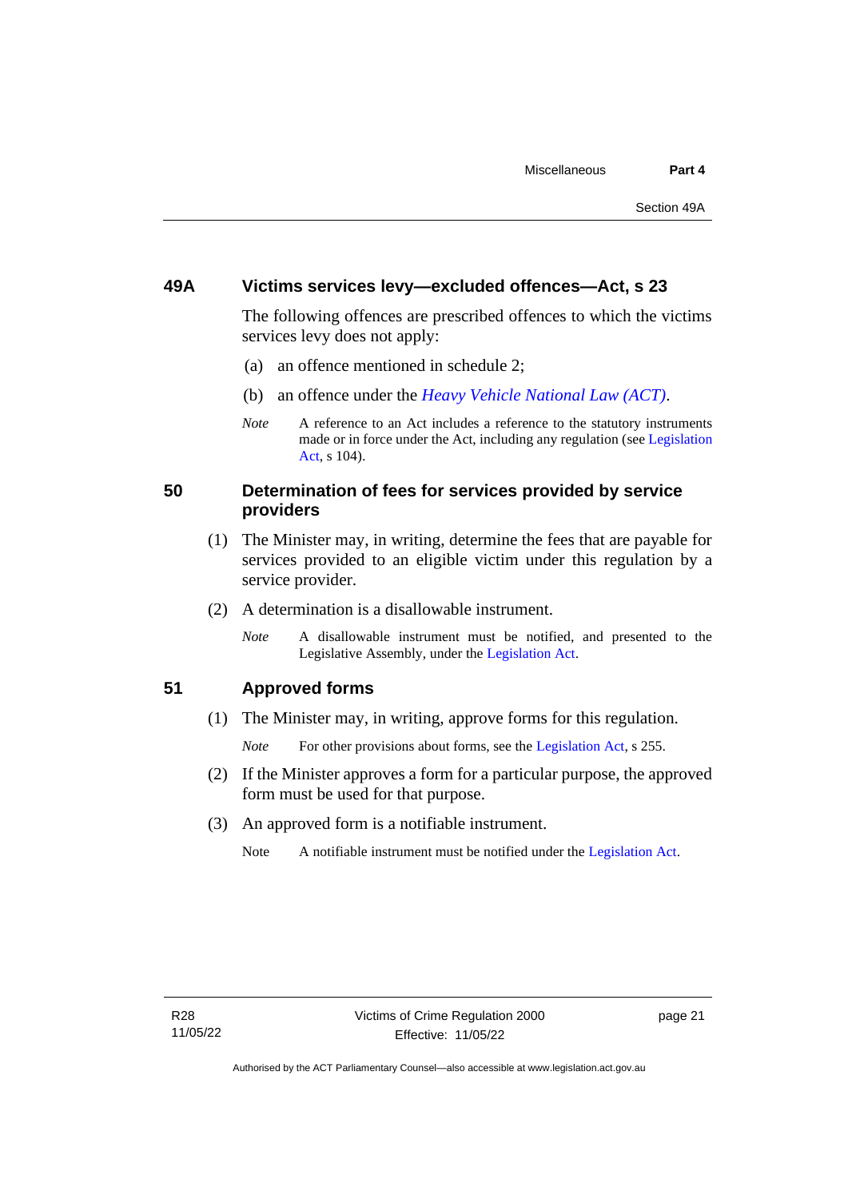### 49A Victims services levy—excluded offences—Act, s 23

The following offences are prescribed offences to which the victims services levy does not apply:

(a) an offence mentioned in schedule 2;

(b) an offence under the *Heavy Vehicle National Law (ACT)*.

*Note* A reference to an Act includes a reference to the statutory instruments made or in force under the Act, including any regulation (see Legislation Act, s 104).

### 50 Determination of fees for services provided by service providers

(1) The Minister may, in writing, determine the fees that are payable for services provided to an eligible victim under this regulation by a service provider.

(2) A determination is a disallowable instrument.

*Note* A disallowable instrument must be notified, and presented to the Legislative Assembly, under the Legislation Act.

### 51 Approved forms

(1) The Minister may, in writing, approve forms for this regulation.

*Note* For other provisions about forms, see the Legislation Act, s 255.

(2) If the Minister approves a form for a particular purpose, the approved form must be used for that purpose.

(3) An approved form is a notifiable instrument.

Note A notifiable instrument must be notified under the Legislation Act.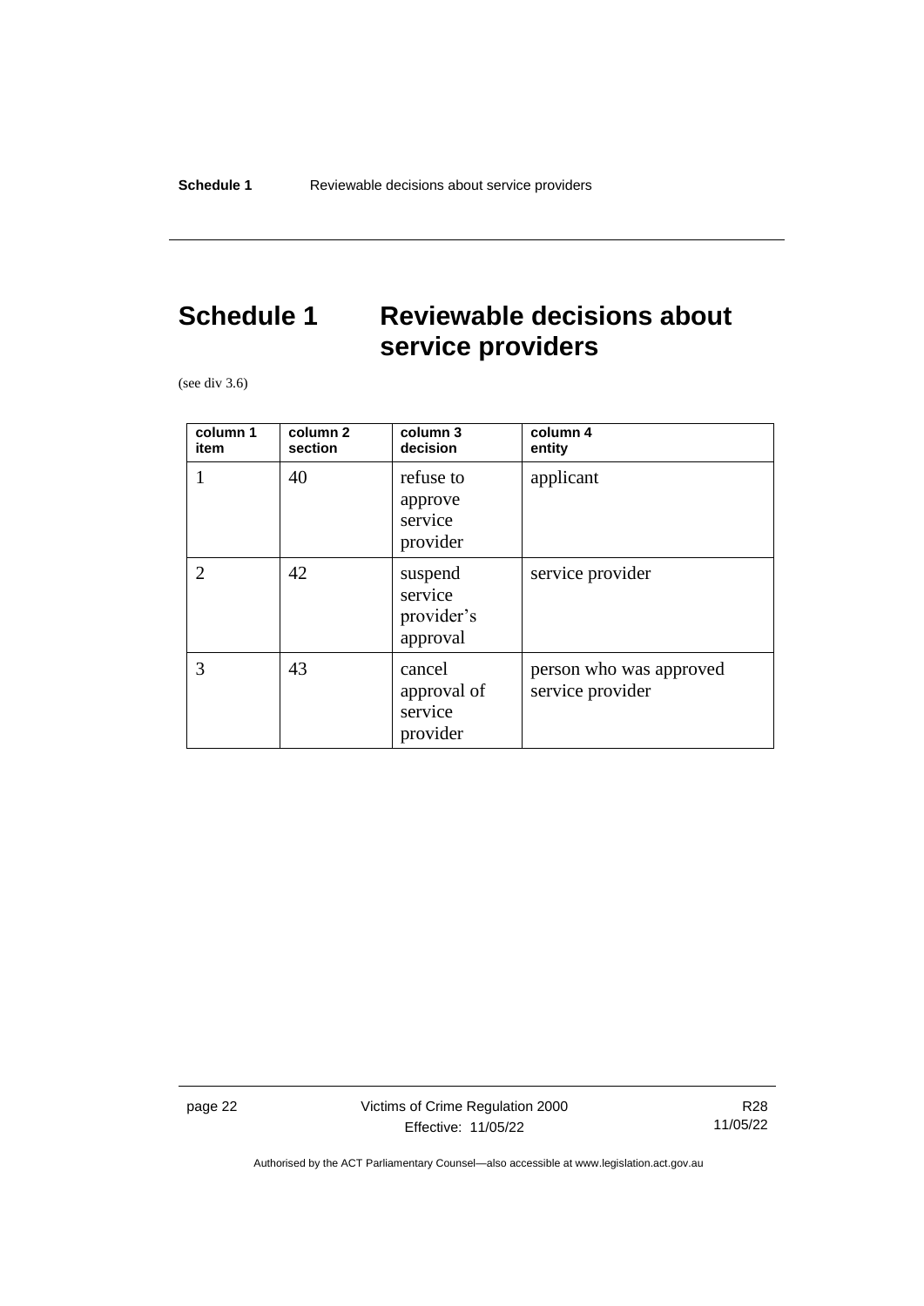# Schedule 1 Reviewable decisions about service providers

(see div 3.6)

| column 1 item | column 2 section | column 3 decision | column 4 entity |
|---|---|---|---|
| 1 | 40 | refuse to approve service provider | applicant |
| 2 | 42 | suspend service provider's approval | service provider |
| 3 | 43 | cancel approval of service provider | person who was approved service provider |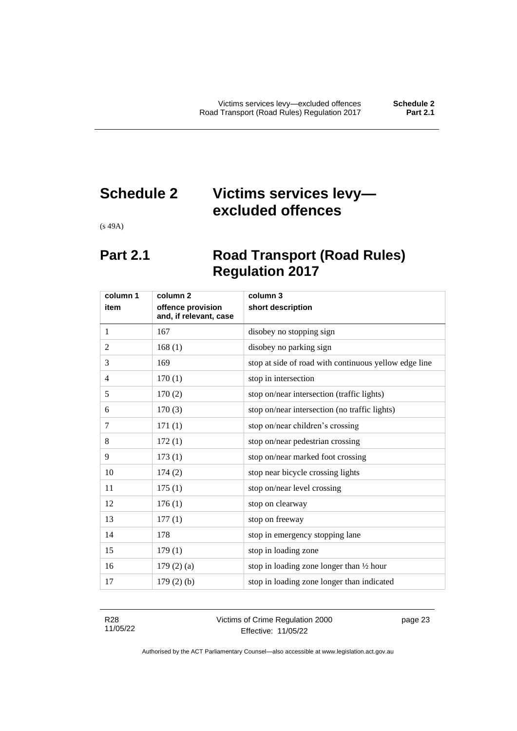# Schedule 2 Victims services levy—excluded offences

(s 49A)

## Part 2.1 Road Transport (Road Rules) Regulation 2017

| column 1<br>item | column 2<br>offence provision and, if relevant, case | column 3<br>short description |
|---|---|---|
| 1 | 167 | disobey no stopping sign |
| 2 | 168 (1) | disobey no parking sign |
| 3 | 169 | stop at side of road with continuous yellow edge line |
| 4 | 170 (1) | stop in intersection |
| 5 | 170 (2) | stop on/near intersection (traffic lights) |
| 6 | 170 (3) | stop on/near intersection (no traffic lights) |
| 7 | 171 (1) | stop on/near children's crossing |
| 8 | 172 (1) | stop on/near pedestrian crossing |
| 9 | 173 (1) | stop on/near marked foot crossing |
| 10 | 174 (2) | stop near bicycle crossing lights |
| 11 | 175 (1) | stop on/near level crossing |
| 12 | 176 (1) | stop on clearway |
| 13 | 177 (1) | stop on freeway |
| 14 | 178 | stop in emergency stopping lane |
| 15 | 179 (1) | stop in loading zone |
| 16 | 179 (2) (a) | stop in loading zone longer than ½ hour |
| 17 | 179 (2) (b) | stop in loading zone longer than indicated |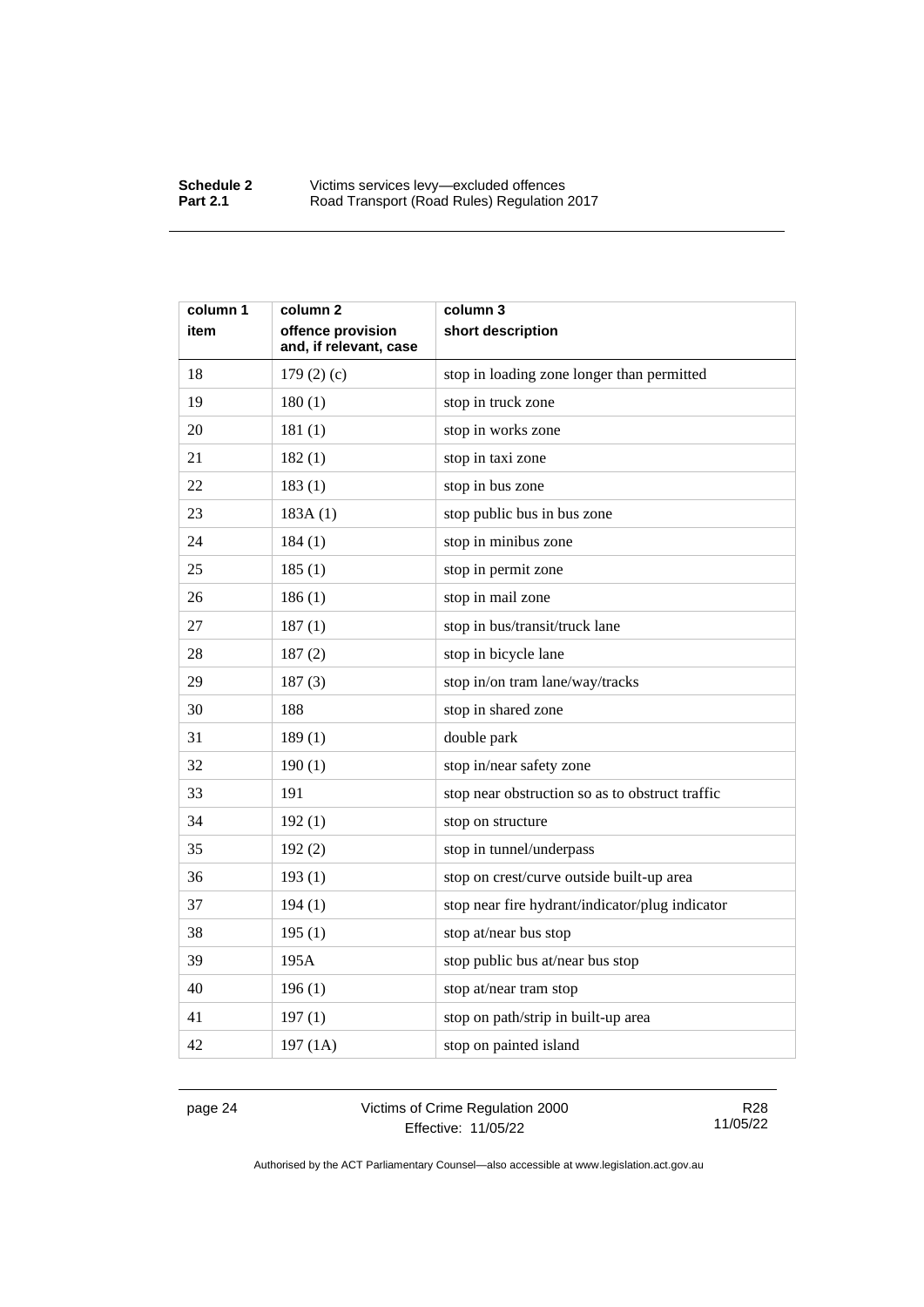| column 1<br>item | column 2<br>offence provision and, if relevant, case | column 3<br>short description |
|---|---|---|
| 18 | 179 (2) (c) | stop in loading zone longer than permitted |
| 19 | 180 (1) | stop in truck zone |
| 20 | 181 (1) | stop in works zone |
| 21 | 182 (1) | stop in taxi zone |
| 22 | 183 (1) | stop in bus zone |
| 23 | 183A (1) | stop public bus in bus zone |
| 24 | 184 (1) | stop in minibus zone |
| 25 | 185 (1) | stop in permit zone |
| 26 | 186 (1) | stop in mail zone |
| 27 | 187 (1) | stop in bus/transit/truck lane |
| 28 | 187 (2) | stop in bicycle lane |
| 29 | 187 (3) | stop in/on tram lane/way/tracks |
| 30 | 188 | stop in shared zone |
| 31 | 189 (1) | double park |
| 32 | 190 (1) | stop in/near safety zone |
| 33 | 191 | stop near obstruction so as to obstruct traffic |
| 34 | 192 (1) | stop on structure |
| 35 | 192 (2) | stop in tunnel/underpass |
| 36 | 193 (1) | stop on crest/curve outside built-up area |
| 37 | 194 (1) | stop near fire hydrant/indicator/plug indicator |
| 38 | 195 (1) | stop at/near bus stop |
| 39 | 195A | stop public bus at/near bus stop |
| 40 | 196 (1) | stop at/near tram stop |
| 41 | 197 (1) | stop on path/strip in built-up area |
| 42 | 197 (1A) | stop on painted island |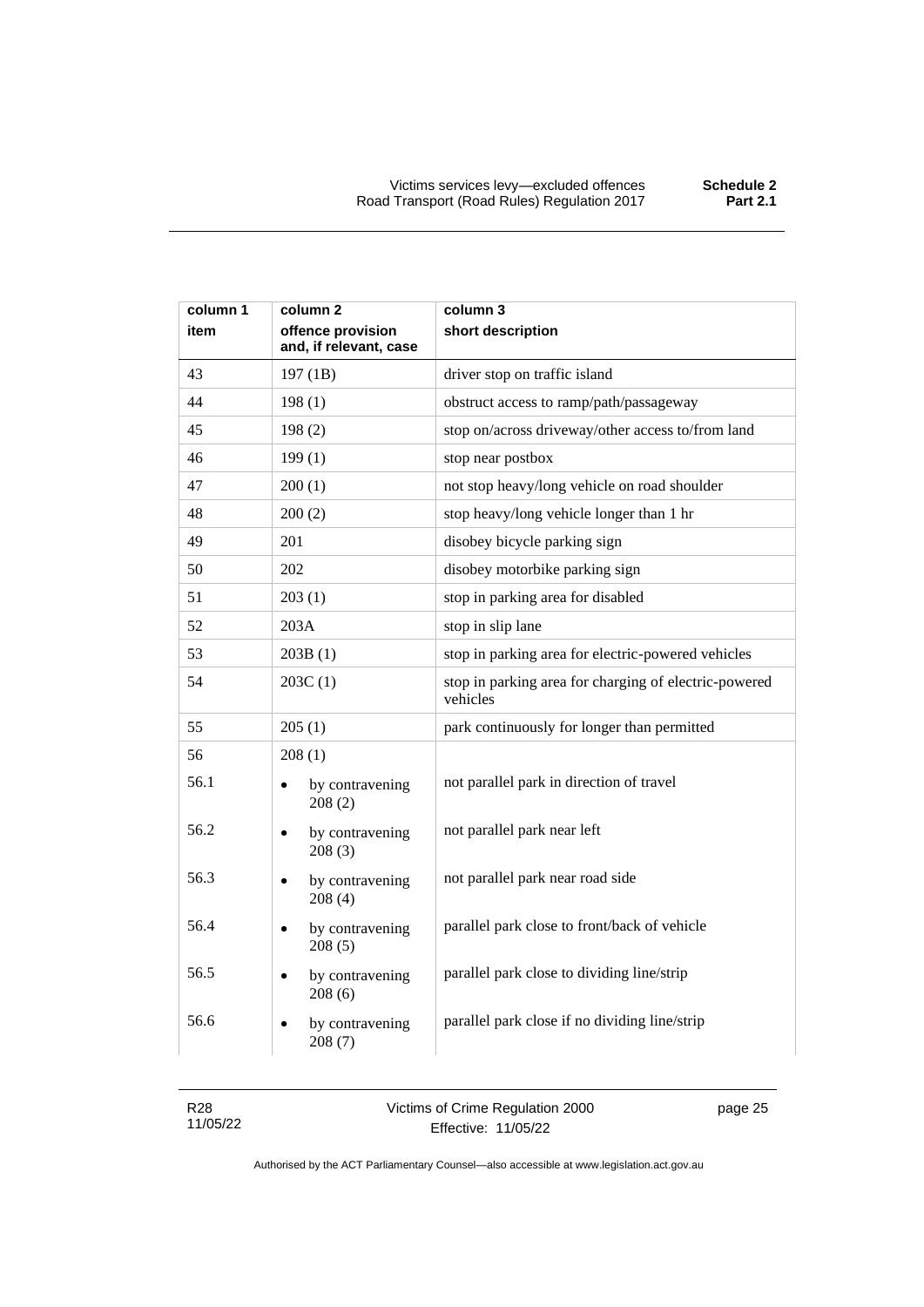| column 1<br>item | column 2<br>offence provision and, if relevant, case | column 3<br>short description |
|---|---|---|
| 43 | 197 (1B) | driver stop on traffic island |
| 44 | 198 (1) | obstruct access to ramp/path/passageway |
| 45 | 198 (2) | stop on/across driveway/other access to/from land |
| 46 | 199 (1) | stop near postbox |
| 47 | 200 (1) | not stop heavy/long vehicle on road shoulder |
| 48 | 200 (2) | stop heavy/long vehicle longer than 1 hr |
| 49 | 201 | disobey bicycle parking sign |
| 50 | 202 | disobey motorbike parking sign |
| 51 | 203 (1) | stop in parking area for disabled |
| 52 | 203A | stop in slip lane |
| 53 | 203B (1) | stop in parking area for electric-powered vehicles |
| 54 | 203C (1) | stop in parking area for charging of electric-powered vehicles |
| 55 | 205 (1) | park continuously for longer than permitted |
| 56 | 208 (1) | |
| 56.1 | • by contravening 208 (2) | not parallel park in direction of travel |
| 56.2 | • by contravening 208 (3) | not parallel park near left |
| 56.3 | • by contravening 208 (4) | not parallel park near road side |
| 56.4 | • by contravening 208 (5) | parallel park close to front/back of vehicle |
| 56.5 | • by contravening 208 (6) | parallel park close to dividing line/strip |
| 56.6 | • by contravening 208 (7) | parallel park close if no dividing line/strip |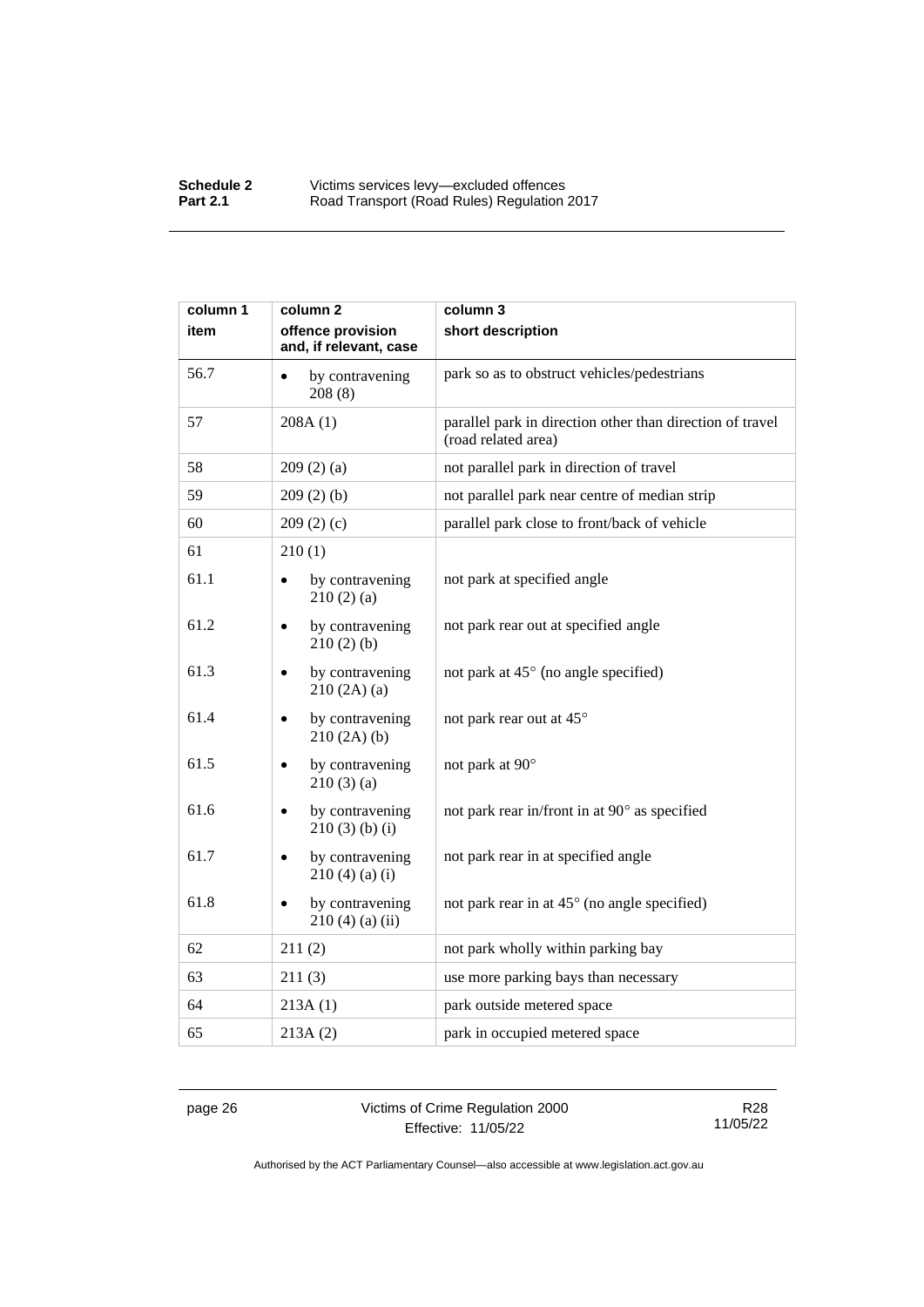| column 1<br>item | column 2<br>offence provision and, if relevant, case | column 3<br>short description |
|---|---|---|
| 56.7 | • by contravening 208 (8) | park so as to obstruct vehicles/pedestrians |
| 57 | 208A (1) | parallel park in direction other than direction of travel (road related area) |
| 58 | 209 (2) (a) | not parallel park in direction of travel |
| 59 | 209 (2) (b) | not parallel park near centre of median strip |
| 60 | 209 (2) (c) | parallel park close to front/back of vehicle |
| 61 | 210 (1) | |
| 61.1 | • by contravening 210 (2) (a) | not park at specified angle |
| 61.2 | • by contravening 210 (2) (b) | not park rear out at specified angle |
| 61.3 | • by contravening 210 (2A) (a) | not park at 45° (no angle specified) |
| 61.4 | • by contravening 210 (2A) (b) | not park rear out at 45° |
| 61.5 | • by contravening 210 (3) (a) | not park at 90° |
| 61.6 | • by contravening 210 (3) (b) (i) | not park rear in/front in at 90° as specified |
| 61.7 | • by contravening 210 (4) (a) (i) | not park rear in at specified angle |
| 61.8 | • by contravening 210 (4) (a) (ii) | not park rear in at 45° (no angle specified) |
| 62 | 211 (2) | not park wholly within parking bay |
| 63 | 211 (3) | use more parking bays than necessary |
| 64 | 213A (1) | park outside metered space |
| 65 | 213A (2) | park in occupied metered space |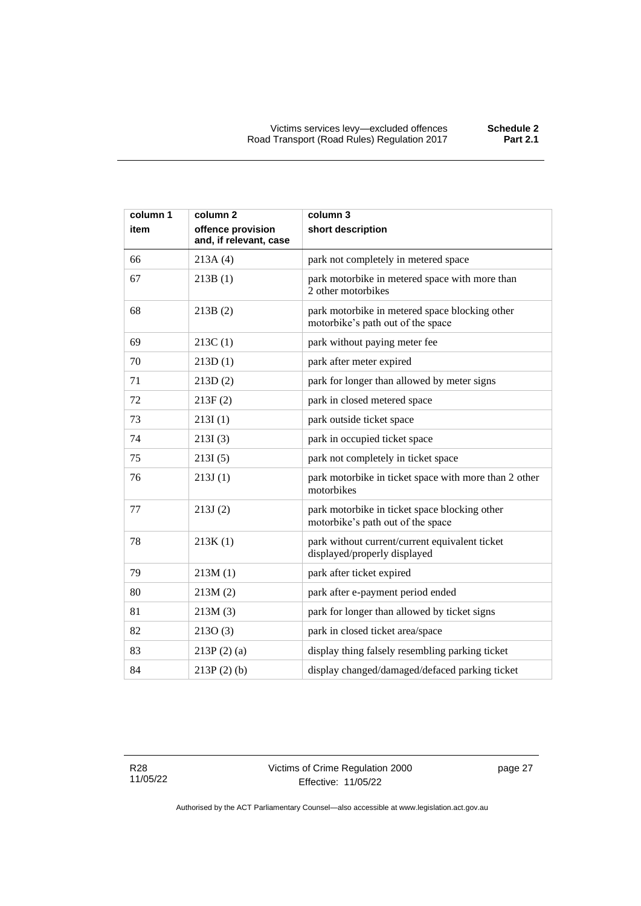| column 1 item | column 2 offence provision and, if relevant, case | column 3 short description |
| --- | --- | --- |
| 66 | 213A (4) | park not completely in metered space |
| 67 | 213B (1) | park motorbike in metered space with more than 2 other motorbikes |
| 68 | 213B (2) | park motorbike in metered space blocking other motorbike's path out of the space |
| 69 | 213C (1) | park without paying meter fee |
| 70 | 213D (1) | park after meter expired |
| 71 | 213D (2) | park for longer than allowed by meter signs |
| 72 | 213F (2) | park in closed metered space |
| 73 | 213I (1) | park outside ticket space |
| 74 | 213I (3) | park in occupied ticket space |
| 75 | 213I (5) | park not completely in ticket space |
| 76 | 213J (1) | park motorbike in ticket space with more than 2 other motorbikes |
| 77 | 213J (2) | park motorbike in ticket space blocking other motorbike's path out of the space |
| 78 | 213K (1) | park without current/current equivalent ticket displayed/properly displayed |
| 79 | 213M (1) | park after ticket expired |
| 80 | 213M (2) | park after e-payment period ended |
| 81 | 213M (3) | park for longer than allowed by ticket signs |
| 82 | 213O (3) | park in closed ticket area/space |
| 83 | 213P (2) (a) | display thing falsely resembling parking ticket |
| 84 | 213P (2) (b) | display changed/damaged/defaced parking ticket |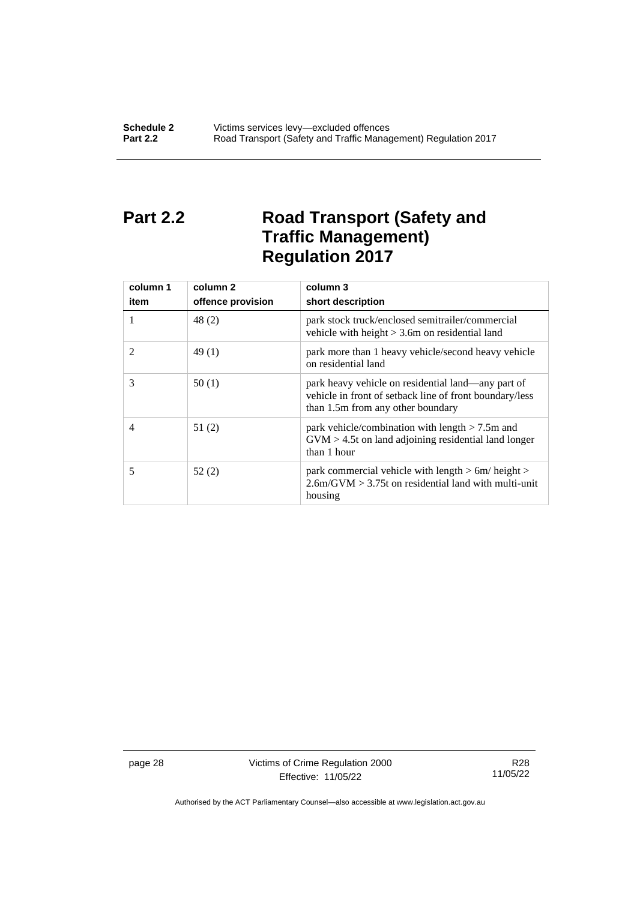# Part 2.2 Road Transport (Safety and Traffic Management) Regulation 2017

| column 1<br>item | column 2<br>offence provision | column 3<br>short description |
|---|---|---|
| 1 | 48 (2) | park stock truck/enclosed semitrailer/commercial vehicle with height > 3.6m on residential land |
| 2 | 49 (1) | park more than 1 heavy vehicle/second heavy vehicle on residential land |
| 3 | 50 (1) | park heavy vehicle on residential land—any part of vehicle in front of setback line of front boundary/less than 1.5m from any other boundary |
| 4 | 51 (2) | park vehicle/combination with length > 7.5m and GVM > 4.5t on land adjoining residential land longer than 1 hour |
| 5 | 52 (2) | park commercial vehicle with length > 6m/ height > 2.6m/GVM > 3.75t on residential land with multi-unit housing |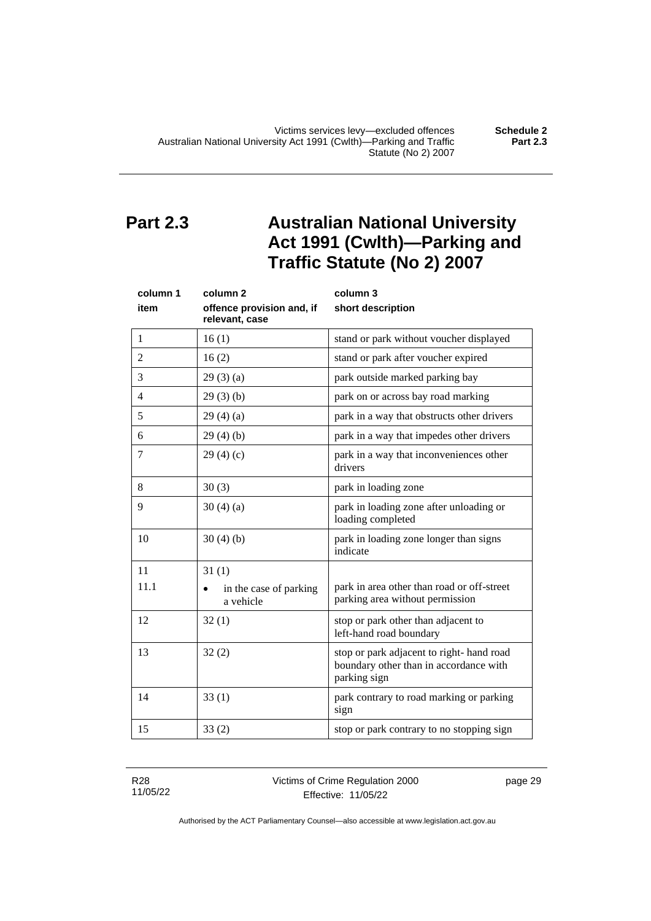# Part 2.3 Australian National University Act 1991 (Cwlth)—Parking and Traffic Statute (No 2) 2007

| column 1<br>item | column 2<br>offence provision and, if relevant, case | column 3<br>short description |
|---|---|---|
| 1 | 16 (1) | stand or park without voucher displayed |
| 2 | 16 (2) | stand or park after voucher expired |
| 3 | 29 (3) (a) | park outside marked parking bay |
| 4 | 29 (3) (b) | park on or across bay road marking |
| 5 | 29 (4) (a) | park in a way that obstructs other drivers |
| 6 | 29 (4) (b) | park in a way that impedes other drivers |
| 7 | 29 (4) (c) | park in a way that inconveniences other drivers |
| 8 | 30 (3) | park in loading zone |
| 9 | 30 (4) (a) | park in loading zone after unloading or loading completed |
| 10 | 30 (4) (b) | park in loading zone longer than signs indicate |
| 11 | 31 (1) | |
| 11.1 | • in the case of parking a vehicle | park in area other than road or off-street parking area without permission |
| 12 | 32 (1) | stop or park other than adjacent to left-hand road boundary |
| 13 | 32 (2) | stop or park adjacent to right- hand road boundary other than in accordance with parking sign |
| 14 | 33 (1) | park contrary to road marking or parking sign |
| 15 | 33 (2) | stop or park contrary to no stopping sign |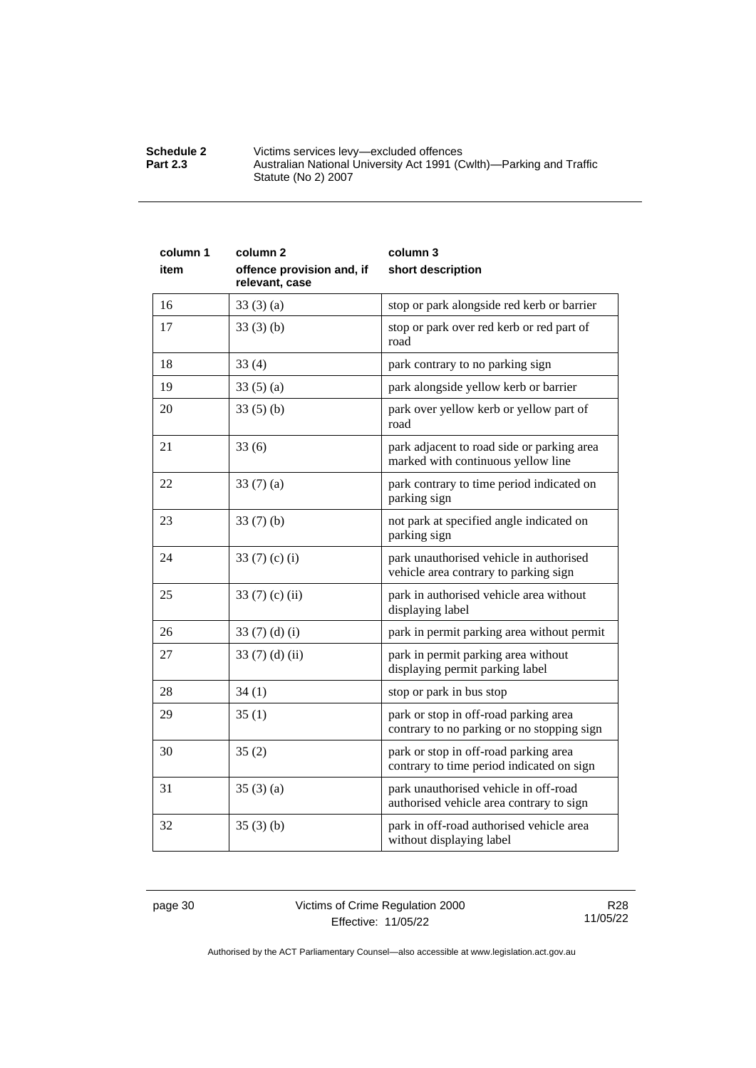| column 1<br>item | column 2<br>offence provision and, if relevant, case | column 3<br>short description |
|---|---|---|
| 16 | 33 (3) (a) | stop or park alongside red kerb or barrier |
| 17 | 33 (3) (b) | stop or park over red kerb or red part of road |
| 18 | 33 (4) | park contrary to no parking sign |
| 19 | 33 (5) (a) | park alongside yellow kerb or barrier |
| 20 | 33 (5) (b) | park over yellow kerb or yellow part of road |
| 21 | 33 (6) | park adjacent to road side or parking area marked with continuous yellow line |
| 22 | 33 (7) (a) | park contrary to time period indicated on parking sign |
| 23 | 33 (7) (b) | not park at specified angle indicated on parking sign |
| 24 | 33 (7) (c) (i) | park unauthorised vehicle in authorised vehicle area contrary to parking sign |
| 25 | 33 (7) (c) (ii) | park in authorised vehicle area without displaying label |
| 26 | 33 (7) (d) (i) | park in permit parking area without permit |
| 27 | 33 (7) (d) (ii) | park in permit parking area without displaying permit parking label |
| 28 | 34 (1) | stop or park in bus stop |
| 29 | 35 (1) | park or stop in off-road parking area contrary to no parking or no stopping sign |
| 30 | 35 (2) | park or stop in off-road parking area contrary to time period indicated on sign |
| 31 | 35 (3) (a) | park unauthorised vehicle in off-road authorised vehicle area contrary to sign |
| 32 | 35 (3) (b) | park in off-road authorised vehicle area without displaying label |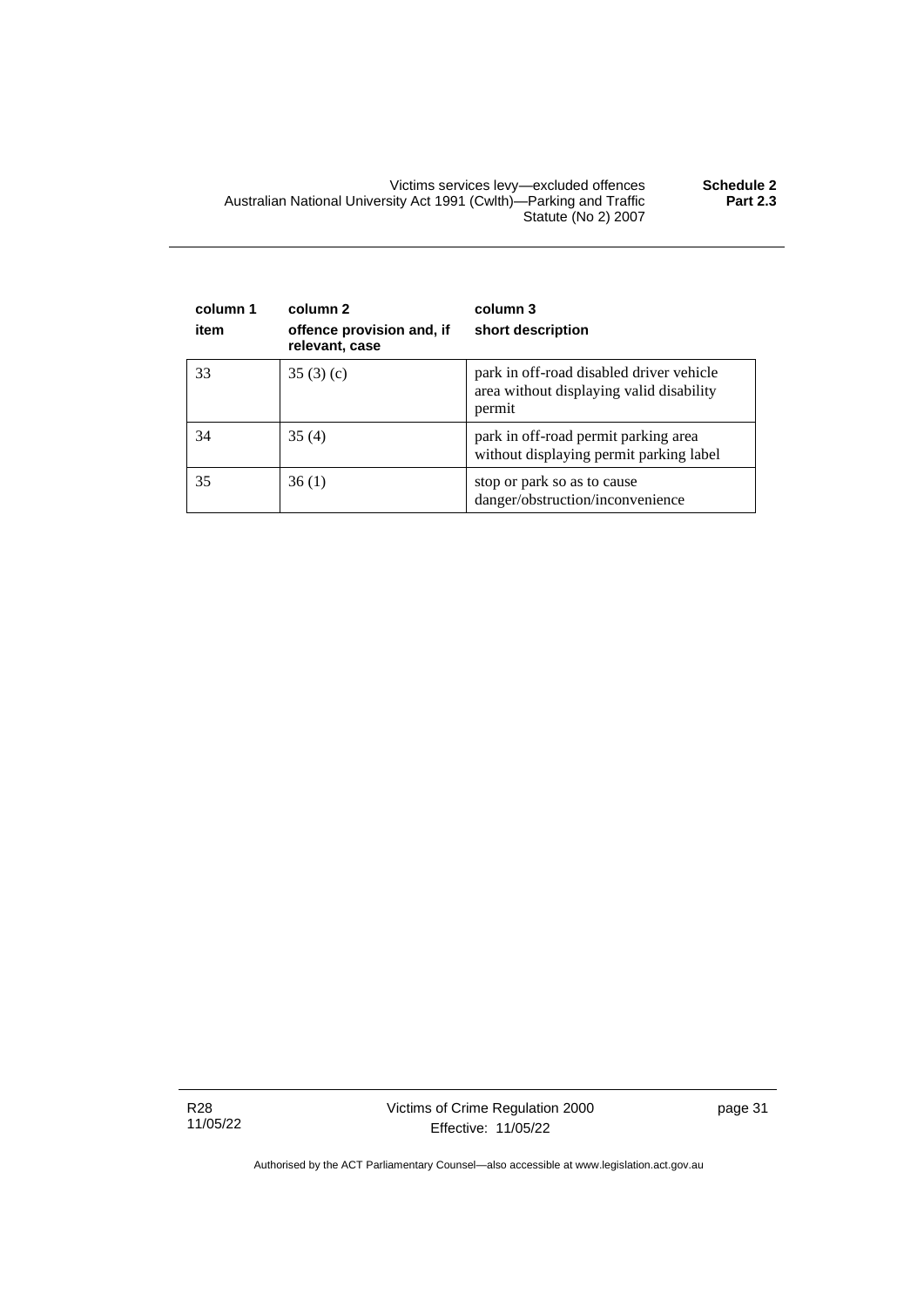| column 1<br>item | column 2<br>offence provision and, if relevant, case | column 3<br>short description |
|---|---|---|
| 33 | 35 (3) (c) | park in off-road disabled driver vehicle area without displaying valid disability permit |
| 34 | 35 (4) | park in off-road permit parking area without displaying permit parking label |
| 35 | 36 (1) | stop or park so as to cause danger/obstruction/inconvenience |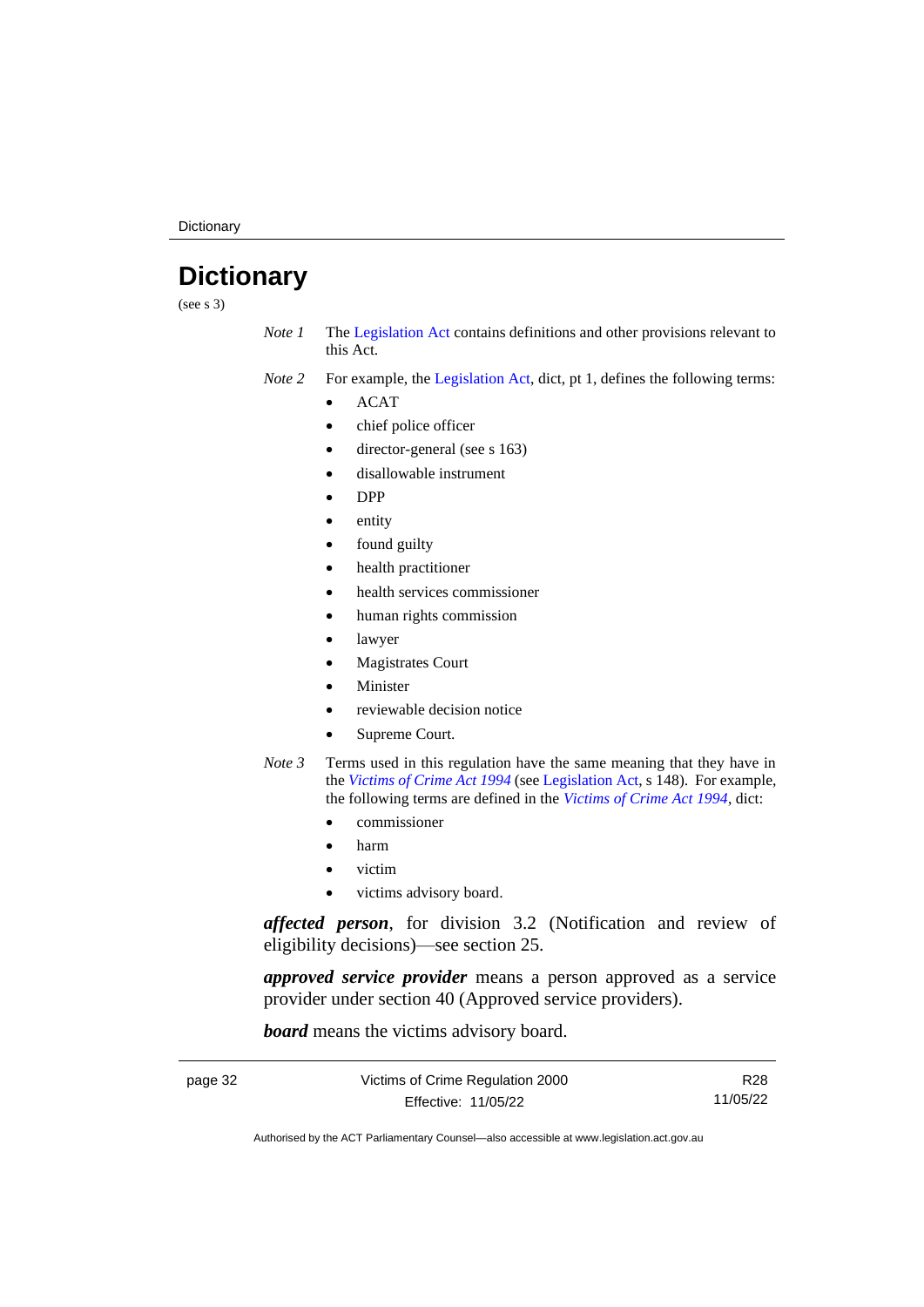# Dictionary

(see s 3)

*Note 1* The Legislation Act contains definitions and other provisions relevant to this Act.

*Note 2* For example, the Legislation Act, dict, pt 1, defines the following terms:

- ACAT
- chief police officer
- director-general (see s 163)
- disallowable instrument
- DPP
- entity
- found guilty
- health practitioner
- health services commissioner
- human rights commission
- lawyer
- Magistrates Court
- Minister
- reviewable decision notice
- Supreme Court.

*Note 3* Terms used in this regulation have the same meaning that they have in the *Victims of Crime Act 1994* (see Legislation Act, s 148). For example, the following terms are defined in the *Victims of Crime Act 1994*, dict:

- commissioner
- harm
- victim
- victims advisory board.

***affected person***, for division 3.2 (Notification and review of eligibility decisions)—see section 25.

***approved service provider*** means a person approved as a service provider under section 40 (Approved service providers).

***board*** means the victims advisory board.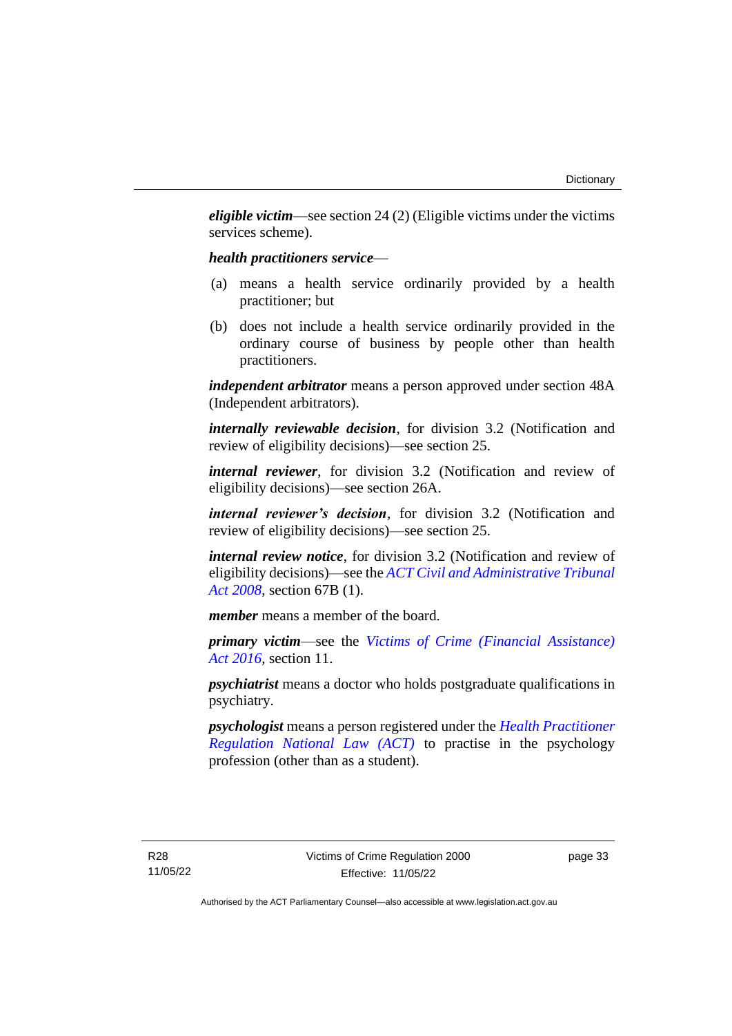***eligible victim***—see section 24 (2) (Eligible victims under the victims services scheme).

***health practitioners service***—

(a) means a health service ordinarily provided by a health practitioner; but

(b) does not include a health service ordinarily provided in the ordinary course of business by people other than health practitioners.

***independent arbitrator*** means a person approved under section 48A (Independent arbitrators).

***internally reviewable decision***, for division 3.2 (Notification and review of eligibility decisions)—see section 25.

***internal reviewer***, for division 3.2 (Notification and review of eligibility decisions)—see section 26A.

***internal reviewer's decision***, for division 3.2 (Notification and review of eligibility decisions)—see section 25.

***internal review notice***, for division 3.2 (Notification and review of eligibility decisions)—see the *ACT Civil and Administrative Tribunal Act 2008*, section 67B (1).

***member*** means a member of the board.

***primary victim***—see the *Victims of Crime (Financial Assistance) Act 2016*, section 11.

***psychiatrist*** means a doctor who holds postgraduate qualifications in psychiatry.

***psychologist*** means a person registered under the *Health Practitioner Regulation National Law (ACT)* to practise in the psychology profession (other than as a student).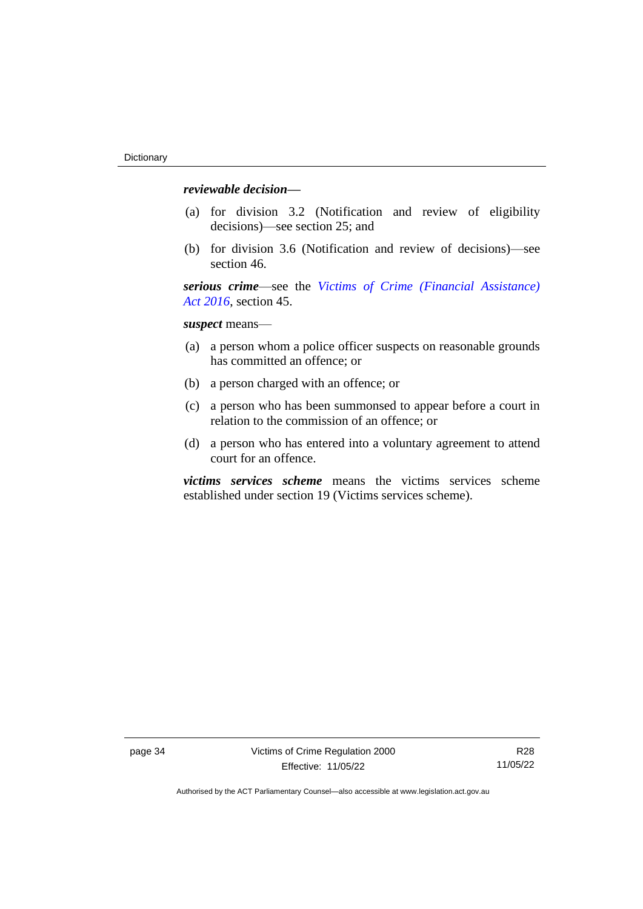***reviewable decision***—

(a) for division 3.2 (Notification and review of eligibility decisions)—see section 25; and

(b) for division 3.6 (Notification and review of decisions)—see section 46.

***serious crime***—see the *Victims of Crime (Financial Assistance) Act 2016*, section 45.

***suspect*** means—

(a) a person whom a police officer suspects on reasonable grounds has committed an offence; or

(b) a person charged with an offence; or

(c) a person who has been summonsed to appear before a court in relation to the commission of an offence; or

(d) a person who has entered into a voluntary agreement to attend court for an offence.

***victims services scheme*** means the victims services scheme established under section 19 (Victims services scheme).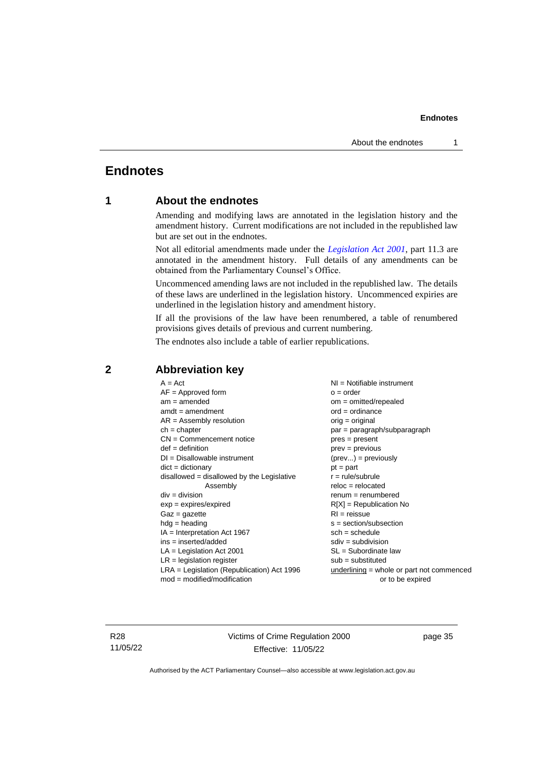# Endnotes

## 1 About the endnotes

Amending and modifying laws are annotated in the legislation history and the amendment history. Current modifications are not included in the republished law but are set out in the endnotes.

Not all editorial amendments made under the *Legislation Act 2001*, part 11.3 are annotated in the amendment history. Full details of any amendments can be obtained from the Parliamentary Counsel's Office.

Uncommenced amending laws are not included in the republished law. The details of these laws are underlined in the legislation history. Uncommenced expiries are underlined in the legislation history and amendment history.

If all the provisions of the law have been renumbered, a table of renumbered provisions gives details of previous and current numbering.

The endnotes also include a table of earlier republications.

## 2 Abbreviation key

A = Act
AF = Approved form
am = amended
amdt = amendment
AR = Assembly resolution
ch = chapter
CN = Commencement notice
def = definition
DI = Disallowable instrument
dict = dictionary
disallowed = disallowed by the Legislative Assembly
div = division
exp = expires/expired
Gaz = gazette
hdg = heading
IA = Interpretation Act 1967
ins = inserted/added
LA = Legislation Act 2001
LR = legislation register
LRA = Legislation (Republication) Act 1996
mod = modified/modification
NI = Notifiable instrument
o = order
om = omitted/repealed
ord = ordinance
orig = original
par = paragraph/subparagraph
pres = present
prev = previous
(prev...) = previously
pt = part
r = rule/subrule
reloc = relocated
renum = renumbered
R[X] = Republication No
RI = reissue
s = section/subsection
sch = schedule
sdiv = subdivision
SL = Subordinate law
sub = substituted
underlining = whole or part not commenced or to be expired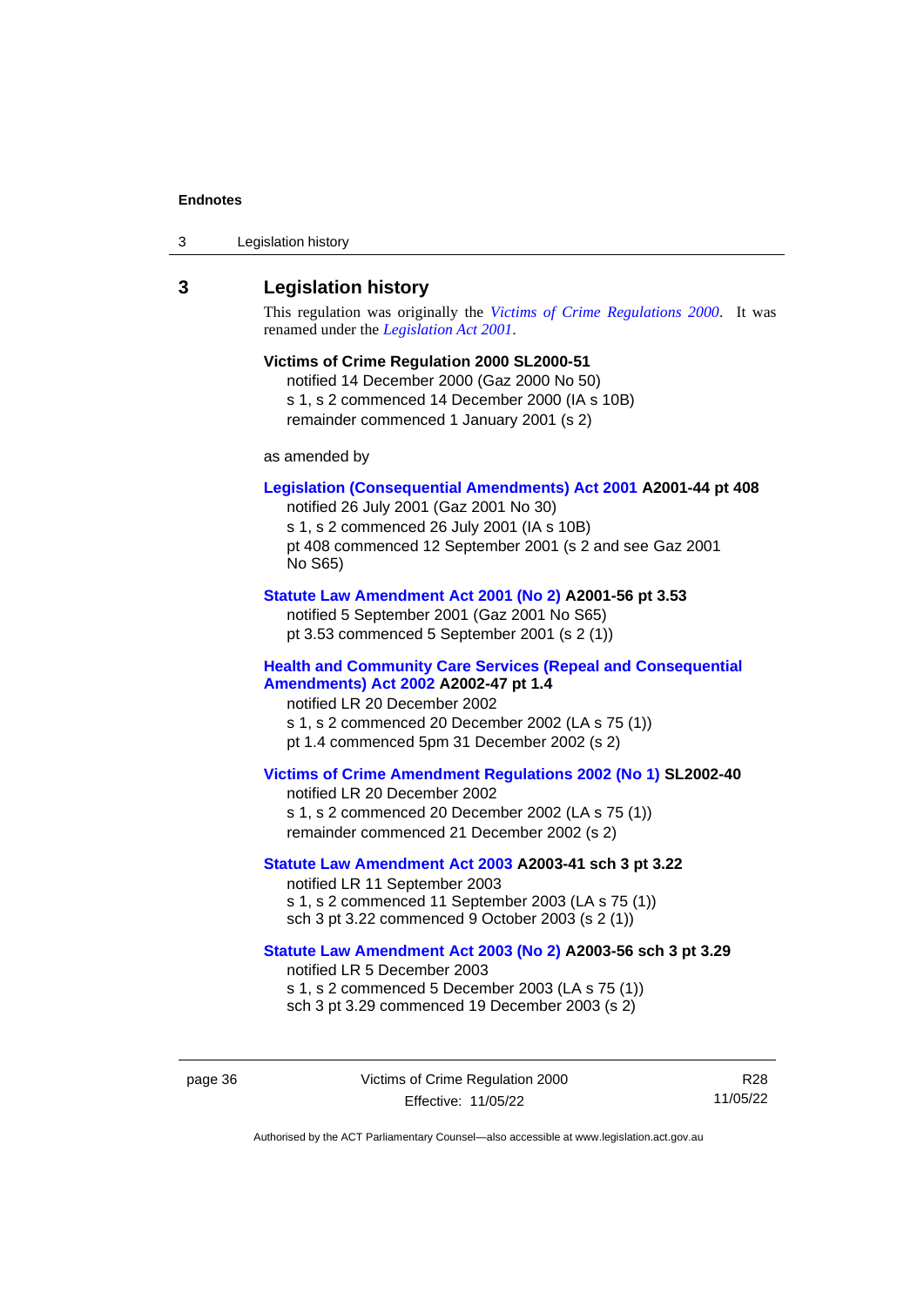## 3 Legislation history

This regulation was originally the *Victims of Crime Regulations 2000*. It was renamed under the *Legislation Act 2001*.

**Victims of Crime Regulation 2000 SL2000-51**

notified 14 December 2000 (Gaz 2000 No 50)
s 1, s 2 commenced 14 December 2000 (IA s 10B)
remainder commenced 1 January 2001 (s 2)

as amended by

**Legislation (Consequential Amendments) Act 2001 A2001-44 pt 408**

notified 26 July 2001 (Gaz 2001 No 30)
s 1, s 2 commenced 26 July 2001 (IA s 10B)
pt 408 commenced 12 September 2001 (s 2 and see Gaz 2001 No S65)

**Statute Law Amendment Act 2001 (No 2) A2001-56 pt 3.53**

notified 5 September 2001 (Gaz 2001 No S65)
pt 3.53 commenced 5 September 2001 (s 2 (1))

**Health and Community Care Services (Repeal and Consequential Amendments) Act 2002 A2002-47 pt 1.4**

notified LR 20 December 2002
s 1, s 2 commenced 20 December 2002 (LA s 75 (1))
pt 1.4 commenced 5pm 31 December 2002 (s 2)

**Victims of Crime Amendment Regulations 2002 (No 1) SL2002-40**

notified LR 20 December 2002
s 1, s 2 commenced 20 December 2002 (LA s 75 (1))
remainder commenced 21 December 2002 (s 2)

**Statute Law Amendment Act 2003 A2003-41 sch 3 pt 3.22**

notified LR 11 September 2003
s 1, s 2 commenced 11 September 2003 (LA s 75 (1))
sch 3 pt 3.22 commenced 9 October 2003 (s 2 (1))

**Statute Law Amendment Act 2003 (No 2) A2003-56 sch 3 pt 3.29**

notified LR 5 December 2003
s 1, s 2 commenced 5 December 2003 (LA s 75 (1))
sch 3 pt 3.29 commenced 19 December 2003 (s 2)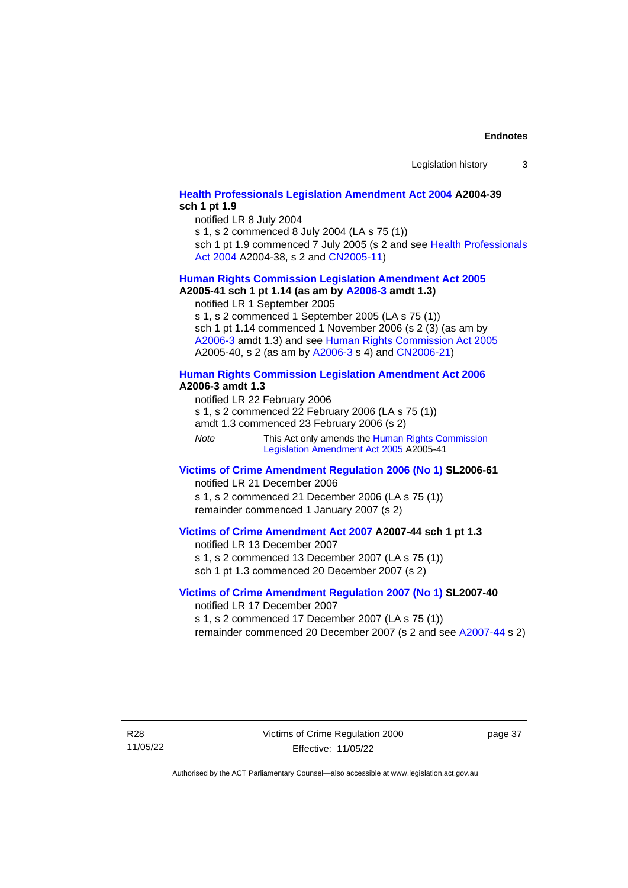**Health Professionals Legislation Amendment Act 2004 A2004-39 sch 1 pt 1.9**

notified LR 8 July 2004

s 1, s 2 commenced 8 July 2004 (LA s 75 (1))

sch 1 pt 1.9 commenced 7 July 2005 (s 2 and see Health Professionals Act 2004 A2004-38, s 2 and CN2005-11)

**Human Rights Commission Legislation Amendment Act 2005 A2005-41 sch 1 pt 1.14 (as am by A2006-3 amdt 1.3)**

notified LR 1 September 2005

s 1, s 2 commenced 1 September 2005 (LA s 75 (1))

sch 1 pt 1.14 commenced 1 November 2006 (s 2 (3) (as am by A2006-3 amdt 1.3) and see Human Rights Commission Act 2005 A2005-40, s 2 (as am by A2006-3 s 4) and CN2006-21)

**Human Rights Commission Legislation Amendment Act 2006 A2006-3 amdt 1.3**

notified LR 22 February 2006

s 1, s 2 commenced 22 February 2006 (LA s 75 (1))

amdt 1.3 commenced 23 February 2006 (s 2)

*Note* This Act only amends the Human Rights Commission Legislation Amendment Act 2005 A2005-41

**Victims of Crime Amendment Regulation 2006 (No 1) SL2006-61**

notified LR 21 December 2006

s 1, s 2 commenced 21 December 2006 (LA s 75 (1))

remainder commenced 1 January 2007 (s 2)

**Victims of Crime Amendment Act 2007 A2007-44 sch 1 pt 1.3**

notified LR 13 December 2007

s 1, s 2 commenced 13 December 2007 (LA s 75 (1))

sch 1 pt 1.3 commenced 20 December 2007 (s 2)

**Victims of Crime Amendment Regulation 2007 (No 1) SL2007-40**

notified LR 17 December 2007

s 1, s 2 commenced 17 December 2007 (LA s 75 (1))

remainder commenced 20 December 2007 (s 2 and see A2007-44 s 2)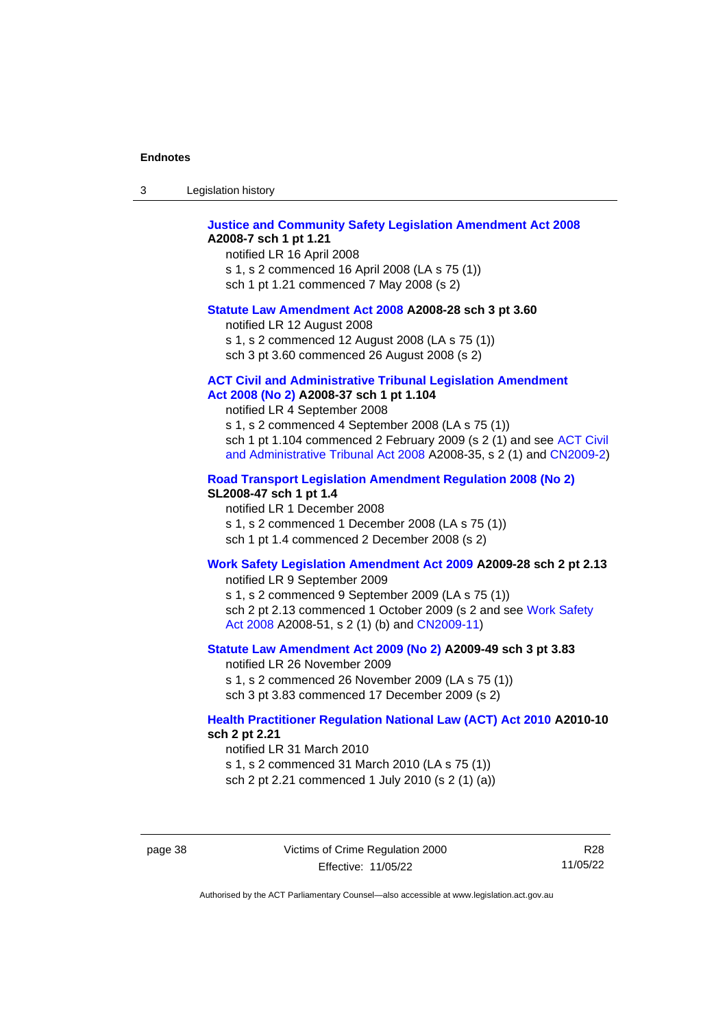**Justice and Community Safety Legislation Amendment Act 2008 A2008-7 sch 1 pt 1.21**

notified LR 16 April 2008
s 1, s 2 commenced 16 April 2008 (LA s 75 (1))
sch 1 pt 1.21 commenced 7 May 2008 (s 2)

**Statute Law Amendment Act 2008 A2008-28 sch 3 pt 3.60**

notified LR 12 August 2008
s 1, s 2 commenced 12 August 2008 (LA s 75 (1))
sch 3 pt 3.60 commenced 26 August 2008 (s 2)

**ACT Civil and Administrative Tribunal Legislation Amendment Act 2008 (No 2) A2008-37 sch 1 pt 1.104**

notified LR 4 September 2008
s 1, s 2 commenced 4 September 2008 (LA s 75 (1))
sch 1 pt 1.104 commenced 2 February 2009 (s 2 (1) and see ACT Civil and Administrative Tribunal Act 2008 A2008-35, s 2 (1) and CN2009-2)

**Road Transport Legislation Amendment Regulation 2008 (No 2) SL2008-47 sch 1 pt 1.4**

notified LR 1 December 2008
s 1, s 2 commenced 1 December 2008 (LA s 75 (1))
sch 1 pt 1.4 commenced 2 December 2008 (s 2)

**Work Safety Legislation Amendment Act 2009 A2009-28 sch 2 pt 2.13**

notified LR 9 September 2009
s 1, s 2 commenced 9 September 2009 (LA s 75 (1))
sch 2 pt 2.13 commenced 1 October 2009 (s 2 and see Work Safety Act 2008 A2008-51, s 2 (1) (b) and CN2009-11)

**Statute Law Amendment Act 2009 (No 2) A2009-49 sch 3 pt 3.83**

notified LR 26 November 2009
s 1, s 2 commenced 26 November 2009 (LA s 75 (1))
sch 3 pt 3.83 commenced 17 December 2009 (s 2)

**Health Practitioner Regulation National Law (ACT) Act 2010 A2010-10 sch 2 pt 2.21**

notified LR 31 March 2010
s 1, s 2 commenced 31 March 2010 (LA s 75 (1))
sch 2 pt 2.21 commenced 1 July 2010 (s 2 (1) (a))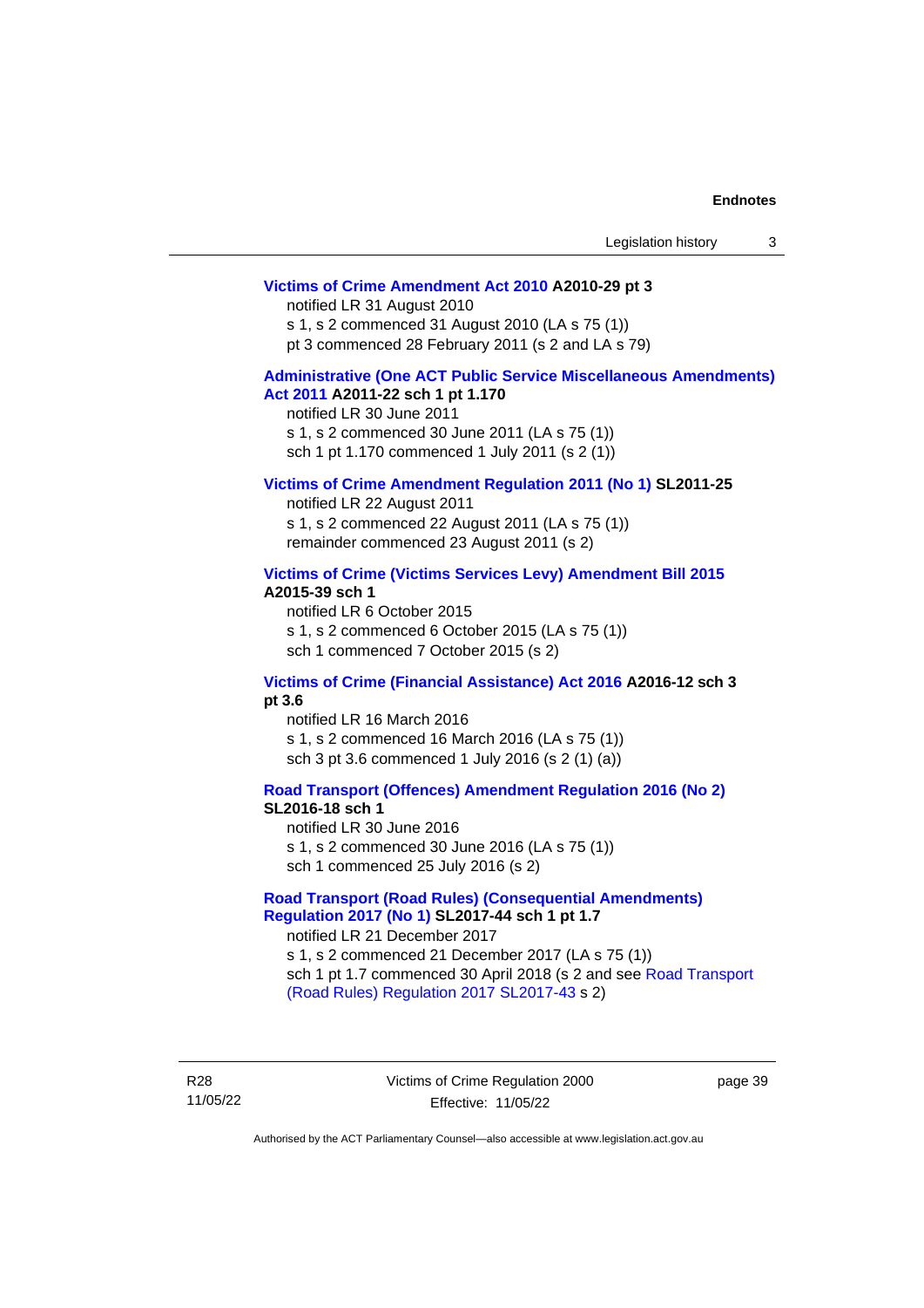**Victims of Crime Amendment Act 2010 A2010-29 pt 3**

notified LR 31 August 2010

s 1, s 2 commenced 31 August 2010 (LA s 75 (1))

pt 3 commenced 28 February 2011 (s 2 and LA s 79)

**Administrative (One ACT Public Service Miscellaneous Amendments) Act 2011 A2011-22 sch 1 pt 1.170**

notified LR 30 June 2011

s 1, s 2 commenced 30 June 2011 (LA s 75 (1))

sch 1 pt 1.170 commenced 1 July 2011 (s 2 (1))

**Victims of Crime Amendment Regulation 2011 (No 1) SL2011-25**

notified LR 22 August 2011

s 1, s 2 commenced 22 August 2011 (LA s 75 (1))

remainder commenced 23 August 2011 (s 2)

**Victims of Crime (Victims Services Levy) Amendment Bill 2015 A2015-39 sch 1**

notified LR 6 October 2015

s 1, s 2 commenced 6 October 2015 (LA s 75 (1))

sch 1 commenced 7 October 2015 (s 2)

**Victims of Crime (Financial Assistance) Act 2016 A2016-12 sch 3 pt 3.6**

notified LR 16 March 2016

s 1, s 2 commenced 16 March 2016 (LA s 75 (1))

sch 3 pt 3.6 commenced 1 July 2016 (s 2 (1) (a))

**Road Transport (Offences) Amendment Regulation 2016 (No 2) SL2016-18 sch 1**

notified LR 30 June 2016

s 1, s 2 commenced 30 June 2016 (LA s 75 (1))

sch 1 commenced 25 July 2016 (s 2)

**Road Transport (Road Rules) (Consequential Amendments) Regulation 2017 (No 1) SL2017-44 sch 1 pt 1.7**

notified LR 21 December 2017

s 1, s 2 commenced 21 December 2017 (LA s 75 (1))

sch 1 pt 1.7 commenced 30 April 2018 (s 2 and see Road Transport (Road Rules) Regulation 2017 SL2017-43 s 2)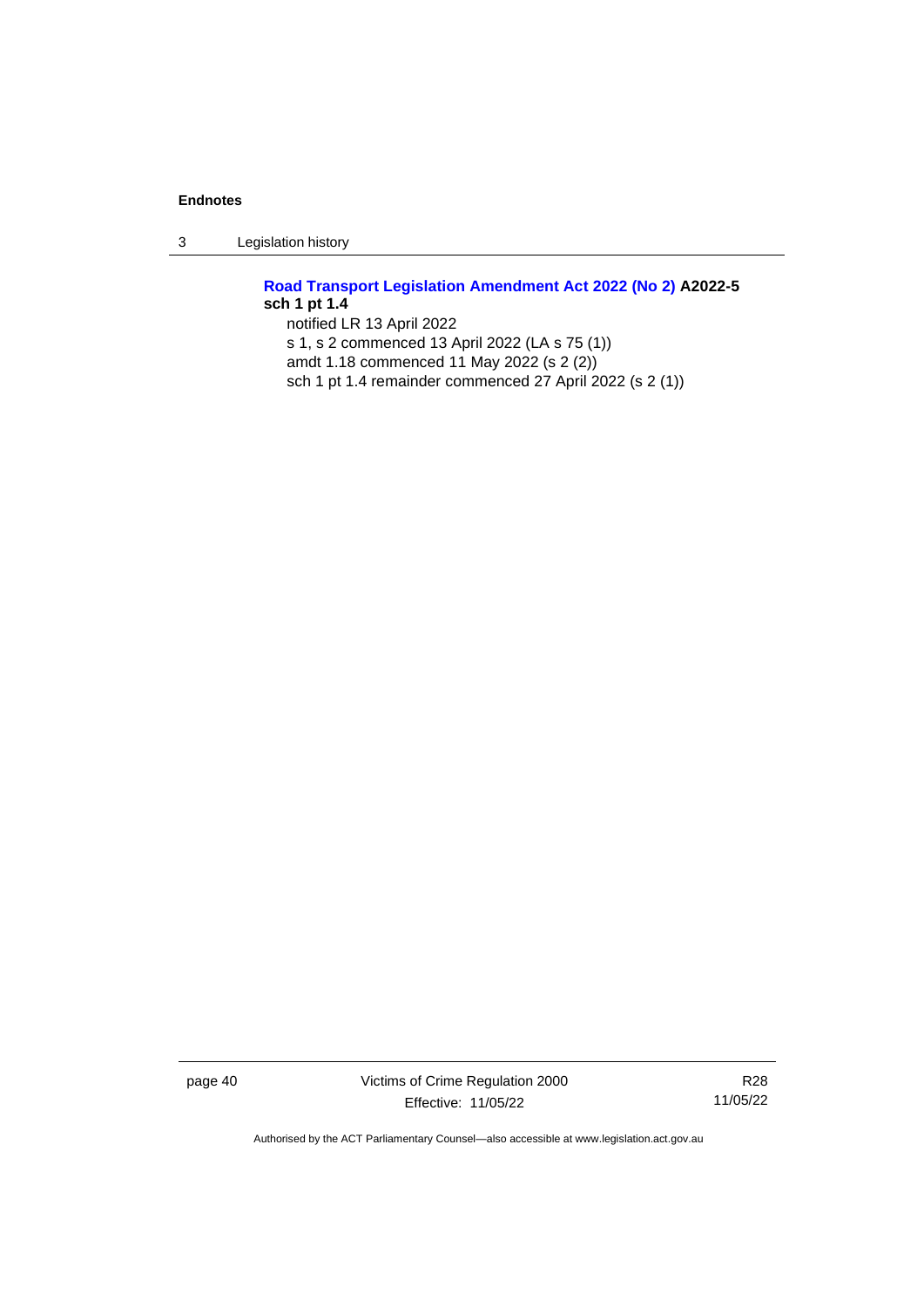**Road Transport Legislation Amendment Act 2022 (No 2) A2022-5 sch 1 pt 1.4**

notified LR 13 April 2022

s 1, s 2 commenced 13 April 2022 (LA s 75 (1))

amdt 1.18 commenced 11 May 2022 (s 2 (2))

sch 1 pt 1.4 remainder commenced 27 April 2022 (s 2 (1))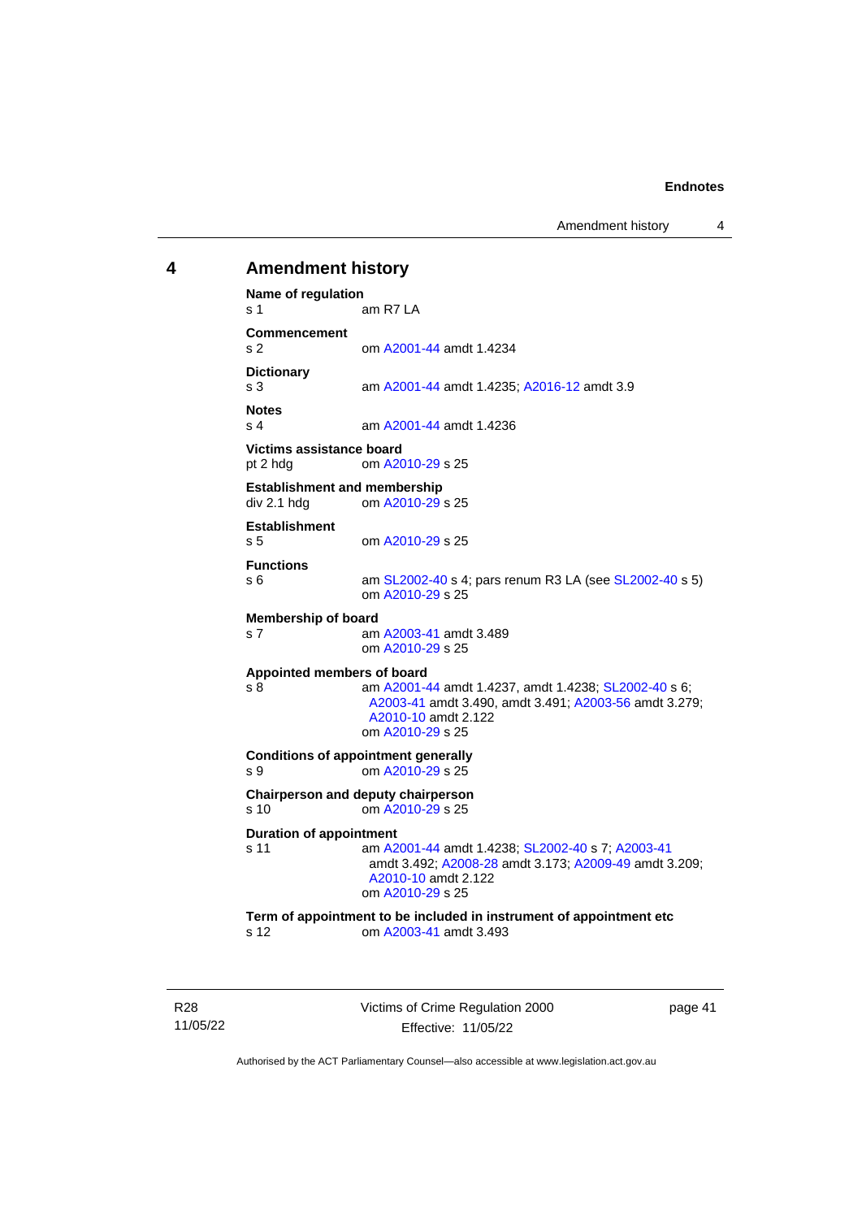## 4 Amendment history

**Name of regulation**
s 1 am R7 LA

**Commencement**
s 2 om A2001-44 amdt 1.4234

**Dictionary**
s 3 am A2001-44 amdt 1.4235; A2016-12 amdt 3.9

**Notes**
s 4 am A2001-44 amdt 1.4236

**Victims assistance board**
pt 2 hdg om A2010-29 s 25

**Establishment and membership**
div 2.1 hdg om A2010-29 s 25

**Establishment**
s 5 om A2010-29 s 25

**Functions**
s 6 am SL2002-40 s 4; pars renum R3 LA (see SL2002-40 s 5)
om A2010-29 s 25

**Membership of board**
s 7 am A2003-41 amdt 3.489
om A2010-29 s 25

**Appointed members of board**
s 8 am A2001-44 amdt 1.4237, amdt 1.4238; SL2002-40 s 6; A2003-41 amdt 3.490, amdt 3.491; A2003-56 amdt 3.279; A2010-10 amdt 2.122
om A2010-29 s 25

**Conditions of appointment generally**
s 9 om A2010-29 s 25

**Chairperson and deputy chairperson**
s 10 om A2010-29 s 25

**Duration of appointment**
s 11 am A2001-44 amdt 1.4238; SL2002-40 s 7; A2003-41 amdt 3.492; A2008-28 amdt 3.173; A2009-49 amdt 3.209; A2010-10 amdt 2.122
om A2010-29 s 25

**Term of appointment to be included in instrument of appointment etc**
s 12 om A2003-41 amdt 3.493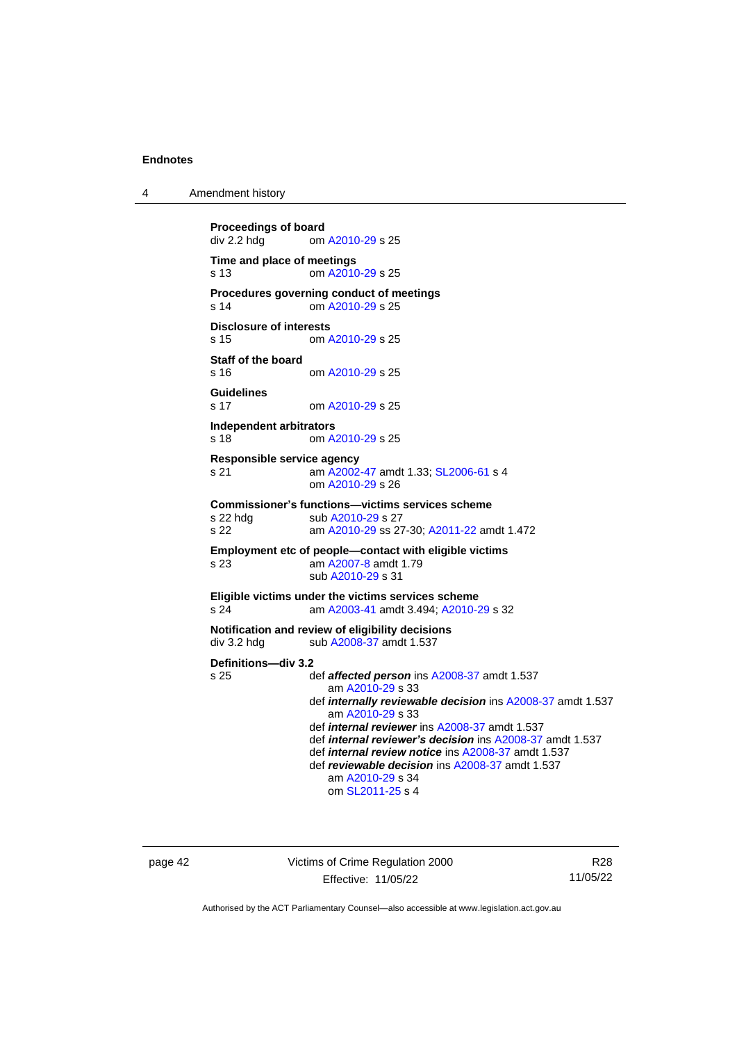**Proceedings of board**
div 2.2 hdg om A2010-29 s 25

**Time and place of meetings**
s 13 om A2010-29 s 25

**Procedures governing conduct of meetings**
s 14 om A2010-29 s 25

**Disclosure of interests**
s 15 om A2010-29 s 25

**Staff of the board**
s 16 om A2010-29 s 25

**Guidelines**
s 17 om A2010-29 s 25

**Independent arbitrators**
s 18 om A2010-29 s 25

**Responsible service agency**
s 21 am A2002-47 amdt 1.33; SL2006-61 s 4
om A2010-29 s 26

**Commissioner's functions—victims services scheme**
s 22 hdg sub A2010-29 s 27
s 22 am A2010-29 ss 27-30; A2011-22 amdt 1.472

**Employment etc of people—contact with eligible victims**
s 23 am A2007-8 amdt 1.79
sub A2010-29 s 31

**Eligible victims under the victims services scheme**
s 24 am A2003-41 amdt 3.494; A2010-29 s 32

**Notification and review of eligibility decisions**
div 3.2 hdg sub A2008-37 amdt 1.537

**Definitions—div 3.2**
s 25 def ***affected person*** ins A2008-37 amdt 1.537
am A2010-29 s 33
def ***internally reviewable decision*** ins A2008-37 amdt 1.537
am A2010-29 s 33
def ***internal reviewer*** ins A2008-37 amdt 1.537
def ***internal reviewer's decision*** ins A2008-37 amdt 1.537
def ***internal review notice*** ins A2008-37 amdt 1.537
def ***reviewable decision*** ins A2008-37 amdt 1.537
am A2010-29 s 34
om SL2011-25 s 4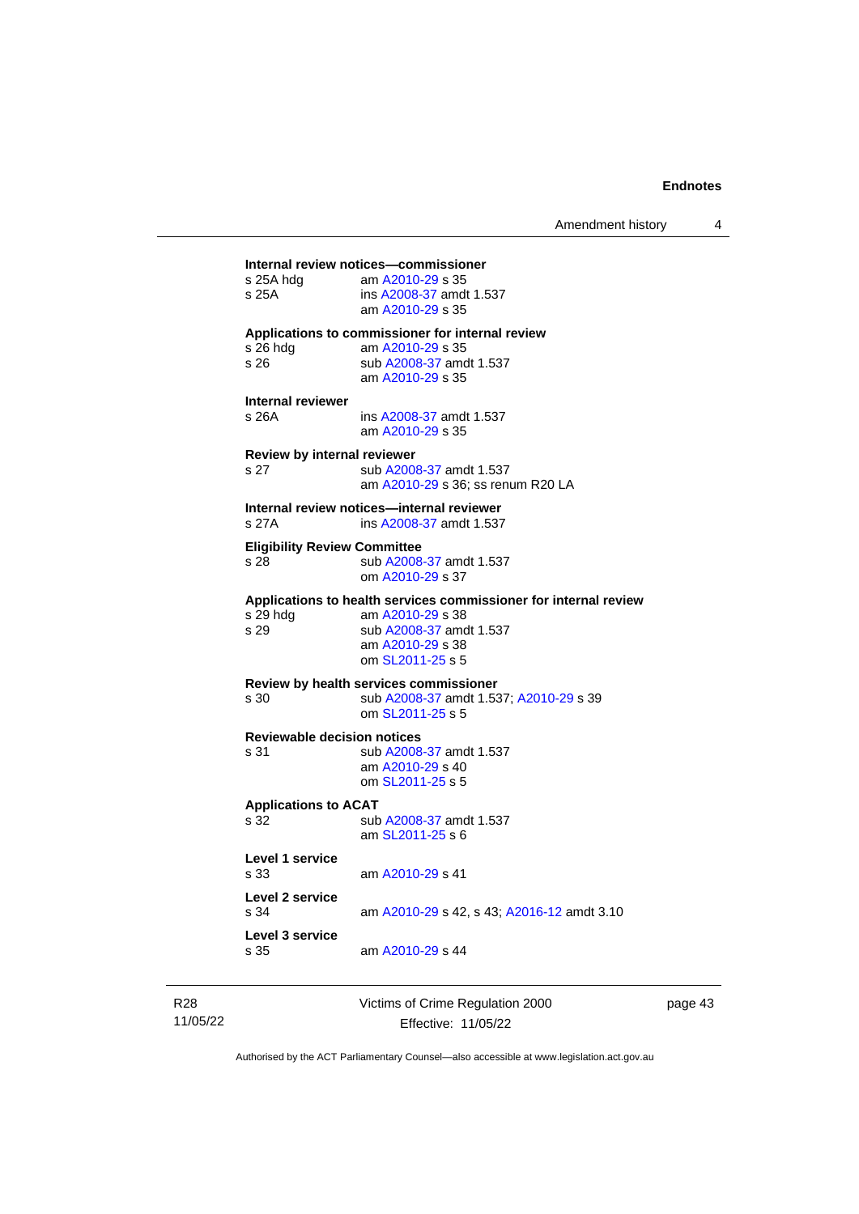**Internal review notices—commissioner**

s 25A hdg am A2010-29 s 35
s 25A ins A2008-37 amdt 1.537
am A2010-29 s 35

**Applications to commissioner for internal review**

s 26 hdg am A2010-29 s 35
s 26 sub A2008-37 amdt 1.537
am A2010-29 s 35

**Internal reviewer**

s 26A ins A2008-37 amdt 1.537
am A2010-29 s 35

**Review by internal reviewer**

s 27 sub A2008-37 amdt 1.537
am A2010-29 s 36; ss renum R20 LA

**Internal review notices—internal reviewer**

s 27A ins A2008-37 amdt 1.537

**Eligibility Review Committee**

s 28 sub A2008-37 amdt 1.537
om A2010-29 s 37

**Applications to health services commissioner for internal review**

s 29 hdg am A2010-29 s 38
s 29 sub A2008-37 amdt 1.537
am A2010-29 s 38
om SL2011-25 s 5

**Review by health services commissioner**

s 30 sub A2008-37 amdt 1.537; A2010-29 s 39
om SL2011-25 s 5

**Reviewable decision notices**

s 31 sub A2008-37 amdt 1.537
am A2010-29 s 40
om SL2011-25 s 5

**Applications to ACAT**

s 32 sub A2008-37 amdt 1.537
am SL2011-25 s 6

**Level 1 service**

s 33 am A2010-29 s 41

**Level 2 service**

s 34 am A2010-29 s 42, s 43; A2016-12 amdt 3.10

**Level 3 service**

s 35 am A2010-29 s 44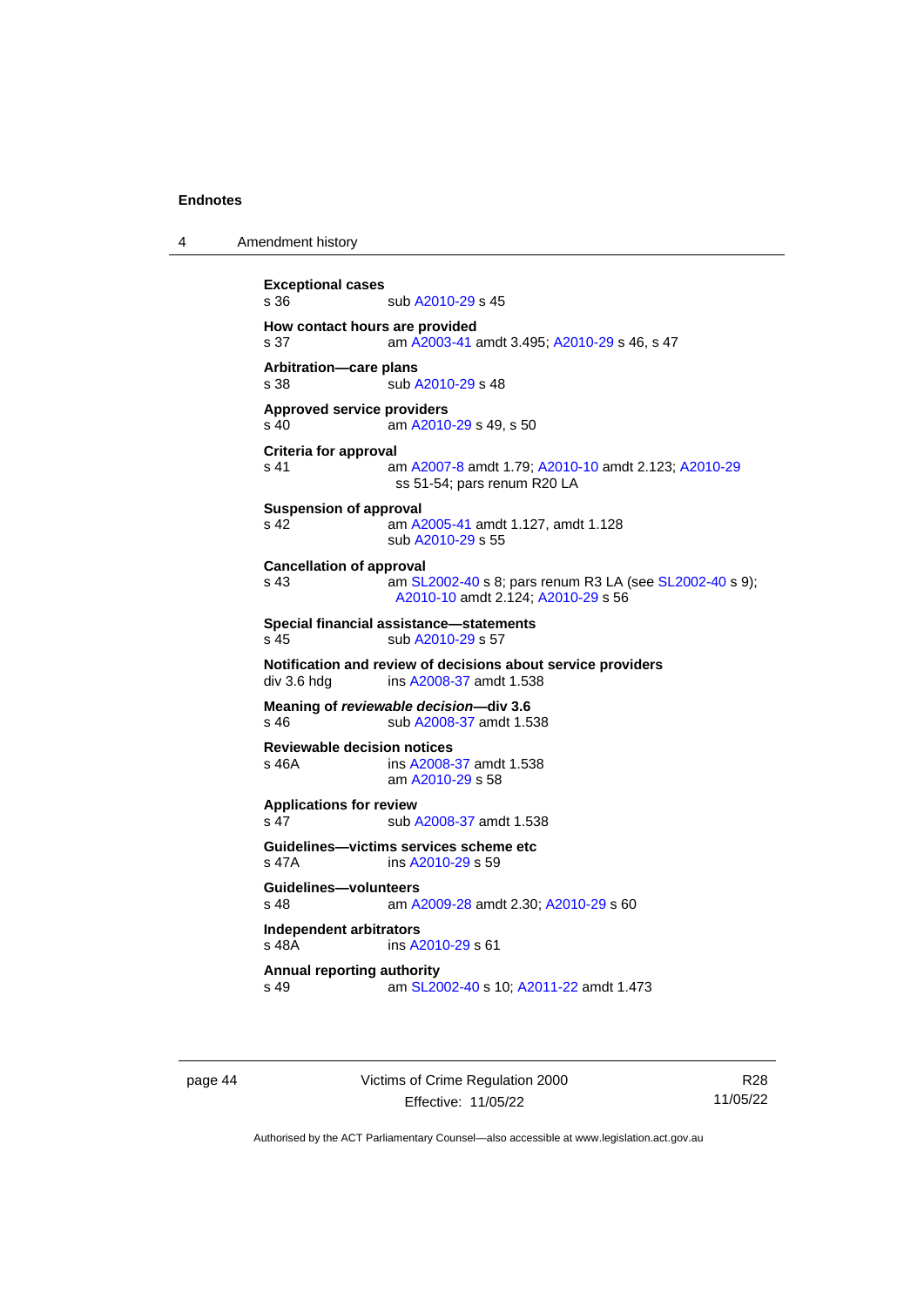**Exceptional cases**
s 36 sub A2010-29 s 45

**How contact hours are provided**
s 37 am A2003-41 amdt 3.495; A2010-29 s 46, s 47

**Arbitration—care plans**
s 38 sub A2010-29 s 48

**Approved service providers**
s 40 am A2010-29 s 49, s 50

**Criteria for approval**
s 41 am A2007-8 amdt 1.79; A2010-10 amdt 2.123; A2010-29 ss 51-54; pars renum R20 LA

**Suspension of approval**
s 42 am A2005-41 amdt 1.127, amdt 1.128
sub A2010-29 s 55

**Cancellation of approval**
s 43 am SL2002-40 s 8; pars renum R3 LA (see SL2002-40 s 9); A2010-10 amdt 2.124; A2010-29 s 56

**Special financial assistance—statements**
s 45 sub A2010-29 s 57

**Notification and review of decisions about service providers**
div 3.6 hdg ins A2008-37 amdt 1.538

**Meaning of *reviewable decision*—div 3.6**
s 46 sub A2008-37 amdt 1.538

**Reviewable decision notices**
s 46A ins A2008-37 amdt 1.538
am A2010-29 s 58

**Applications for review**
s 47 sub A2008-37 amdt 1.538

**Guidelines—victims services scheme etc**
s 47A ins A2010-29 s 59

**Guidelines—volunteers**
s 48 am A2009-28 amdt 2.30; A2010-29 s 60

**Independent arbitrators**
s 48A ins A2010-29 s 61

**Annual reporting authority**
s 49 am SL2002-40 s 10; A2011-22 amdt 1.473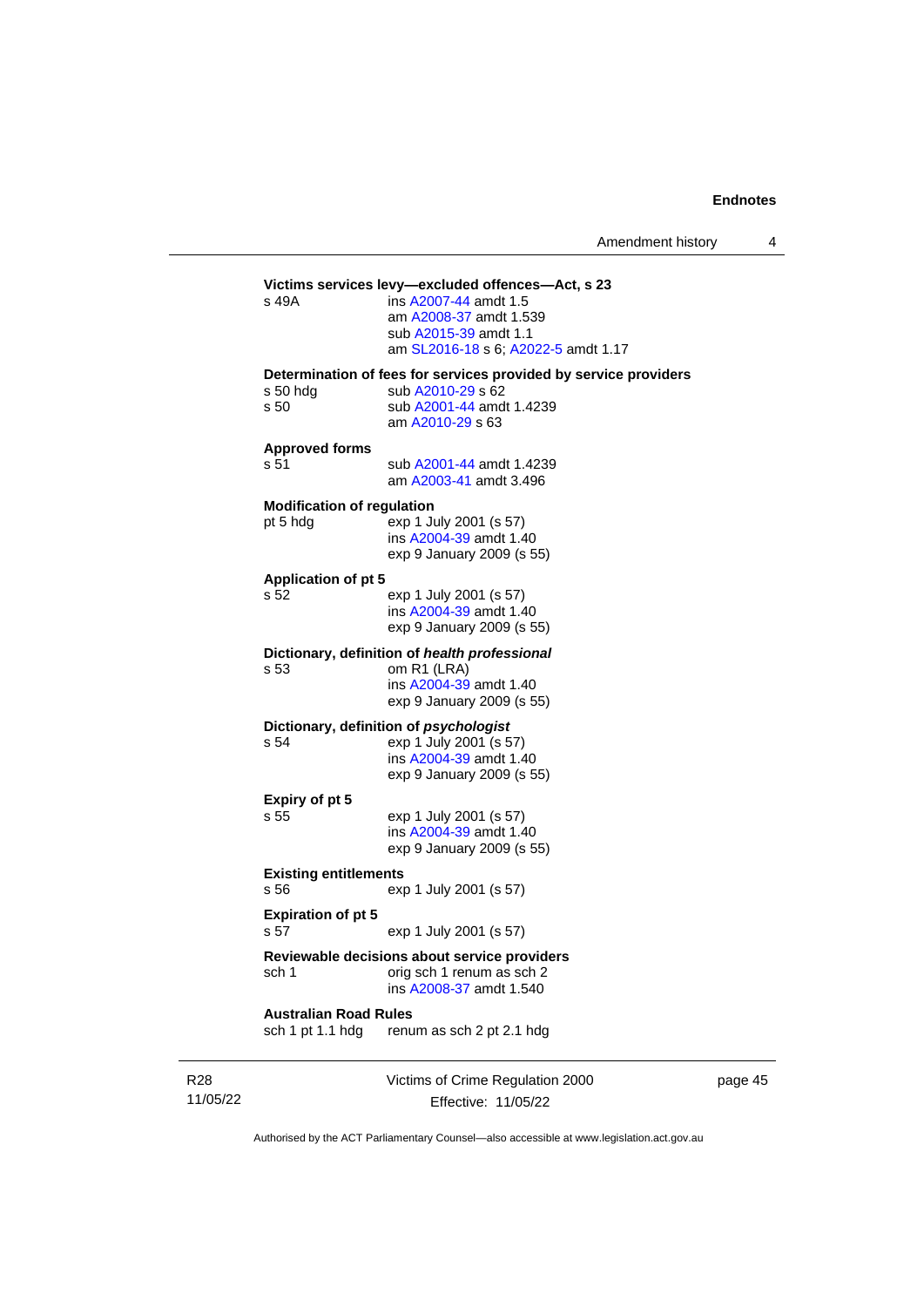**Victims services levy—excluded offences—Act, s 23**

s 49A ins A2007-44 amdt 1.5
am A2008-37 amdt 1.539
sub A2015-39 amdt 1.1
am SL2016-18 s 6; A2022-5 amdt 1.17

**Determination of fees for services provided by service providers**

s 50 hdg sub A2010-29 s 62
s 50 sub A2001-44 amdt 1.4239
am A2010-29 s 63

**Approved forms**

s 51 sub A2001-44 amdt 1.4239
am A2003-41 amdt 3.496

**Modification of regulation**

pt 5 hdg exp 1 July 2001 (s 57)
ins A2004-39 amdt 1.40
exp 9 January 2009 (s 55)

**Application of pt 5**

s 52 exp 1 July 2001 (s 57)
ins A2004-39 amdt 1.40
exp 9 January 2009 (s 55)

**Dictionary, definition of *health professional***

s 53 om R1 (LRA)
ins A2004-39 amdt 1.40
exp 9 January 2009 (s 55)

**Dictionary, definition of *psychologist***

s 54 exp 1 July 2001 (s 57)
ins A2004-39 amdt 1.40
exp 9 January 2009 (s 55)

**Expiry of pt 5**

s 55 exp 1 July 2001 (s 57)
ins A2004-39 amdt 1.40
exp 9 January 2009 (s 55)

**Existing entitlements**

s 56 exp 1 July 2001 (s 57)

**Expiration of pt 5**

s 57 exp 1 July 2001 (s 57)

**Reviewable decisions about service providers**

sch 1 orig sch 1 renum as sch 2
ins A2008-37 amdt 1.540

**Australian Road Rules**

sch 1 pt 1.1 hdg renum as sch 2 pt 2.1 hdg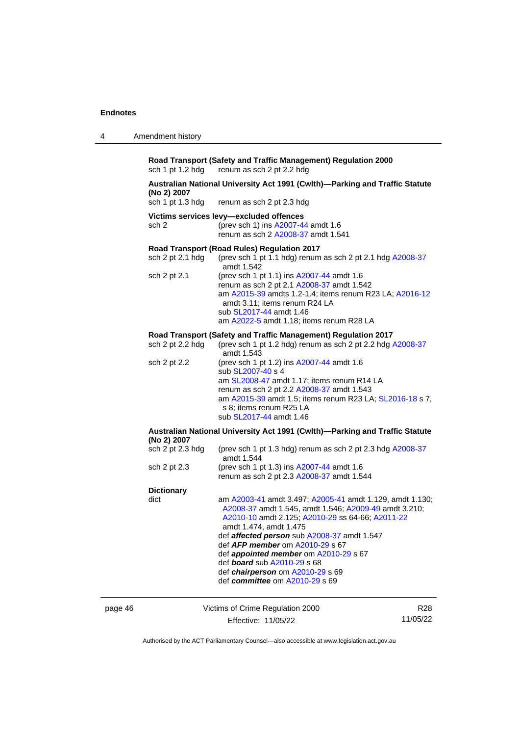**Road Transport (Safety and Traffic Management) Regulation 2000**

sch 1 pt 1.2 hdg — renum as sch 2 pt 2.2 hdg

**Australian National University Act 1991 (Cwlth)—Parking and Traffic Statute (No 2) 2007**

sch 1 pt 1.3 hdg — renum as sch 2 pt 2.3 hdg

**Victims services levy—excluded offences**

sch 2
- (prev sch 1) ins A2007-44 amdt 1.6
- renum as sch 2 A2008-37 amdt 1.541

**Road Transport (Road Rules) Regulation 2017**

sch 2 pt 2.1 hdg
- (prev sch 1 pt 1.1 hdg) renum as sch 2 pt 2.1 hdg A2008-37 amdt 1.542

sch 2 pt 2.1
- (prev sch 1 pt 1.1) ins A2007-44 amdt 1.6
- renum as sch 2 pt 2.1 A2008-37 amdt 1.542
- am A2015-39 amdts 1.2-1.4; items renum R23 LA; A2016-12 amdt 3.11; items renum R24 LA
- sub SL2017-44 amdt 1.46
- am A2022-5 amdt 1.18; items renum R28 LA

**Road Transport (Safety and Traffic Management) Regulation 2017**

sch 2 pt 2.2 hdg
- (prev sch 1 pt 1.2 hdg) renum as sch 2 pt 2.2 hdg A2008-37 amdt 1.543

sch 2 pt 2.2
- (prev sch 1 pt 1.2) ins A2007-44 amdt 1.6
- sub SL2007-40 s 4
- am SL2008-47 amdt 1.17; items renum R14 LA
- renum as sch 2 pt 2.2 A2008-37 amdt 1.543
- am A2015-39 amdt 1.5; items renum R23 LA; SL2016-18 s 7, s 8; items renum R25 LA
- sub SL2017-44 amdt 1.46

**Australian National University Act 1991 (Cwlth)—Parking and Traffic Statute (No 2) 2007**

sch 2 pt 2.3 hdg
- (prev sch 1 pt 1.3 hdg) renum as sch 2 pt 2.3 hdg A2008-37 amdt 1.544

sch 2 pt 2.3
- (prev sch 1 pt 1.3) ins A2007-44 amdt 1.6
- renum as sch 2 pt 2.3 A2008-37 amdt 1.544

**Dictionary**

dict
- am A2003-41 amdt 3.497; A2005-41 amdt 1.129, amdt 1.130; A2008-37 amdt 1.545, amdt 1.546; A2009-49 amdt 3.210; A2010-10 amdt 2.125; A2010-29 ss 64-66; A2011-22 amdt 1.474, amdt 1.475
- def ***affected person*** sub A2008-37 amdt 1.547
- def ***AFP member*** om A2010-29 s 67
- def ***appointed member*** om A2010-29 s 67
- def ***board*** sub A2010-29 s 68
- def ***chairperson*** om A2010-29 s 69
- def ***committee*** om A2010-29 s 69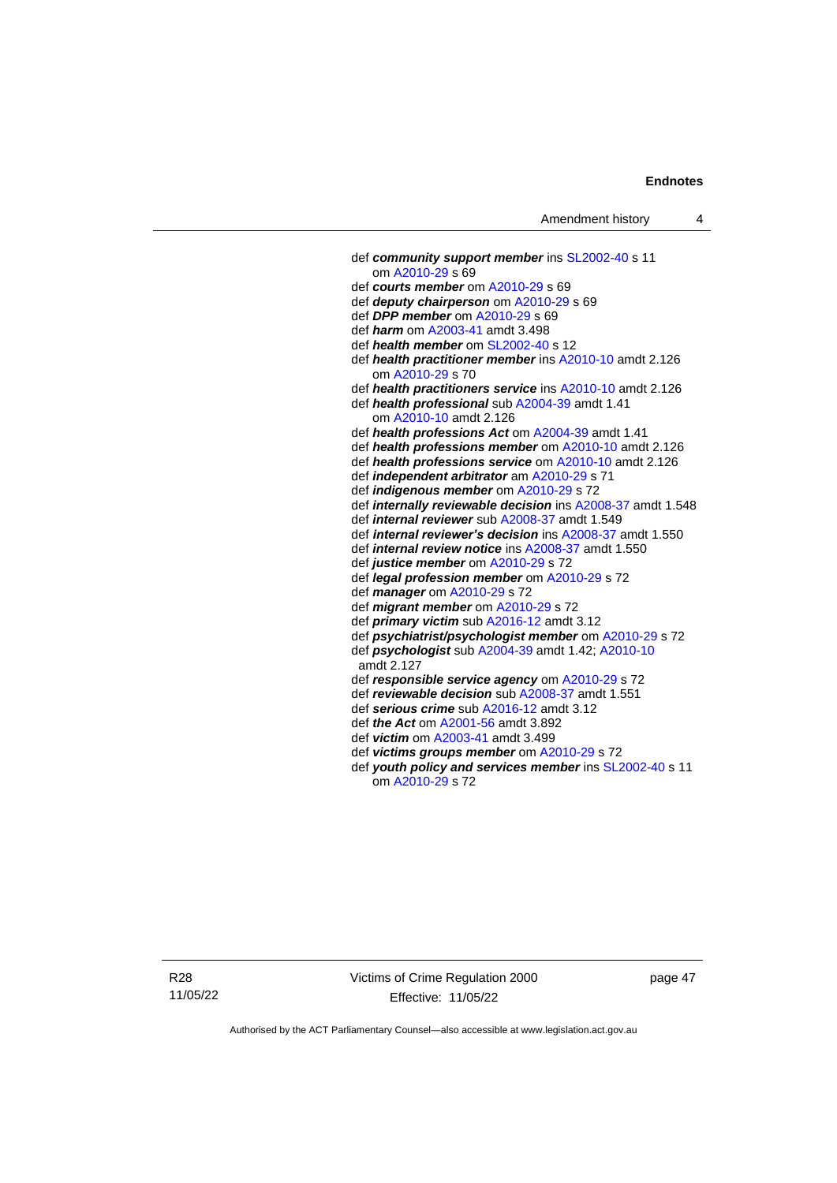def ***community support member*** ins SL2002-40 s 11
 om A2010-29 s 69

def ***courts member*** om A2010-29 s 69

def ***deputy chairperson*** om A2010-29 s 69

def ***DPP member*** om A2010-29 s 69

def ***harm*** om A2003-41 amdt 3.498

def ***health member*** om SL2002-40 s 12

def ***health practitioner member*** ins A2010-10 amdt 2.126
 om A2010-29 s 70

def ***health practitioners service*** ins A2010-10 amdt 2.126

def ***health professional*** sub A2004-39 amdt 1.41
 om A2010-10 amdt 2.126

def ***health professions Act*** om A2004-39 amdt 1.41

def ***health professions member*** om A2010-10 amdt 2.126

def ***health professions service*** om A2010-10 amdt 2.126

def ***independent arbitrator*** am A2010-29 s 71

def ***indigenous member*** om A2010-29 s 72

def ***internally reviewable decision*** ins A2008-37 amdt 1.548

def ***internal reviewer*** sub A2008-37 amdt 1.549

def ***internal reviewer's decision*** ins A2008-37 amdt 1.550

def ***internal review notice*** ins A2008-37 amdt 1.550

def ***justice member*** om A2010-29 s 72

def ***legal profession member*** om A2010-29 s 72

def ***manager*** om A2010-29 s 72

def ***migrant member*** om A2010-29 s 72

def ***primary victim*** sub A2016-12 amdt 3.12

def ***psychiatrist/psychologist member*** om A2010-29 s 72

def ***psychologist*** sub A2004-39 amdt 1.42; A2010-10 amdt 2.127

def ***responsible service agency*** om A2010-29 s 72

def ***reviewable decision*** sub A2008-37 amdt 1.551

def ***serious crime*** sub A2016-12 amdt 3.12

def ***the Act*** om A2001-56 amdt 3.892

def ***victim*** om A2003-41 amdt 3.499

def ***victims groups member*** om A2010-29 s 72

def ***youth policy and services member*** ins SL2002-40 s 11
 om A2010-29 s 72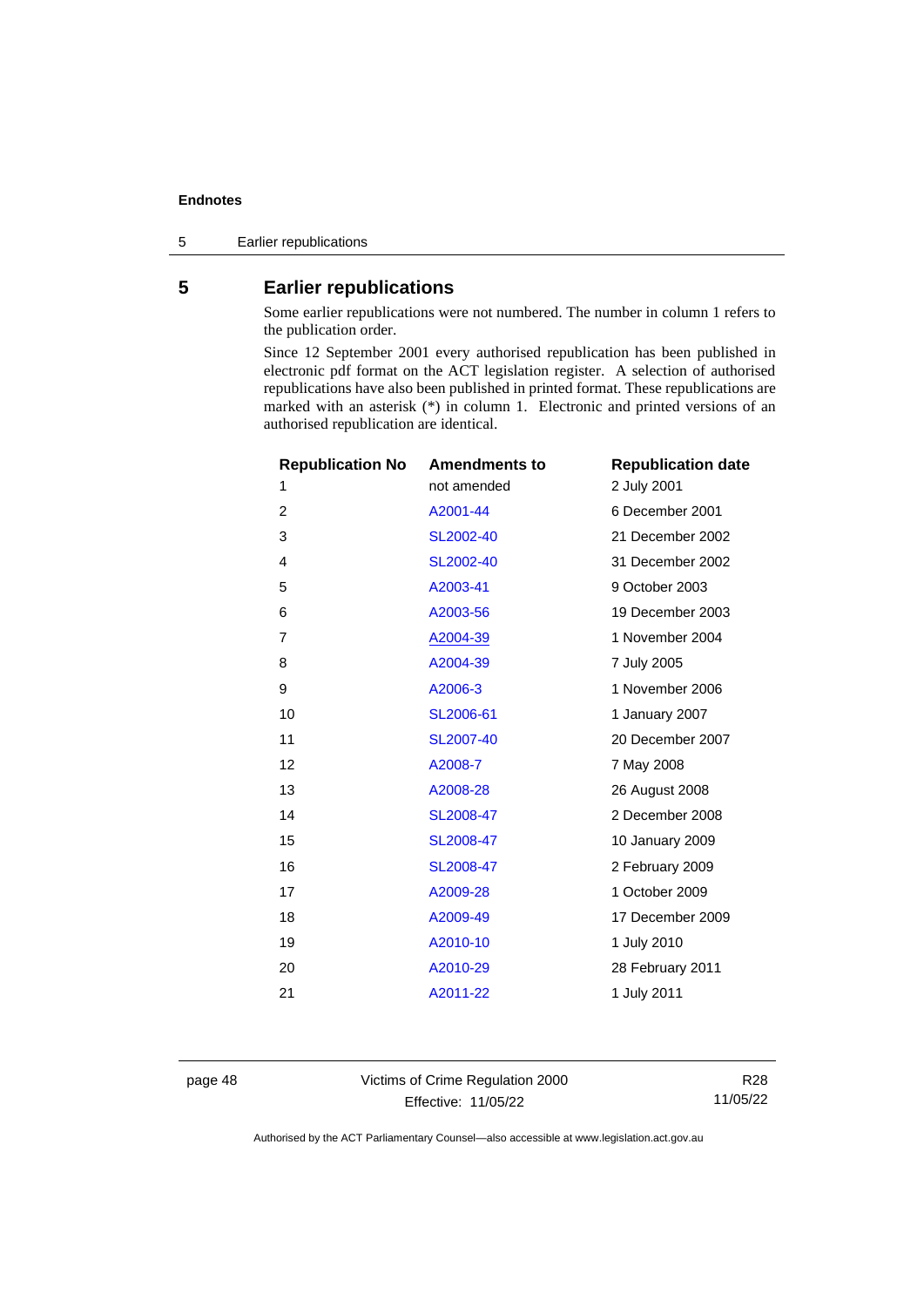## 5 Earlier republications

Some earlier republications were not numbered. The number in column 1 refers to the publication order.

Since 12 September 2001 every authorised republication has been published in electronic pdf format on the ACT legislation register. A selection of authorised republications have also been published in printed format. These republications are marked with an asterisk (*) in column 1. Electronic and printed versions of an authorised republication are identical.

| Republication No | Amendments to | Republication date |
|---|---|---|
| 1 | not amended | 2 July 2001 |
| 2 | A2001-44 | 6 December 2001 |
| 3 | SL2002-40 | 21 December 2002 |
| 4 | SL2002-40 | 31 December 2002 |
| 5 | A2003-41 | 9 October 2003 |
| 6 | A2003-56 | 19 December 2003 |
| 7 | A2004-39 | 1 November 2004 |
| 8 | A2004-39 | 7 July 2005 |
| 9 | A2006-3 | 1 November 2006 |
| 10 | SL2006-61 | 1 January 2007 |
| 11 | SL2007-40 | 20 December 2007 |
| 12 | A2008-7 | 7 May 2008 |
| 13 | A2008-28 | 26 August 2008 |
| 14 | SL2008-47 | 2 December 2008 |
| 15 | SL2008-47 | 10 January 2009 |
| 16 | SL2008-47 | 2 February 2009 |
| 17 | A2009-28 | 1 October 2009 |
| 18 | A2009-49 | 17 December 2009 |
| 19 | A2010-10 | 1 July 2010 |
| 20 | A2010-29 | 28 February 2011 |
| 21 | A2011-22 | 1 July 2011 |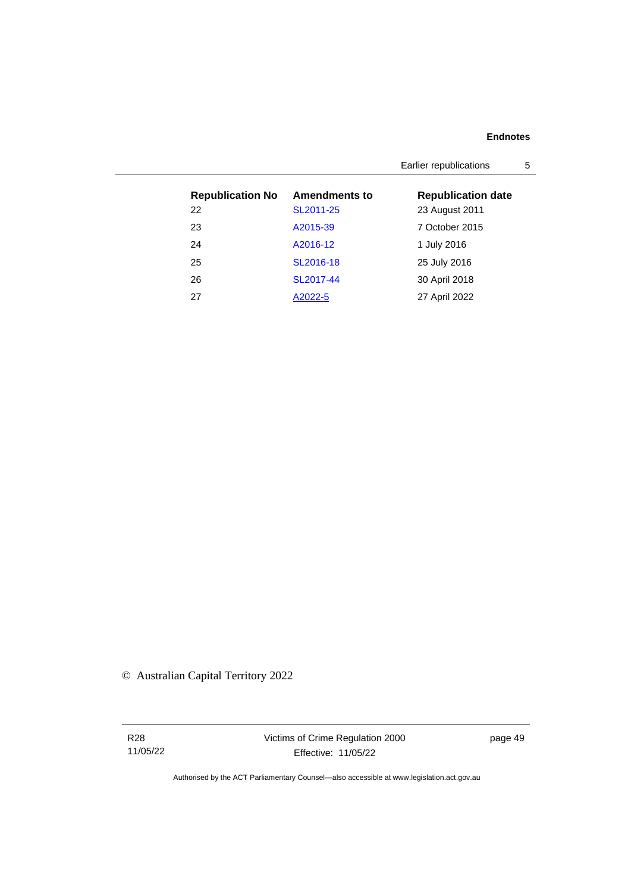| Republication No | Amendments to | Republication date |
| --- | --- | --- |
| 22 | SL2011-25 | 23 August 2011 |
| 23 | A2015-39 | 7 October 2015 |
| 24 | A2016-12 | 1 July 2016 |
| 25 | SL2016-18 | 25 July 2016 |
| 26 | SL2017-44 | 30 April 2018 |
| 27 | A2022-5 | 27 April 2022 |

© Australian Capital Territory 2022